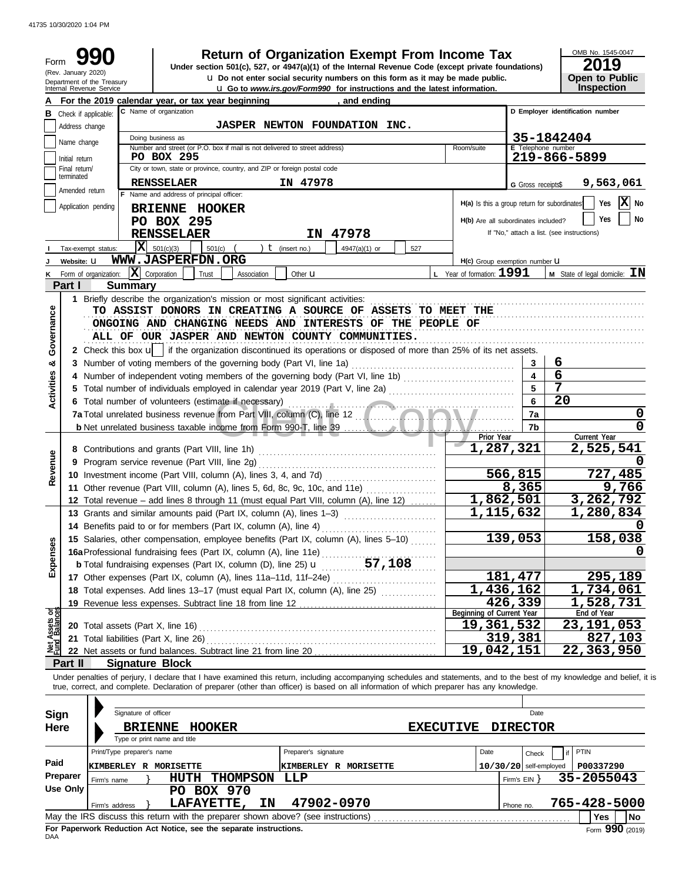41735 10/30/2020 1:04 PM

Form **990** (Rev. January 2020) Department of the Treasury Internal Revenue Service

# Return of Organization Exempt From Income Tax

Under section 501(c), 527, or 4947(a)(1) of the Internal Revenue Code (except private foundations)

u Do not enter social security numbers on this form as it may be made public.

u Go to *www.irs.gov/Form990* for instructions and the latest information.

OMB No. 1545-0047

**2019**

**Open to Public Inspection**

**A** For the 2019 calendar year, or tax year beginning , and ending

**B** Check if applicable: Address change / Name change / Initial return / Final return/terminated / Amended return / Application pending

**C** Name of organization: JASPER NEWTON FOUNDATION INC.

Doing business as

Number and street (or P.O. box if mail is not delivered to street address): PO BOX 295 — Room/suite

City or town, state or province, country, and ZIP or foreign postal code: RENSSELAER IN 47978

**D** Employer identification number: 35-1842404

**E** Telephone number: 219-866-5899

**G** Gross receipts$ 9,563,061

**F** Name and address of principal officer: BRIENNE HOOKER, PO BOX 295, RENSSELAER IN 47978

**H(a)** Is this a group return for subordinates? Yes [ ] No [X]

**H(b)** Are all subordinates included? Yes [ ] No [ ] If "No," attach a list. (see instructions)

**I** Tax-exempt status: [X] 501(c)(3) [ ] 501(c) ( ) t (insert no.) [ ] 4947(a)(1) or [ ] 527

**J** Website: u WWW.JASPERFDN.ORG

**H(c)** Group exemption number u

**K** Form of organization: [X] Corporation [ ] Trust [ ] Association [ ] Other u

**L** Year of formation: 1991

**M** State of legal domicile: IN

## Part I Summary

**Activities & Governance**

1 Briefly describe the organization's mission or most significant activities:
TO ASSIST DONORS IN CREATING A SOURCE OF ASSETS TO MEET THE ONGOING AND CHANGING NEEDS AND INTERESTS OF THE PEOPLE OF ALL OF OUR JASPER AND NEWTON COUNTY COMMUNITIES.

2 Check this box u [ ] if the organization discontinued its operations or disposed of more than 25% of its net assets.

| | | | |
|---|---|---|---|
| 3 | Number of voting members of the governing body (Part VI, line 1a) | 3 | 6 |
| 4 | Number of independent voting members of the governing body (Part VI, line 1b) | 4 | 6 |
| 5 | Total number of individuals employed in calendar year 2019 (Part V, line 2a) | 5 | 7 |
| 6 | Total number of volunteers (estimate if necessary) | 6 | 20 |
| 7a | Total unrelated business revenue from Part VIII, column (C), line 12 | 7a | 0 |
| b | Net unrelated business taxable income from Form 990-T, line 39 | 7b | 0 |

| | | Prior Year | Current Year |
|---|---|---|---|
| **Revenue** | | | |
| 8 | Contributions and grants (Part VIII, line 1h) | 1,287,321 | 2,525,541 |
| 9 | Program service revenue (Part VIII, line 2g) | | 0 |
| 10 | Investment income (Part VIII, column (A), lines 3, 4, and 7d) | 566,815 | 727,485 |
| 11 | Other revenue (Part VIII, column (A), lines 5, 6d, 8c, 9c, 10c, and 11e) | 8,365 | 9,766 |
| 12 | Total revenue – add lines 8 through 11 (must equal Part VIII, column (A), line 12) | 1,862,501 | 3,262,792 |
| **Expenses** | | | |
| 13 | Grants and similar amounts paid (Part IX, column (A), lines 1–3) | 1,115,632 | 1,280,834 |
| 14 | Benefits paid to or for members (Part IX, column (A), line 4) | | 0 |
| 15 | Salaries, other compensation, employee benefits (Part IX, column (A), lines 5–10) | 139,053 | 158,038 |
| 16a | Professional fundraising fees (Part IX, column (A), line 11e) | | 0 |
| b | Total fundraising expenses (Part IX, column (D), line 25) u 57,108 | | |
| 17 | Other expenses (Part IX, column (A), lines 11a–11d, 11f–24e) | 181,477 | 295,189 |
| 18 | Total expenses. Add lines 13–17 (must equal Part IX, column (A), line 25) | 1,436,162 | 1,734,061 |
| 19 | Revenue less expenses. Subtract line 18 from line 12 | 426,339 | 1,528,731 |

| **Net Assets or Fund Balances** | | Beginning of Current Year | End of Year |
|---|---|---|---|
| 20 | Total assets (Part X, line 16) | 19,361,532 | 23,191,053 |
| 21 | Total liabilities (Part X, line 26) | 319,381 | 827,103 |
| 22 | Net assets or fund balances. Subtract line 21 from line 20 | 19,042,151 | 22,363,950 |

## Part II Signature Block

Under penalties of perjury, I declare that I have examined this return, including accompanying schedules and statements, and to the best of my knowledge and belief, it is true, correct, and complete. Declaration of preparer (other than officer) is based on all information of which preparer has any knowledge.

**Sign Here**

Signature of officer — Date

BRIENNE HOOKER EXECUTIVE DIRECTOR

Type or print name and title

**Paid Preparer Use Only**

| Print/Type preparer's name | Preparer's signature | Date | Check [ ] if self-employed | PTIN |
|---|---|---|---|---|
| KIMBERLEY R MORISETTE | KIMBERLEY R MORISETTE | 10/30/20 | | P00337290 |

Firm's name } HUTH THOMPSON LLP — Firm's EIN } 35-2055043

Firm's address } PO BOX 970, LAFAYETTE, IN 47902-0970 — Phone no. 765-428-5000

May the IRS discuss this return with the preparer shown above? (see instructions) [ ] Yes [ ] No

**For Paperwork Reduction Act Notice, see the separate instructions.**

DAA

Form **990** (2019)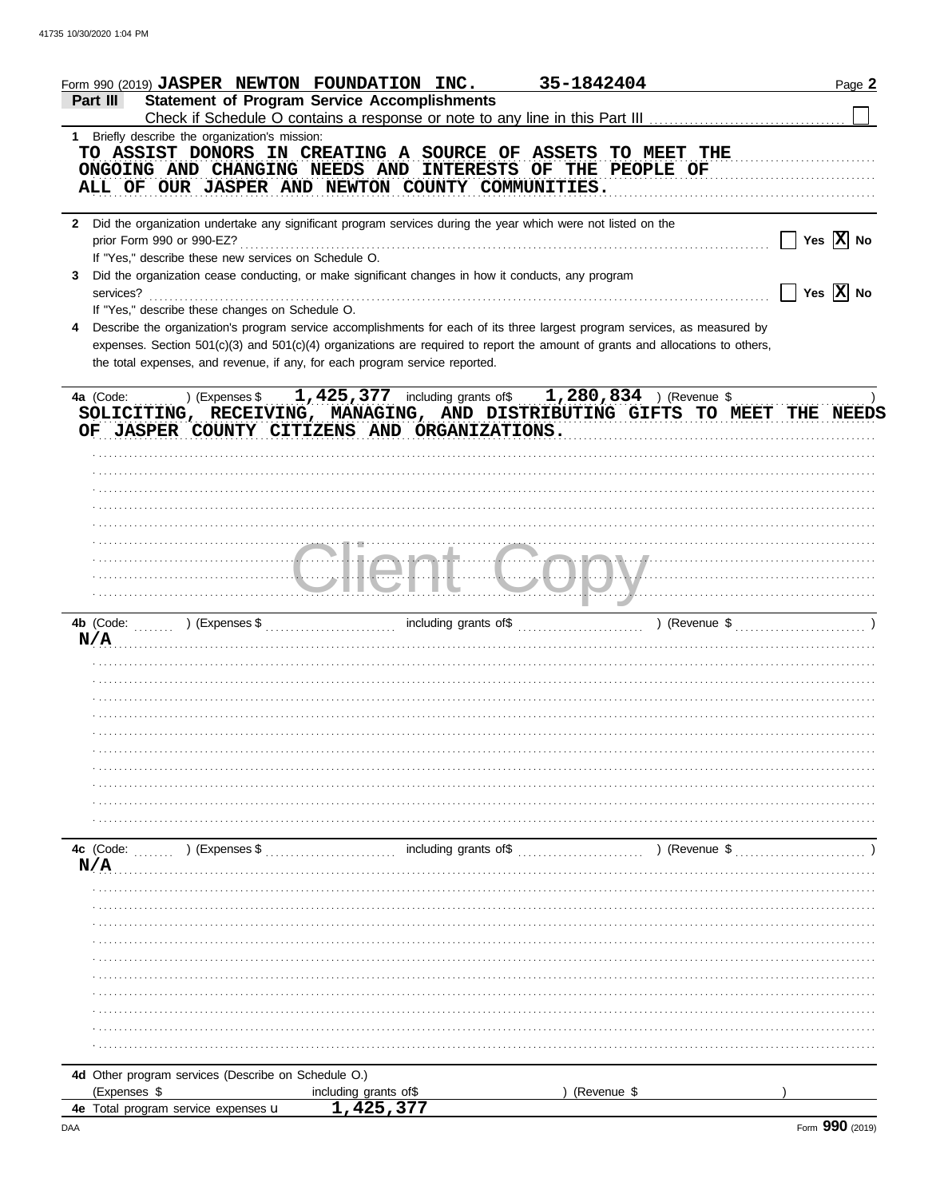Form 990 (2019) **JASPER NEWTON FOUNDATION INC.** **35-1842404**

**Part III** **Statement of Program Service Accomplishments**

Check if Schedule O contains a response or note to any line in this Part III ☐

**1** Briefly describe the organization's mission:

TO ASSIST DONORS IN CREATING A SOURCE OF ASSETS TO MEET THE ONGOING AND CHANGING NEEDS AND INTERESTS OF THE PEOPLE OF ALL OF OUR JASPER AND NEWTON COUNTY COMMUNITIES.

**2** Did the organization undertake any significant program services during the year which were not listed on the prior Form 990 or 990-EZ? ☐ Yes ☒ No

If "Yes," describe these new services on Schedule O.

**3** Did the organization cease conducting, or make significant changes in how it conducts, any program services? ☐ Yes ☒ No

If "Yes," describe these changes on Schedule O.

**4** Describe the organization's program service accomplishments for each of its three largest program services, as measured by expenses. Section 501(c)(3) and 501(c)(4) organizations are required to report the amount of grants and allocations to others, the total expenses, and revenue, if any, for each program service reported.

**4a** (Code: ) (Expenses $ **1,425,377** including grants of$ **1,280,834** ) (Revenue $ )

SOLICITING, RECEIVING, MANAGING, AND DISTRIBUTING GIFTS TO MEET THE NEEDS OF JASPER COUNTY CITIZENS AND ORGANIZATIONS.

**4b** (Code: ) (Expenses $ including grants of$ ) (Revenue $ )

N/A

**4c** (Code: ) (Expenses $ including grants of$ ) (Revenue $ )

N/A

**4d** Other program services (Describe on Schedule O.)

(Expenses $ including grants of$ ) (Revenue $ )

**4e** Total program service expenses **1,425,377**

Form **990** (2019)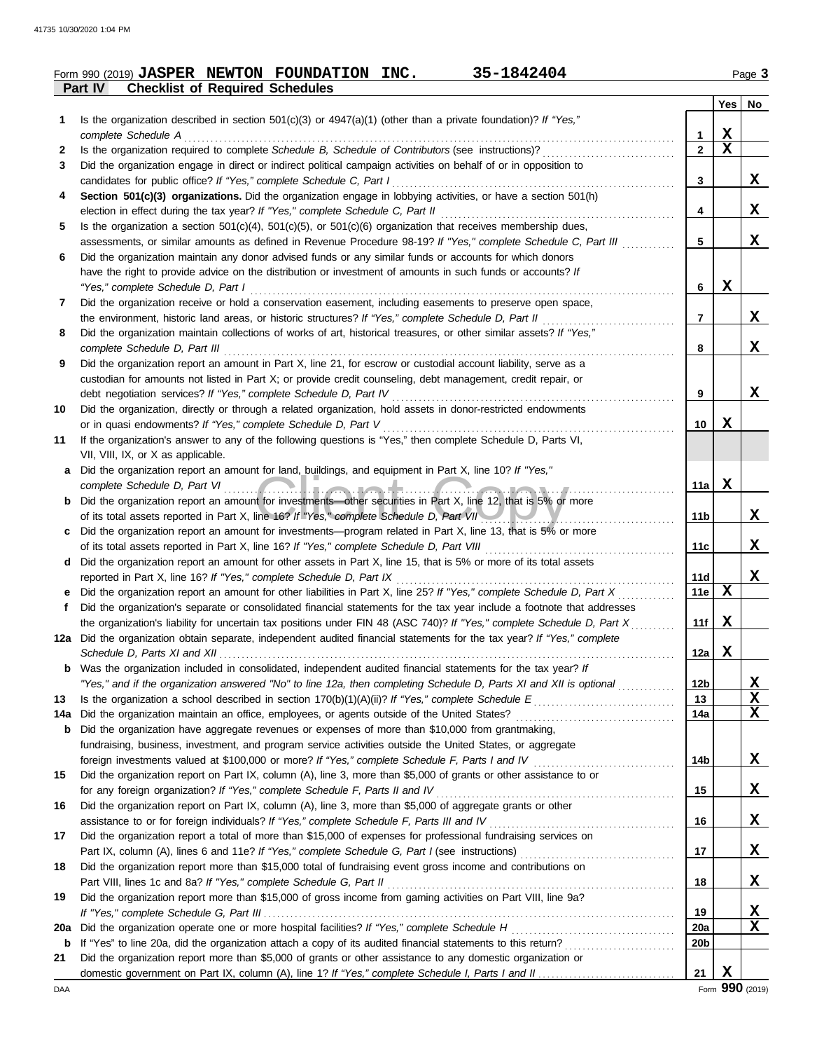Form 990 (2019) **JASPER NEWTON FOUNDATION INC.** **35-1842404**

## Part IV Checklist of Required Schedules

| | | | Yes | No |
|---|---|---|---|---|
| 1 | Is the organization described in section 501(c)(3) or 4947(a)(1) (other than a private foundation)? *If "Yes," complete Schedule A* | 1 | X | |
| 2 | Is the organization required to complete *Schedule B, Schedule of Contributors* (see instructions)? | 2 | X | |
| 3 | Did the organization engage in direct or indirect political campaign activities on behalf of or in opposition to candidates for public office? *If "Yes," complete Schedule C, Part I* | 3 | | X |
| 4 | **Section 501(c)(3) organizations.** Did the organization engage in lobbying activities, or have a section 501(h) election in effect during the tax year? *If "Yes," complete Schedule C, Part II* | 4 | | X |
| 5 | Is the organization a section 501(c)(4), 501(c)(5), or 501(c)(6) organization that receives membership dues, assessments, or similar amounts as defined in Revenue Procedure 98-19? *If "Yes," complete Schedule C, Part III* | 5 | | X |
| 6 | Did the organization maintain any donor advised funds or any similar funds or accounts for which donors have the right to provide advice on the distribution or investment of amounts in such funds or accounts? *If "Yes," complete Schedule D, Part I* | 6 | X | |
| 7 | Did the organization receive or hold a conservation easement, including easements to preserve open space, the environment, historic land areas, or historic structures? *If "Yes," complete Schedule D, Part II* | 7 | | X |
| 8 | Did the organization maintain collections of works of art, historical treasures, or other similar assets? *If "Yes," complete Schedule D, Part III* | 8 | | X |
| 9 | Did the organization report an amount in Part X, line 21, for escrow or custodial account liability, serve as a custodian for amounts not listed in Part X; or provide credit counseling, debt management, credit repair, or debt negotiation services? *If "Yes," complete Schedule D, Part IV* | 9 | | X |
| 10 | Did the organization, directly or through a related organization, hold assets in donor-restricted endowments or in quasi endowments? *If "Yes," complete Schedule D, Part V* | 10 | X | |
| 11 | If the organization's answer to any of the following questions is "Yes," then complete Schedule D, Parts VI, VII, VIII, IX, or X as applicable. | | | |
| a | Did the organization report an amount for land, buildings, and equipment in Part X, line 10? *If "Yes," complete Schedule D, Part VI* | 11a | X | |
| b | Did the organization report an amount for investments—other securities in Part X, line 12, that is 5% or more of its total assets reported in Part X, line 16? *If "Yes," complete Schedule D, Part VII* | 11b | | X |
| c | Did the organization report an amount for investments—program related in Part X, line 13, that is 5% or more of its total assets reported in Part X, line 16? *If "Yes," complete Schedule D, Part VIII* | 11c | | X |
| d | Did the organization report an amount for other assets in Part X, line 15, that is 5% or more of its total assets reported in Part X, line 16? *If "Yes," complete Schedule D, Part IX* | 11d | | X |
| e | Did the organization report an amount for other liabilities in Part X, line 25? *If "Yes," complete Schedule D, Part X* | 11e | X | |
| f | Did the organization's separate or consolidated financial statements for the tax year include a footnote that addresses the organization's liability for uncertain tax positions under FIN 48 (ASC 740)? *If "Yes," complete Schedule D, Part X* | 11f | X | |
| 12a | Did the organization obtain separate, independent audited financial statements for the tax year? *If "Yes," complete Schedule D, Parts XI and XII* | 12a | X | |
| b | Was the organization included in consolidated, independent audited financial statements for the tax year? *If "Yes," and if the organization answered "No" to line 12a, then completing Schedule D, Parts XI and XII is optional* | 12b | | X |
| 13 | Is the organization a school described in section 170(b)(1)(A)(ii)? *If "Yes," complete Schedule E* | 13 | | X |
| 14a | Did the organization maintain an office, employees, or agents outside of the United States? | 14a | | X |
| b | Did the organization have aggregate revenues or expenses of more than $10,000 from grantmaking, fundraising, business, investment, and program service activities outside the United States, or aggregate foreign investments valued at $100,000 or more? *If "Yes," complete Schedule F, Parts I and IV* | 14b | | X |
| 15 | Did the organization report on Part IX, column (A), line 3, more than $5,000 of grants or other assistance to or for any foreign organization? *If "Yes," complete Schedule F, Parts II and IV* | 15 | | X |
| 16 | Did the organization report on Part IX, column (A), line 3, more than $5,000 of aggregate grants or other assistance to or for foreign individuals? *If "Yes," complete Schedule F, Parts III and IV* | 16 | | X |
| 17 | Did the organization report a total of more than $15,000 of expenses for professional fundraising services on Part IX, column (A), lines 6 and 11e? *If "Yes," complete Schedule G, Part I* (see instructions) | 17 | | X |
| 18 | Did the organization report more than $15,000 total of fundraising event gross income and contributions on Part VIII, lines 1c and 8a? *If "Yes," complete Schedule G, Part II* | 18 | | X |
| 19 | Did the organization report more than $15,000 of gross income from gaming activities on Part VIII, line 9a? *If "Yes," complete Schedule G, Part III* | 19 | | X |
| 20a | Did the organization operate one or more hospital facilities? *If "Yes," complete Schedule H* | 20a | | X |
| b | If "Yes" to line 20a, did the organization attach a copy of its audited financial statements to this return? | 20b | | |
| 21 | Did the organization report more than $5,000 of grants or other assistance to any domestic organization or domestic government on Part IX, column (A), line 1? *If "Yes," complete Schedule I, Parts I and II* | 21 | X | |

Form **990** (2019)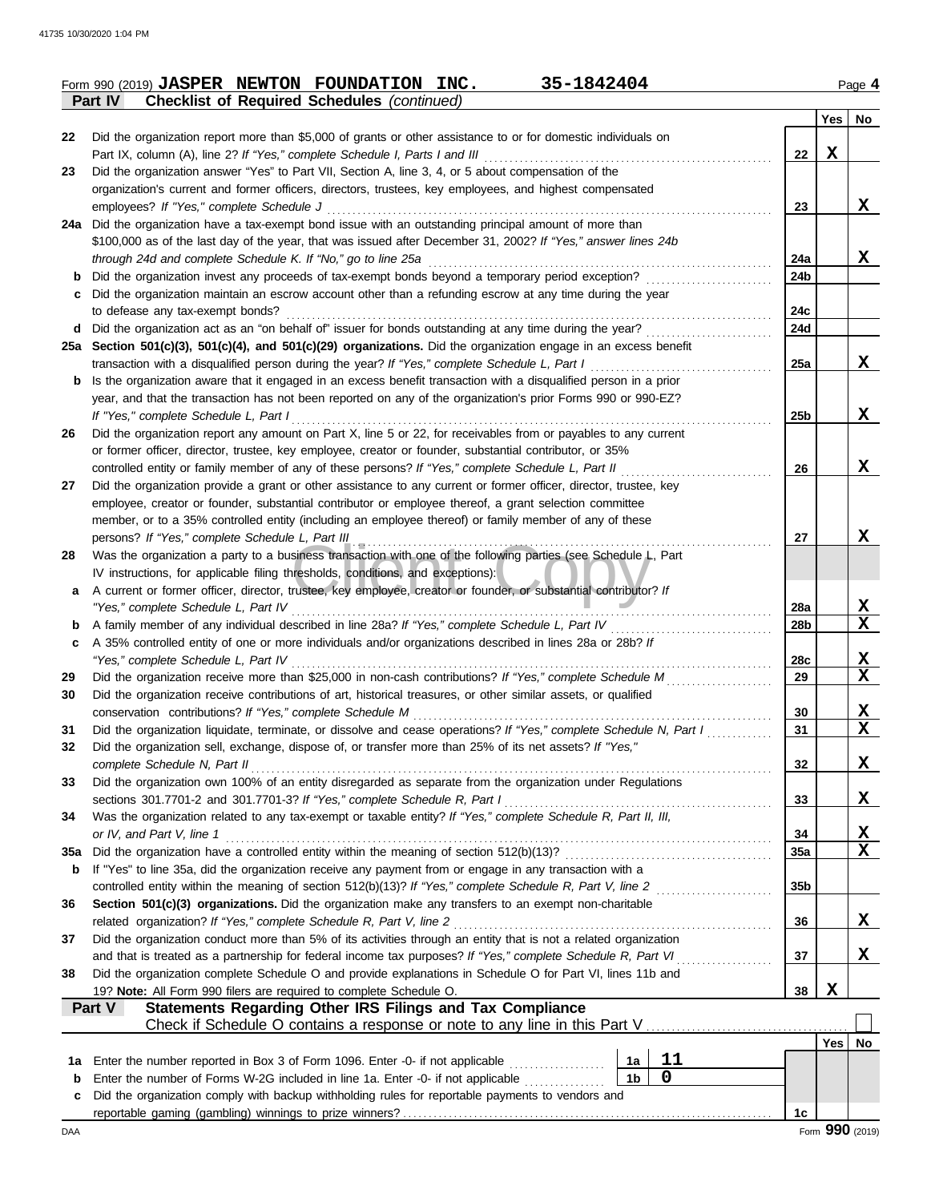Form 990 (2019) **JASPER NEWTON FOUNDATION INC.** **35-1842404** Page **4**

**Part IV** **Checklist of Required Schedules** *(continued)*

| | | | Yes | No |
|---|---|---|---|---|
| 22 | Did the organization report more than $5,000 of grants or other assistance to or for domestic individuals on Part IX, column (A), line 2? *If "Yes," complete Schedule I, Parts I and III* | 22 | X | |
| 23 | Did the organization answer "Yes" to Part VII, Section A, line 3, 4, or 5 about compensation of the organization's current and former officers, directors, trustees, key employees, and highest compensated employees? *If "Yes," complete Schedule J* | 23 | | X |
| 24a | Did the organization have a tax-exempt bond issue with an outstanding principal amount of more than $100,000 as of the last day of the year, that was issued after December 31, 2002? *If "Yes," answer lines 24b through 24d and complete Schedule K. If "No," go to line 25a* | 24a | | X |
| b | Did the organization invest any proceeds of tax-exempt bonds beyond a temporary period exception? | 24b | | |
| c | Did the organization maintain an escrow account other than a refunding escrow at any time during the year to defease any tax-exempt bonds? | 24c | | |
| d | Did the organization act as an "on behalf of" issuer for bonds outstanding at any time during the year? | 24d | | |
| 25a | **Section 501(c)(3), 501(c)(4), and 501(c)(29) organizations.** Did the organization engage in an excess benefit transaction with a disqualified person during the year? *If "Yes," complete Schedule L, Part I* | 25a | | X |
| b | Is the organization aware that it engaged in an excess benefit transaction with a disqualified person in a prior year, and that the transaction has not been reported on any of the organization's prior Forms 990 or 990-EZ? *If "Yes," complete Schedule L, Part I* | 25b | | X |
| 26 | Did the organization report any amount on Part X, line 5 or 22, for receivables from or payables to any current or former officer, director, trustee, key employee, creator or founder, substantial contributor, or 35% controlled entity or family member of any of these persons? *If "Yes," complete Schedule L, Part II* | 26 | | X |
| 27 | Did the organization provide a grant or other assistance to any current or former officer, director, trustee, key employee, creator or founder, substantial contributor or employee thereof, a grant selection committee member, or to a 35% controlled entity (including an employee thereof) or family member of any of these persons? *If "Yes," complete Schedule L, Part III* | 27 | | X |
| 28 | Was the organization a party to a business transaction with one of the following parties (see Schedule L, Part IV instructions, for applicable filing thresholds, conditions, and exceptions): | | | |
| a | A current or former officer, director, trustee, key employee, creator or founder, or substantial contributor? *If "Yes," complete Schedule L, Part IV* | 28a | | X |
| b | A family member of any individual described in line 28a? *If "Yes," complete Schedule L, Part IV* | 28b | | X |
| c | A 35% controlled entity of one or more individuals and/or organizations described in lines 28a or 28b? *If "Yes," complete Schedule L, Part IV* | 28c | | X |
| 29 | Did the organization receive more than $25,000 in non-cash contributions? *If "Yes," complete Schedule M* | 29 | | X |
| 30 | Did the organization receive contributions of art, historical treasures, or other similar assets, or qualified conservation contributions? *If "Yes," complete Schedule M* | 30 | | X |
| 31 | Did the organization liquidate, terminate, or dissolve and cease operations? *If "Yes," complete Schedule N, Part I* | 31 | | X |
| 32 | Did the organization sell, exchange, dispose of, or transfer more than 25% of its net assets? *If "Yes," complete Schedule N, Part II* | 32 | | X |
| 33 | Did the organization own 100% of an entity disregarded as separate from the organization under Regulations sections 301.7701-2 and 301.7701-3? *If "Yes," complete Schedule R, Part I* | 33 | | X |
| 34 | Was the organization related to any tax-exempt or taxable entity? *If "Yes," complete Schedule R, Part II, III, or IV, and Part V, line 1* | 34 | | X |
| 35a | Did the organization have a controlled entity within the meaning of section 512(b)(13)? | 35a | | X |
| b | If "Yes" to line 35a, did the organization receive any payment from or engage in any transaction with a controlled entity within the meaning of section 512(b)(13)? *If "Yes," complete Schedule R, Part V, line 2* | 35b | | |
| 36 | **Section 501(c)(3) organizations.** Did the organization make any transfers to an exempt non-charitable related organization? *If "Yes," complete Schedule R, Part V, line 2* | 36 | | X |
| 37 | Did the organization conduct more than 5% of its activities through an entity that is not a related organization and that is treated as a partnership for federal income tax purposes? *If "Yes," complete Schedule R, Part VI* | 37 | | X |
| 38 | Did the organization complete Schedule O and provide explanations in Schedule O for Part VI, lines 11b and 19? **Note:** All Form 990 filers are required to complete Schedule O. | 38 | X | |

**Part V** **Statements Regarding Other IRS Filings and Tax Compliance**

Check if Schedule O contains a response or note to any line in this Part V ☐

| | | | | | Yes | No |
|---|---|---|---|---|---|---|
| 1a | Enter the number reported in Box 3 of Form 1096. Enter -0- if not applicable | 1a | 11 | | | |
| b | Enter the number of Forms W-2G included in line 1a. Enter -0- if not applicable | 1b | 0 | | | |
| c | Did the organization comply with backup withholding rules for reportable payments to vendors and reportable gaming (gambling) winnings to prize winners? | | | 1c | | |

DAA Form **990** (2019)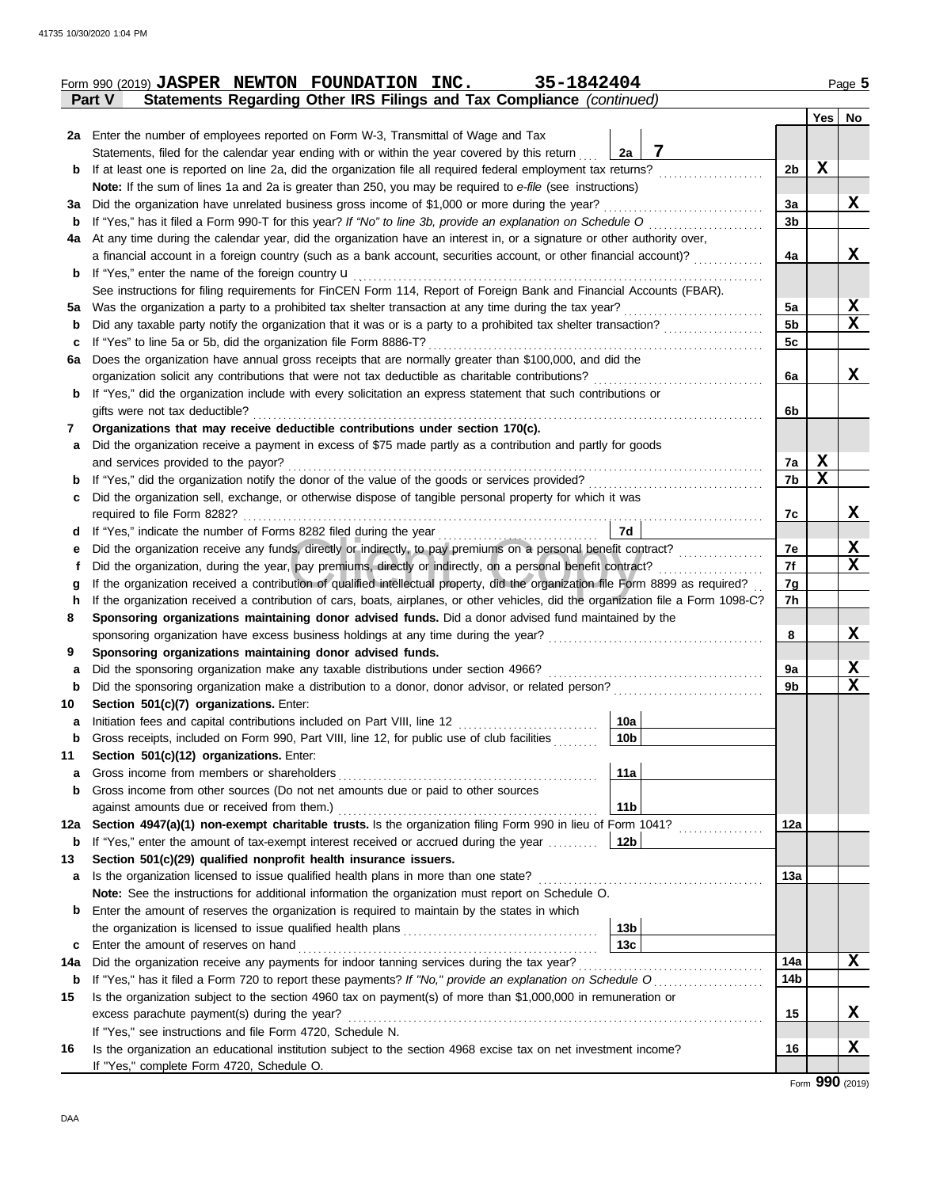Form 990 (2019) **JASPER NEWTON FOUNDATION INC. 35-1842404** Page 5

## Part V Statements Regarding Other IRS Filings and Tax Compliance *(continued)*

| | | | | Yes | No |
|---|---|---|---|---|---|
| **2a** | Enter the number of employees reported on Form W-3, Transmittal of Wage and Tax Statements, filed for the calendar year ending with or within the year covered by this return | 2a: 7 | | | |
| **b** | If at least one is reported on line 2a, did the organization file all required federal employment tax returns? | | 2b | X | |
| | **Note:** If the sum of lines 1a and 2a is greater than 250, you may be required to *e-file* (see instructions) | | | | |
| **3a** | Did the organization have unrelated business gross income of $1,000 or more during the year? | | 3a | | X |
| **b** | If "Yes," has it filed a Form 990-T for this year? *If "No" to line 3b, provide an explanation on Schedule O* | | 3b | | |
| **4a** | At any time during the calendar year, did the organization have an interest in, or a signature or other authority over, a financial account in a foreign country (such as a bank account, securities account, or other financial account)? | | 4a | | X |
| **b** | If "Yes," enter the name of the foreign country u | | | | |
| | See instructions for filing requirements for FinCEN Form 114, Report of Foreign Bank and Financial Accounts (FBAR). | | | | |
| **5a** | Was the organization a party to a prohibited tax shelter transaction at any time during the tax year? | | 5a | | X |
| **b** | Did any taxable party notify the organization that it was or is a party to a prohibited tax shelter transaction? | | 5b | | X |
| **c** | If "Yes" to line 5a or 5b, did the organization file Form 8886-T? | | 5c | | |
| **6a** | Does the organization have annual gross receipts that are normally greater than $100,000, and did the organization solicit any contributions that were not tax deductible as charitable contributions? | | 6a | | X |
| **b** | If "Yes," did the organization include with every solicitation an express statement that such contributions or gifts were not tax deductible? | | 6b | | |
| **7** | **Organizations that may receive deductible contributions under section 170(c).** | | | | |
| **a** | Did the organization receive a payment in excess of $75 made partly as a contribution and partly for goods and services provided to the payor? | | 7a | X | |
| **b** | If "Yes," did the organization notify the donor of the value of the goods or services provided? | | 7b | X | |
| **c** | Did the organization sell, exchange, or otherwise dispose of tangible personal property for which it was required to file Form 8282? | | 7c | | X |
| **d** | If "Yes," indicate the number of Forms 8282 filed during the year | 7d | | | |
| **e** | Did the organization receive any funds, directly or indirectly, to pay premiums on a personal benefit contract? | | 7e | | X |
| **f** | Did the organization, during the year, pay premiums, directly or indirectly, on a personal benefit contract? | | 7f | | X |
| **g** | If the organization received a contribution of qualified intellectual property, did the organization file Form 8899 as required? | | 7g | | |
| **h** | If the organization received a contribution of cars, boats, airplanes, or other vehicles, did the organization file a Form 1098-C? | | 7h | | |
| **8** | **Sponsoring organizations maintaining donor advised funds.** Did a donor advised fund maintained by the sponsoring organization have excess business holdings at any time during the year? | | 8 | | X |
| **9** | **Sponsoring organizations maintaining donor advised funds.** | | | | |
| **a** | Did the sponsoring organization make any taxable distributions under section 4966? | | 9a | | X |
| **b** | Did the sponsoring organization make a distribution to a donor, donor advisor, or related person? | | 9b | | X |
| **10** | **Section 501(c)(7) organizations.** Enter: | | | | |
| **a** | Initiation fees and capital contributions included on Part VIII, line 12 | 10a | | | |
| **b** | Gross receipts, included on Form 990, Part VIII, line 12, for public use of club facilities | 10b | | | |
| **11** | **Section 501(c)(12) organizations.** Enter: | | | | |
| **a** | Gross income from members or shareholders | 11a | | | |
| **b** | Gross income from other sources (Do not net amounts due or paid to other sources against amounts due or received from them.) | 11b | | | |
| **12a** | **Section 4947(a)(1) non-exempt charitable trusts.** Is the organization filing Form 990 in lieu of Form 1041? | | 12a | | |
| **b** | If "Yes," enter the amount of tax-exempt interest received or accrued during the year | 12b | | | |
| **13** | **Section 501(c)(29) qualified nonprofit health insurance issuers.** | | | | |
| **a** | Is the organization licensed to issue qualified health plans in more than one state? | | 13a | | |
| | **Note:** See the instructions for additional information the organization must report on Schedule O. | | | | |
| **b** | Enter the amount of reserves the organization is required to maintain by the states in which the organization is licensed to issue qualified health plans | 13b | | | |
| **c** | Enter the amount of reserves on hand | 13c | | | |
| **14a** | Did the organization receive any payments for indoor tanning services during the tax year? | | 14a | | X |
| **b** | If "Yes," has it filed a Form 720 to report these payments? *If "No," provide an explanation on Schedule O* | | 14b | | |
| **15** | Is the organization subject to the section 4960 tax on payment(s) of more than $1,000,000 in remuneration or excess parachute payment(s) during the year? | | 15 | | X |
| | If "Yes," see instructions and file Form 4720, Schedule N. | | | | |
| **16** | Is the organization an educational institution subject to the section 4968 excise tax on net investment income? | | 16 | | X |
| | If "Yes," complete Form 4720, Schedule O. | | | | |

Form **990** (2019)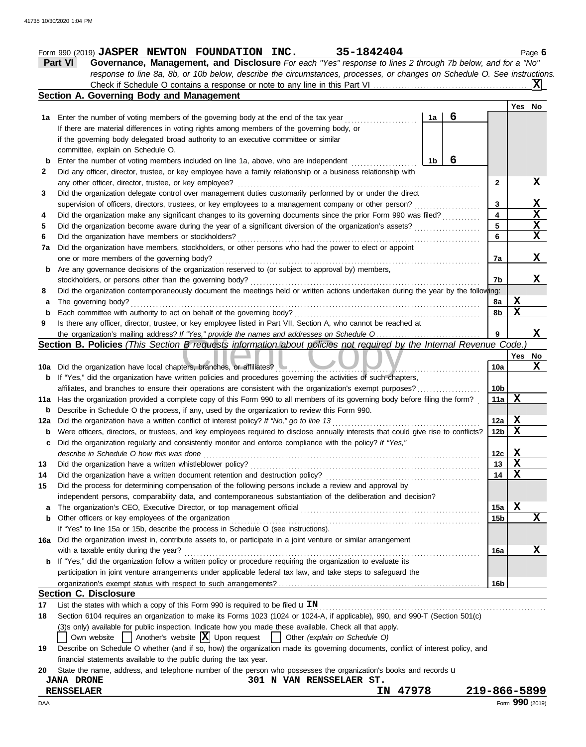Form 990 (2019) **JASPER NEWTON FOUNDATION INC.** **35-1842404** Page **6**

## Part VI Governance, Management, and Disclosure

*For each "Yes" response to lines 2 through 7b below, and for a "No" response to line 8a, 8b, or 10b below, describe the circumstances, processes, or changes on Schedule O. See instructions.*

Check if Schedule O contains a response or note to any line in this Part VI ... **X**

### Section A. Governing Body and Management

| | | | | Yes | No |
|---|---|---|---|---|---|
| **1a** | Enter the number of voting members of the governing body at the end of the tax year | 1a | 6 | | |
| | If there are material differences in voting rights among members of the governing body, or if the governing body delegated broad authority to an executive committee or similar committee, explain on Schedule O. | | | | |
| **b** | Enter the number of voting members included on line 1a, above, who are independent | 1b | 6 | | |
| **2** | Did any officer, director, trustee, or key employee have a family relationship or a business relationship with any other officer, director, trustee, or key employee? | 2 | | | X |
| **3** | Did the organization delegate control over management duties customarily performed by or under the direct supervision of officers, directors, trustees, or key employees to a management company or other person? | 3 | | | X |
| **4** | Did the organization make any significant changes to its governing documents since the prior Form 990 was filed? | 4 | | | X |
| **5** | Did the organization become aware during the year of a significant diversion of the organization's assets? | 5 | | | X |
| **6** | Did the organization have members or stockholders? | 6 | | | X |
| **7a** | Did the organization have members, stockholders, or other persons who had the power to elect or appoint one or more members of the governing body? | 7a | | | X |
| **b** | Are any governance decisions of the organization reserved to (or subject to approval by) members, stockholders, or persons other than the governing body? | 7b | | | X |
| **8** | Did the organization contemporaneously document the meetings held or written actions undertaken during the year by the following: | | | | |
| **a** | The governing body? | 8a | | X | |
| **b** | Each committee with authority to act on behalf of the governing body? | 8b | | X | |
| **9** | Is there any officer, director, trustee, or key employee listed in Part VII, Section A, who cannot be reached at the organization's mailing address? *If "Yes," provide the names and addresses on Schedule O* | 9 | | | X |

### Section B. Policies *(This Section B requests information about policies not required by the Internal Revenue Code.)*

| | | | Yes | No |
|---|---|---|---|---|
| **10a** | Did the organization have local chapters, branches, or affiliates? | 10a | | X |
| **b** | If "Yes," did the organization have written policies and procedures governing the activities of such chapters, affiliates, and branches to ensure their operations are consistent with the organization's exempt purposes? | 10b | | |
| **11a** | Has the organization provided a complete copy of this Form 990 to all members of its governing body before filing the form? | 11a | X | |
| **b** | Describe in Schedule O the process, if any, used by the organization to review this Form 990. | | | |
| **12a** | Did the organization have a written conflict of interest policy? *If "No," go to line 13* | 12a | X | |
| **b** | Were officers, directors, or trustees, and key employees required to disclose annually interests that could give rise to conflicts? | 12b | X | |
| **c** | Did the organization regularly and consistently monitor and enforce compliance with the policy? *If "Yes," describe in Schedule O how this was done* | 12c | X | |
| **13** | Did the organization have a written whistleblower policy? | 13 | X | |
| **14** | Did the organization have a written document retention and destruction policy? | 14 | X | |
| **15** | Did the process for determining compensation of the following persons include a review and approval by independent persons, comparability data, and contemporaneous substantiation of the deliberation and decision? | | | |
| **a** | The organization's CEO, Executive Director, or top management official | 15a | X | |
| **b** | Other officers or key employees of the organization | 15b | | X |
| | If "Yes" to line 15a or 15b, describe the process in Schedule O (see instructions). | | | |
| **16a** | Did the organization invest in, contribute assets to, or participate in a joint venture or similar arrangement with a taxable entity during the year? | 16a | | X |
| **b** | If "Yes," did the organization follow a written policy or procedure requiring the organization to evaluate its participation in joint venture arrangements under applicable federal tax law, and take steps to safeguard the organization's exempt status with respect to such arrangements? | 16b | | |

### Section C. Disclosure

**17** List the states with which a copy of this Form 990 is required to be filed u **IN**

**18** Section 6104 requires an organization to make its Forms 1023 (1024 or 1024-A, if applicable), 990, and 990-T (Section 501(c)(3)s only) available for public inspection. Indicate how you made these available. Check all that apply.

☐ Own website ☐ Another's website **☒** Upon request ☐ Other *(explain on Schedule O)*

**19** Describe on Schedule O whether (and if so, how) the organization made its governing documents, conflict of interest policy, and financial statements available to the public during the tax year.

**20** State the name, address, and telephone number of the person who possesses the organization's books and records u

**JANA DRONE** **301 N VAN RENSSELAER ST.**
**RENSSELAER** **IN 47978** **219-866-5899**

Form **990** (2019)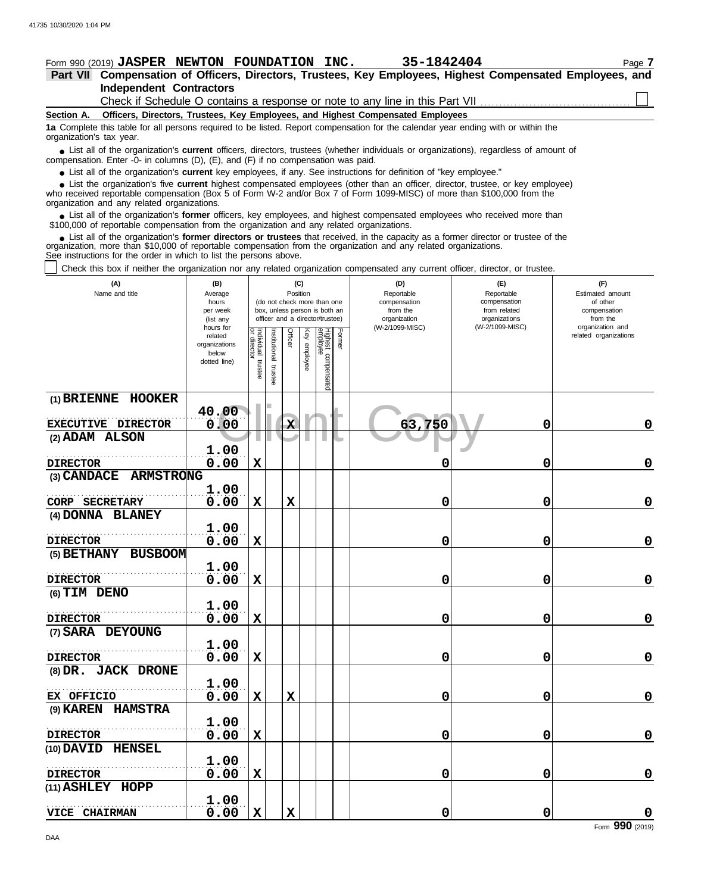Form 990 (2019) **JASPER NEWTON FOUNDATION INC.** **35-1842404** Page **7**

## Part VII Compensation of Officers, Directors, Trustees, Key Employees, Highest Compensated Employees, and Independent Contractors

Check if Schedule O contains a response or note to any line in this Part VII ☐

### Section A. Officers, Directors, Trustees, Key Employees, and Highest Compensated Employees

**1a** Complete this table for all persons required to be listed. Report compensation for the calendar year ending with or within the organization's tax year.

- List all of the organization's **current** officers, directors, trustees (whether individuals or organizations), regardless of amount of compensation. Enter -0- in columns (D), (E), and (F) if no compensation was paid.
- List all of the organization's **current** key employees, if any. See instructions for definition of "key employee."
- List the organization's five **current** highest compensated employees (other than an officer, director, trustee, or key employee) who received reportable compensation (Box 5 of Form W-2 and/or Box 7 of Form 1099-MISC) of more than $100,000 from the organization and any related organizations.
- List all of the organization's **former** officers, key employees, and highest compensated employees who received more than $100,000 of reportable compensation from the organization and any related organizations.
- List all of the organization's **former directors or trustees** that received, in the capacity as a former director or trustee of the organization, more than $10,000 of reportable compensation from the organization and any related organizations.

See instructions for the order in which to list the persons above.

☐ Check this box if neither the organization nor any related organization compensated any current officer, director, or trustee.

| (A) Name and title | (B) Average hours per week (list any hours for related organizations below dotted line) | (C) Position: Individual trustee or director | Institutional trustee | Officer | Key employee | Highest compensated employee | Former | (D) Reportable compensation from the organization (W-2/1099-MISC) | (E) Reportable compensation from related organizations (W-2/1099-MISC) | (F) Estimated amount of other compensation from the organization and related organizations |
|---|---|---|---|---|---|---|---|---|---|---|
| (1) BRIENNE HOOKER<br>EXECUTIVE DIRECTOR | 40.00<br>0.00 | | | X | | | | 63,750 | 0 | 0 |
| (2) ADAM ALSON<br>DIRECTOR | 1.00<br>0.00 | X | | | | | | 0 | 0 | 0 |
| (3) CANDACE ARMSTRONG<br>CORP SECRETARY | 1.00<br>0.00 | X | | X | | | | 0 | 0 | 0 |
| (4) DONNA BLANEY<br>DIRECTOR | 1.00<br>0.00 | X | | | | | | 0 | 0 | 0 |
| (5) BETHANY BUSBOOM<br>DIRECTOR | 1.00<br>0.00 | X | | | | | | 0 | 0 | 0 |
| (6) TIM DENO<br>DIRECTOR | 1.00<br>0.00 | X | | | | | | 0 | 0 | 0 |
| (7) SARA DEYOUNG<br>DIRECTOR | 1.00<br>0.00 | X | | | | | | 0 | 0 | 0 |
| (8) DR. JACK DRONE<br>EX OFFICIO | 1.00<br>0.00 | X | | X | | | | 0 | 0 | 0 |
| (9) KAREN HAMSTRA<br>DIRECTOR | 1.00<br>0.00 | X | | | | | | 0 | 0 | 0 |
| (10) DAVID HENSEL<br>DIRECTOR | 1.00<br>0.00 | X | | | | | | 0 | 0 | 0 |
| (11) ASHLEY HOPP<br>VICE CHAIRMAN | 1.00<br>0.00 | X | | X | | | | 0 | 0 | 0 |

Form **990** (2019)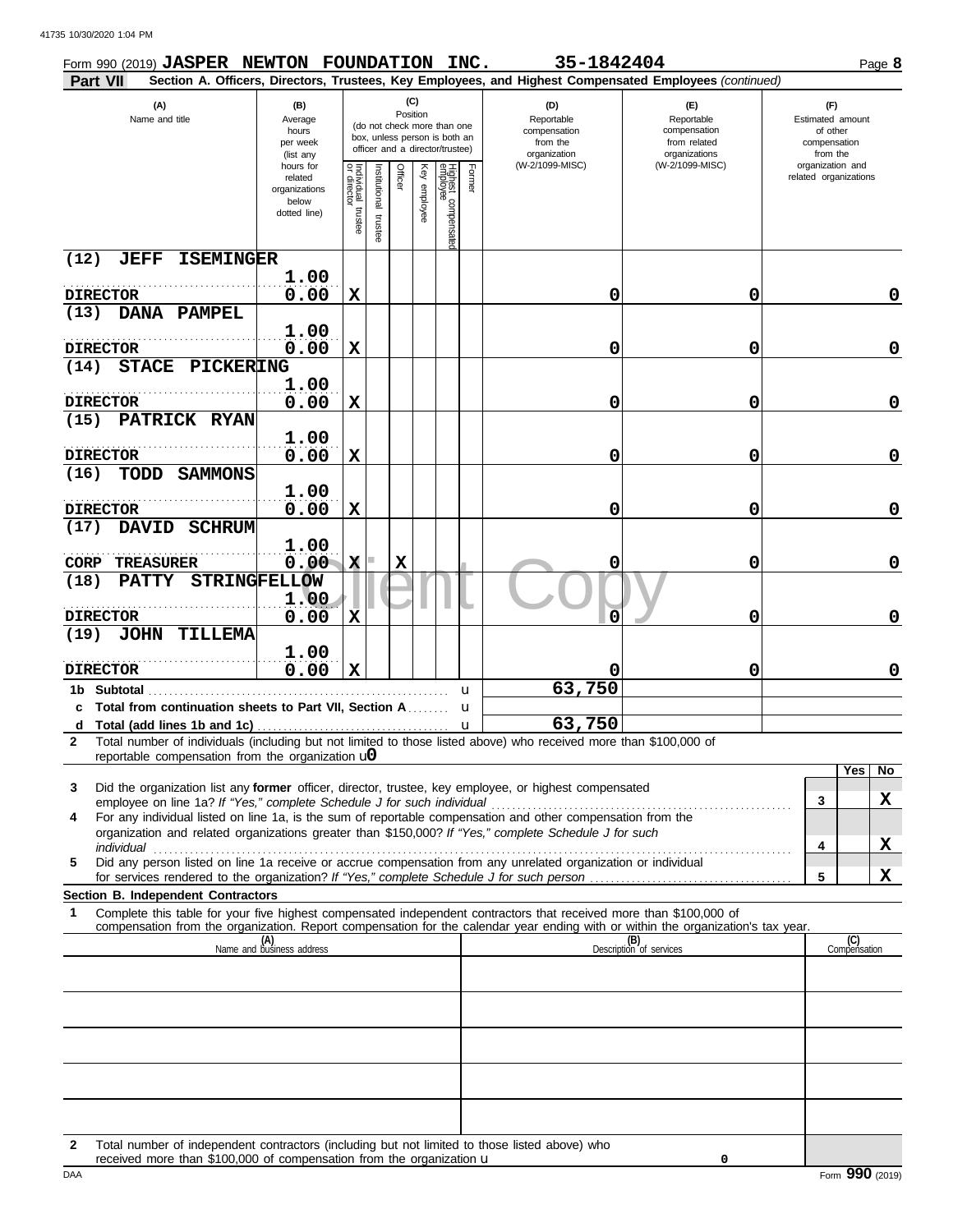Form 990 (2019) **JASPER NEWTON FOUNDATION INC.** **35-1842404** Page **8**

**Part VII** **Section A. Officers, Directors, Trustees, Key Employees, and Highest Compensated Employees** *(continued)*

| (A) Name and title | (B) Average hours per week (list any hours for related organizations below dotted line) | (C) Position: Individual trustee or director | Institutional trustee | Officer | Key employee | Highest compensated employee | Former | (D) Reportable compensation from the organization (W-2/1099-MISC) | (E) Reportable compensation from related organizations (W-2/1099-MISC) | (F) Estimated amount of other compensation from the organization and related organizations |
|---|---|---|---|---|---|---|---|---|---|---|
| (12) JEFF ISEMINGER<br>DIRECTOR | 1.00<br>0.00 | X | | | | | | 0 | 0 | 0 |
| (13) DANA PAMPEL<br>DIRECTOR | 1.00<br>0.00 | X | | | | | | 0 | 0 | 0 |
| (14) STACE PICKERING<br>DIRECTOR | 1.00<br>0.00 | X | | | | | | 0 | 0 | 0 |
| (15) PATRICK RYAN<br>DIRECTOR | 1.00<br>0.00 | X | | | | | | 0 | 0 | 0 |
| (16) TODD SAMMONS<br>DIRECTOR | 1.00<br>0.00 | X | | | | | | 0 | 0 | 0 |
| (17) DAVID SCHRUM<br>CORP TREASURER | 1.00<br>0.00 | X | | X | | | | 0 | 0 | 0 |
| (18) PATTY STRINGFELLOW<br>DIRECTOR | 1.00<br>0.00 | X | | | | | | 0 | 0 | 0 |
| (19) JOHN TILLEMA<br>DIRECTOR | 1.00<br>0.00 | X | | | | | | 0 | 0 | 0 |
| **1b Subtotal** | | | | | | | | 63,750 | | |
| **c Total from continuation sheets to Part VII, Section A** | | | | | | | | | | |
| **d Total (add lines 1b and 1c)** | | | | | | | | 63,750 | | |

**2** Total number of individuals (including but not limited to those listed above) who received more than $100,000 of reportable compensation from the organization u **0**

| | | Yes | No |
|---|---|---|---|
| **3** Did the organization list any **former** officer, director, trustee, key employee, or highest compensated employee on line 1a? *If "Yes," complete Schedule J for such individual* | 3 | | X |
| **4** For any individual listed on line 1a, is the sum of reportable compensation and other compensation from the organization and related organizations greater than $150,000? *If "Yes," complete Schedule J for such individual* | 4 | | X |
| **5** Did any person listed on line 1a receive or accrue compensation from any unrelated organization or individual for services rendered to the organization? *If "Yes," complete Schedule J for such person* | 5 | | X |

**Section B. Independent Contractors**

**1** Complete this table for your five highest compensated independent contractors that received more than $100,000 of compensation from the organization. Report compensation for the calendar year ending with or within the organization's tax year.

| (A) Name and business address | (B) Description of services | (C) Compensation |
|---|---|---|
| | | |
| | | |
| | | |
| | | |
| | | |

**2** Total number of independent contractors (including but not limited to those listed above) who received more than $100,000 of compensation from the organization u **0**

Form **990** (2019)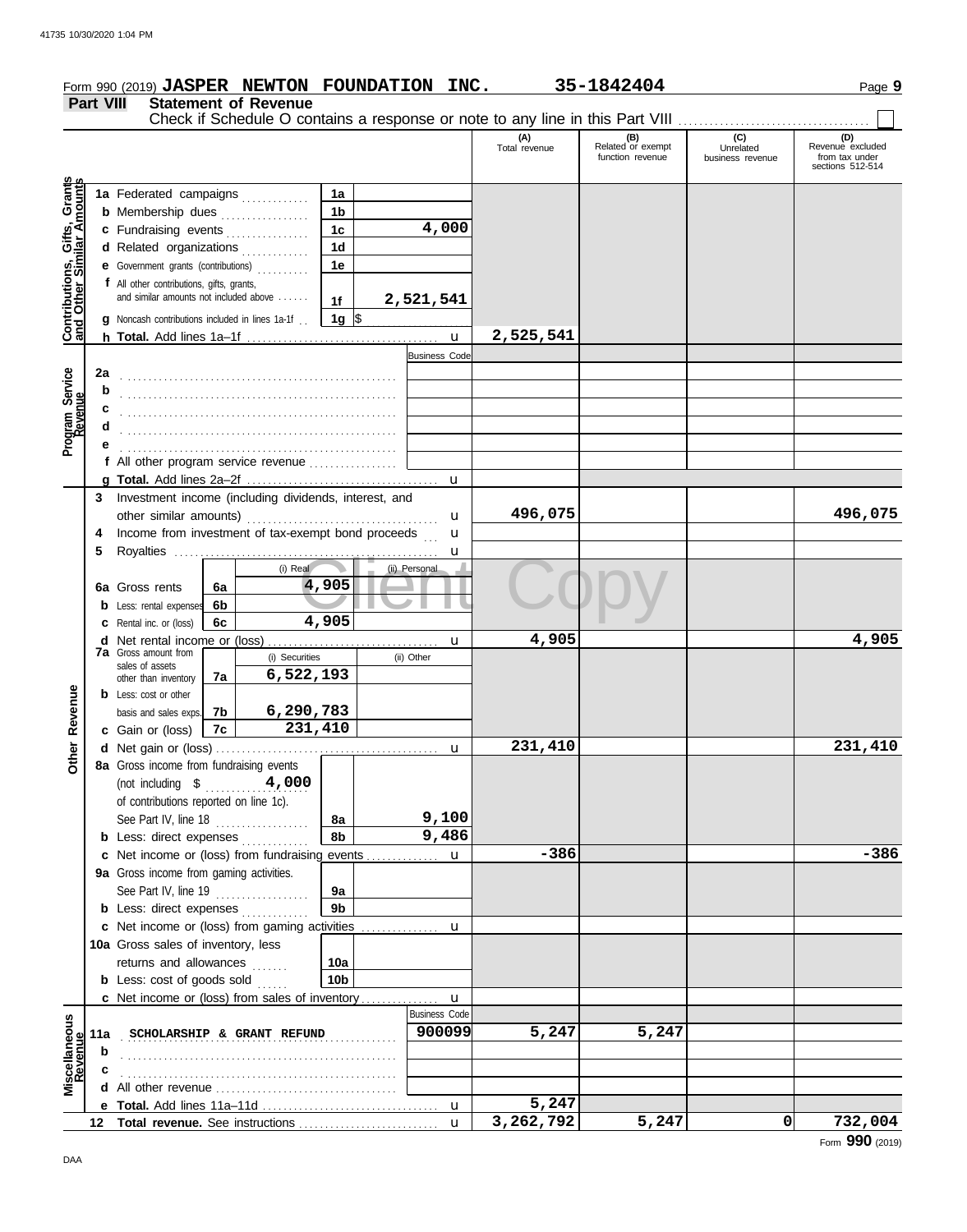Form 990 (2019) **JASPER NEWTON FOUNDATION INC.** **35-1842404**

**Part VIII Statement of Revenue**

Check if Schedule O contains a response or note to any line in this Part VIII ☐

| | | | | (A) Total revenue | (B) Related or exempt function revenue | (C) Unrelated business revenue | (D) Revenue excluded from tax under sections 512-514 |
|---|---|---|---|---|---|---|---|
| **Contributions, Gifts, Grants and Other Similar Amounts** | 1a Federated campaigns | 1a | | | | | |
| | b Membership dues | 1b | | | | | |
| | c Fundraising events | 1c | 4,000 | | | | |
| | d Related organizations | 1d | | | | | |
| | e Government grants (contributions) | 1e | | | | | |
| | f All other contributions, gifts, grants, and similar amounts not included above | 1f | 2,521,541 | | | | |
| | g Noncash contributions included in lines 1a-1f | 1g | $ | | | | |
| | h **Total.** Add lines 1a–1f | | | 2,525,541 | | | |
| **Program Service Revenue** | | | Business Code | | | | |
| | 2a | | | | | | |
| | b | | | | | | |
| | c | | | | | | |
| | d | | | | | | |
| | e | | | | | | |
| | f All other program service revenue | | | | | | |
| | g **Total.** Add lines 2a–2f | | | | | | |
| **Other Revenue** | 3 Investment income (including dividends, interest, and other similar amounts) | | | 496,075 | | | 496,075 |
| | 4 Income from investment of tax-exempt bond proceeds | | | | | | |
| | 5 Royalties | | | | | | |
| | | (i) Real | (ii) Personal | | | | |
| | 6a Gross rents (6a) | 4,905 | | | | | |
| | b Less: rental expenses (6b) | | | | | | |
| | c Rental inc. or (loss) (6c) | 4,905 | | | | | |
| | d Net rental income or (loss) | | | 4,905 | | | 4,905 |
| | | (i) Securities | (ii) Other | | | | |
| | 7a Gross amount from sales of assets other than inventory (7a) | 6,522,193 | | | | | |
| | b Less: cost or other basis and sales exps. (7b) | 6,290,783 | | | | | |
| | c Gain or (loss) (7c) | 231,410 | | | | | |
| | d Net gain or (loss) | | | 231,410 | | | 231,410 |
| | 8a Gross income from fundraising events (not including $ 4,000 of contributions reported on line 1c). See Part IV, line 18 | 8a | 9,100 | | | | |
| | b Less: direct expenses | 8b | 9,486 | | | | |
| | c Net income or (loss) from fundraising events | | | -386 | | | -386 |
| | 9a Gross income from gaming activities. See Part IV, line 19 | 9a | | | | | |
| | b Less: direct expenses | 9b | | | | | |
| | c Net income or (loss) from gaming activities | | | | | | |
| | 10a Gross sales of inventory, less returns and allowances | 10a | | | | | |
| | b Less: cost of goods sold | 10b | | | | | |
| | c Net income or (loss) from sales of inventory | | | | | | |
| **Miscellaneous Revenue** | | | Business Code | | | | |
| | 11a SCHOLARSHIP & GRANT REFUND | | 900099 | 5,247 | 5,247 | | |
| | b | | | | | | |
| | c | | | | | | |
| | d All other revenue | | | | | | |
| | e **Total.** Add lines 11a–11d | | | 5,247 | | | |
| | 12 **Total revenue.** See instructions | | | 3,262,792 | 5,247 | 0 | 732,004 |

Form **990** (2019)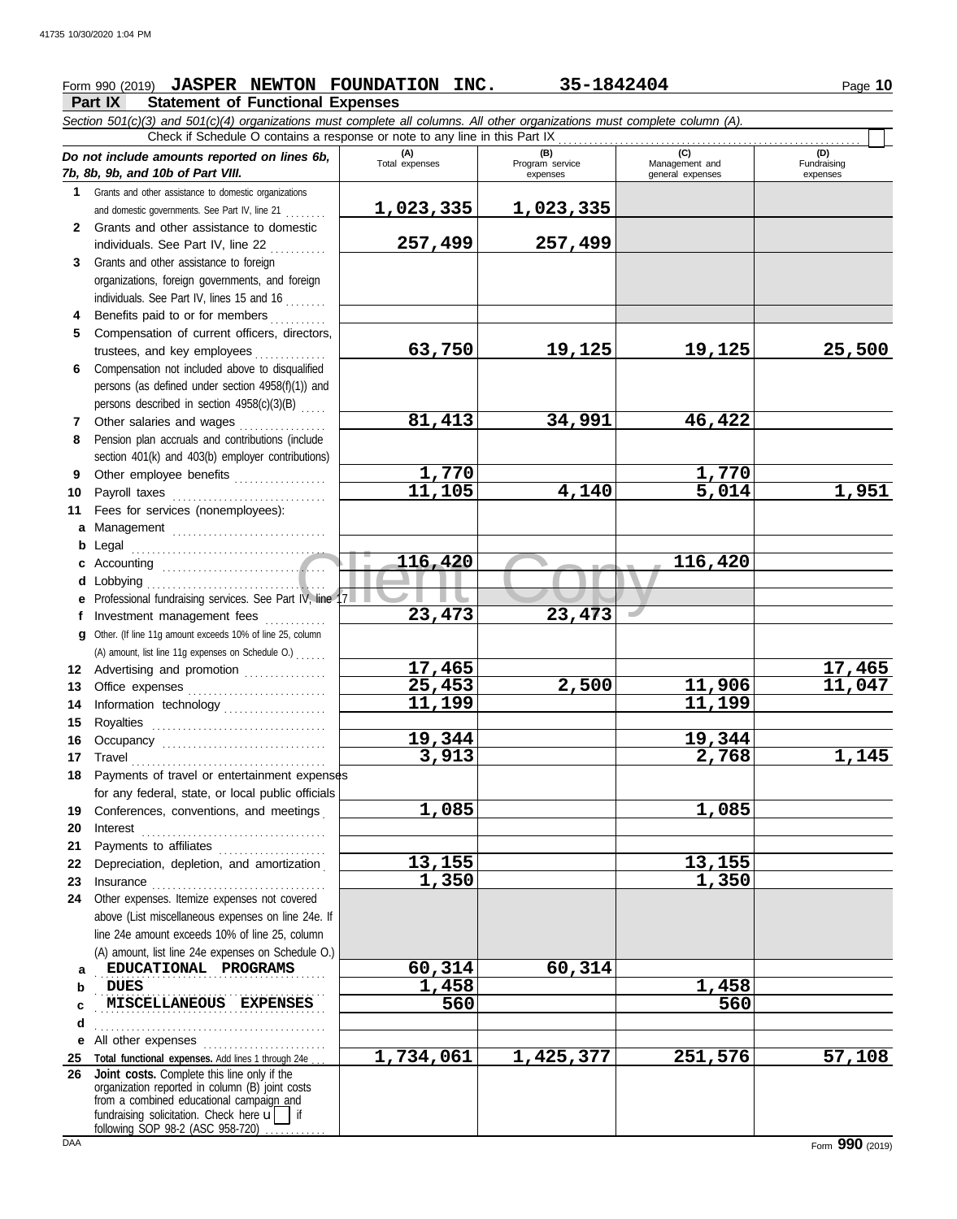Form 990 (2019) **JASPER NEWTON FOUNDATION INC.** **35-1842404**

## Part IX Statement of Functional Expenses

*Section 501(c)(3) and 501(c)(4) organizations must complete all columns. All other organizations must complete column (A).*

Check if Schedule O contains a response or note to any line in this Part IX

| *Do not include amounts reported on lines 6b, 7b, 8b, 9b, and 10b of Part VIII.* | (A) Total expenses | (B) Program service expenses | (C) Management and general expenses | (D) Fundraising expenses |
|---|---|---|---|---|
| **1** Grants and other assistance to domestic organizations and domestic governments. See Part IV, line 21 | 1,023,335 | 1,023,335 | | |
| **2** Grants and other assistance to domestic individuals. See Part IV, line 22 | 257,499 | 257,499 | | |
| **3** Grants and other assistance to foreign organizations, foreign governments, and foreign individuals. See Part IV, lines 15 and 16 | | | | |
| **4** Benefits paid to or for members | | | | |
| **5** Compensation of current officers, directors, trustees, and key employees | 63,750 | 19,125 | 19,125 | 25,500 |
| **6** Compensation not included above to disqualified persons (as defined under section 4958(f)(1)) and persons described in section 4958(c)(3)(B) | | | | |
| **7** Other salaries and wages | 81,413 | 34,991 | 46,422 | |
| **8** Pension plan accruals and contributions (include section 401(k) and 403(b) employer contributions) | | | | |
| **9** Other employee benefits | 1,770 | | 1,770 | |
| **10** Payroll taxes | 11,105 | 4,140 | 5,014 | 1,951 |
| **11** Fees for services (nonemployees): | | | | |
| **a** Management | | | | |
| **b** Legal | | | | |
| **c** Accounting | 116,420 | | 116,420 | |
| **d** Lobbying | | | | |
| **e** Professional fundraising services. See Part IV, line 17 | | | | |
| **f** Investment management fees | 23,473 | 23,473 | | |
| **g** Other. (If line 11g amount exceeds 10% of line 25, column (A) amount, list line 11g expenses on Schedule O.) | | | | |
| **12** Advertising and promotion | 17,465 | | | 17,465 |
| **13** Office expenses | 25,453 | 2,500 | 11,906 | 11,047 |
| **14** Information technology | 11,199 | | 11,199 | |
| **15** Royalties | | | | |
| **16** Occupancy | 19,344 | | 19,344 | |
| **17** Travel | 3,913 | | 2,768 | 1,145 |
| **18** Payments of travel or entertainment expenses for any federal, state, or local public officials | | | | |
| **19** Conferences, conventions, and meetings | 1,085 | | 1,085 | |
| **20** Interest | | | | |
| **21** Payments to affiliates | | | | |
| **22** Depreciation, depletion, and amortization | 13,155 | | 13,155 | |
| **23** Insurance | 1,350 | | 1,350 | |
| **24** Other expenses. Itemize expenses not covered above (List miscellaneous expenses on line 24e. If line 24e amount exceeds 10% of line 25, column (A) amount, list line 24e expenses on Schedule O.) | | | | |
| **a** EDUCATIONAL PROGRAMS | 60,314 | 60,314 | | |
| **b** DUES | 1,458 | | 1,458 | |
| **c** MISCELLANEOUS EXPENSES | 560 | | 560 | |
| **d** | | | | |
| **e** All other expenses | | | | |
| **25** **Total functional expenses.** Add lines 1 through 24e | 1,734,061 | 1,425,377 | 251,576 | 57,108 |
| **26** **Joint costs.** Complete this line only if the organization reported in column (B) joint costs from a combined educational campaign and fundraising solicitation. Check here ☐ if following SOP 98-2 (ASC 958-720) | | | | |

Form **990** (2019)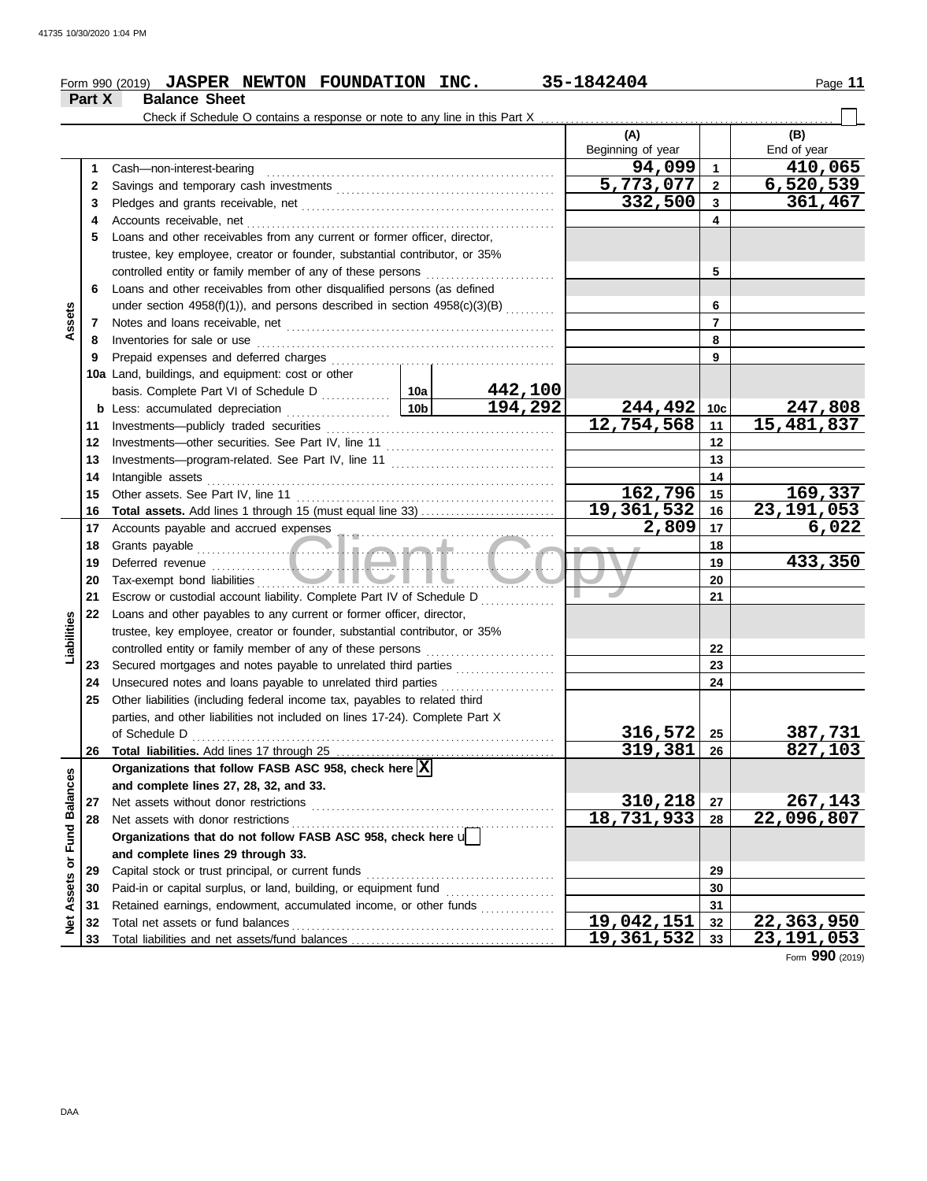Form 990 (2019) **JASPER NEWTON FOUNDATION INC.** 35-1842404

## Part X Balance Sheet

Check if Schedule O contains a response or note to any line in this Part X

| | | | | (A) Beginning of year | | (B) End of year |
|---|---|---|---|---|---|---|
| **Assets** | 1 | Cash—non-interest-bearing | | 94,099 | 1 | 410,065 |
| | 2 | Savings and temporary cash investments | | 5,773,077 | 2 | 6,520,539 |
| | 3 | Pledges and grants receivable, net | | 332,500 | 3 | 361,467 |
| | 4 | Accounts receivable, net | | | 4 | |
| | 5 | Loans and other receivables from any current or former officer, director, trustee, key employee, creator or founder, substantial contributor, or 35% controlled entity or family member of any of these persons | | | 5 | |
| | 6 | Loans and other receivables from other disqualified persons (as defined under section 4958(f)(1)), and persons described in section 4958(c)(3)(B) | | | 6 | |
| | 7 | Notes and loans receivable, net | | | 7 | |
| | 8 | Inventories for sale or use | | | 8 | |
| | 9 | Prepaid expenses and deferred charges | | | 9 | |
| | 10a | Land, buildings, and equipment: cost or other basis. Complete Part VI of Schedule D | 10a 442,100 | | | |
| | b | Less: accumulated depreciation | 10b 194,292 | 244,492 | 10c | 247,808 |
| | 11 | Investments—publicly traded securities | | 12,754,568 | 11 | 15,481,837 |
| | 12 | Investments—other securities. See Part IV, line 11 | | | 12 | |
| | 13 | Investments—program-related. See Part IV, line 11 | | | 13 | |
| | 14 | Intangible assets | | | 14 | |
| | 15 | Other assets. See Part IV, line 11 | | 162,796 | 15 | 169,337 |
| | 16 | **Total assets.** Add lines 1 through 15 (must equal line 33) | | 19,361,532 | 16 | 23,191,053 |
| **Liabilities** | 17 | Accounts payable and accrued expenses | | 2,809 | 17 | 6,022 |
| | 18 | Grants payable | | | 18 | |
| | 19 | Deferred revenue | | | 19 | 433,350 |
| | 20 | Tax-exempt bond liabilities | | | 20 | |
| | 21 | Escrow or custodial account liability. Complete Part IV of Schedule D | | | 21 | |
| | 22 | Loans and other payables to any current or former officer, director, trustee, key employee, creator or founder, substantial contributor, or 35% controlled entity or family member of any of these persons | | | 22 | |
| | 23 | Secured mortgages and notes payable to unrelated third parties | | | 23 | |
| | 24 | Unsecured notes and loans payable to unrelated third parties | | | 24 | |
| | 25 | Other liabilities (including federal income tax, payables to related third parties, and other liabilities not included on lines 17-24). Complete Part X of Schedule D | | 316,572 | 25 | 387,731 |
| | 26 | **Total liabilities.** Add lines 17 through 25 | | 319,381 | 26 | 827,103 |
| **Net Assets or Fund Balances** | | **Organizations that follow FASB ASC 958, check here** [X] **and complete lines 27, 28, 32, and 33.** | | | | |
| | 27 | Net assets without donor restrictions | | 310,218 | 27 | 267,143 |
| | 28 | Net assets with donor restrictions | | 18,731,933 | 28 | 22,096,807 |
| | | **Organizations that do not follow FASB ASC 958, check here** [ ] **and complete lines 29 through 33.** | | | | |
| | 29 | Capital stock or trust principal, or current funds | | | 29 | |
| | 30 | Paid-in or capital surplus, or land, building, or equipment fund | | | 30 | |
| | 31 | Retained earnings, endowment, accumulated income, or other funds | | | 31 | |
| | 32 | Total net assets or fund balances | | 19,042,151 | 32 | 22,363,950 |
| | 33 | Total liabilities and net assets/fund balances | | 19,361,532 | 33 | 23,191,053 |

Form **990** (2019)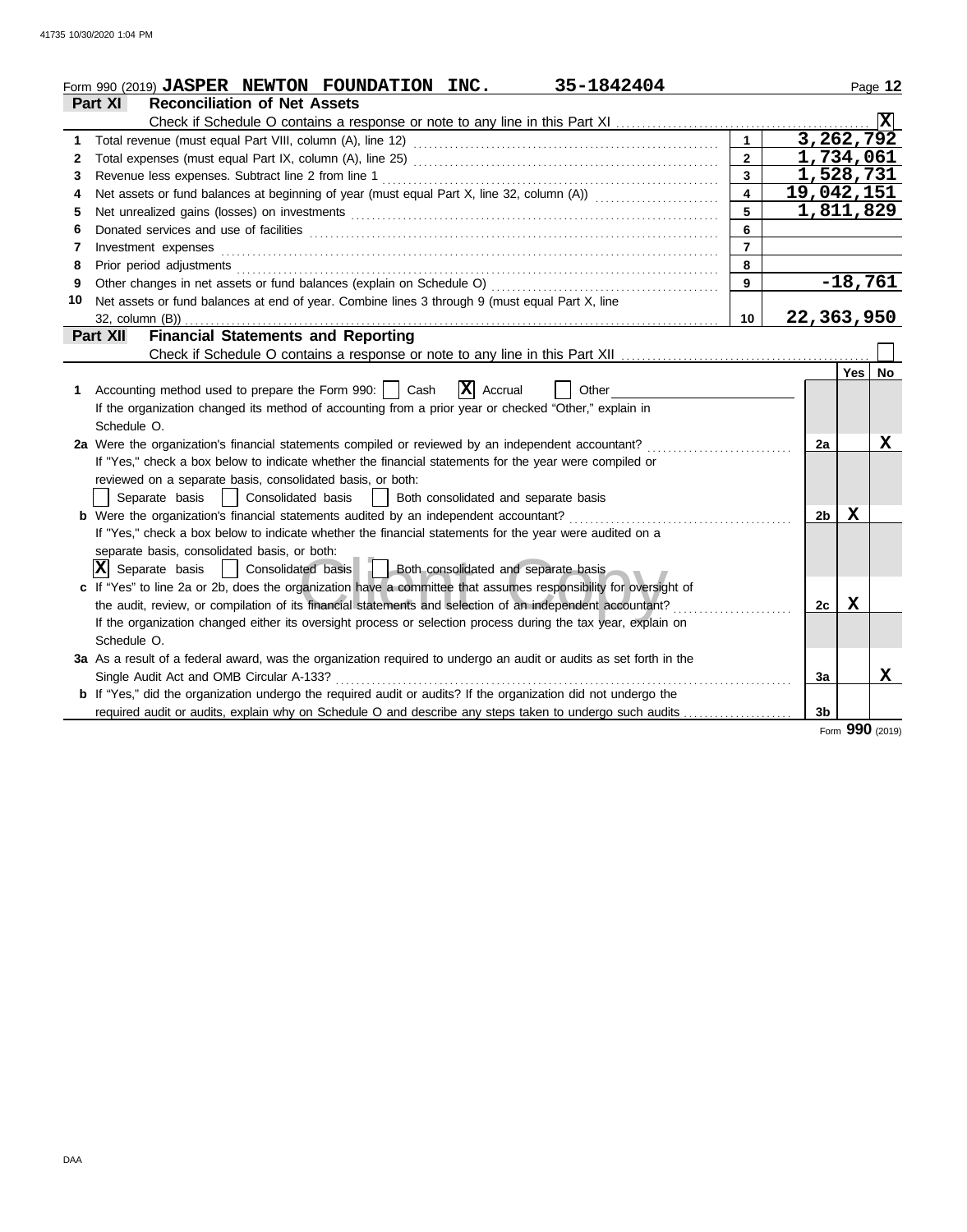Form 990 (2019) **JASPER NEWTON FOUNDATION INC.** 35-1842404

## Part XI Reconciliation of Net Assets

Check if Schedule O contains a response or note to any line in this Part XI ............ [X]

| | | | |
|---|---|---|---|
| 1 | Total revenue (must equal Part VIII, column (A), line 12) | 1 | 3,262,792 |
| 2 | Total expenses (must equal Part IX, column (A), line 25) | 2 | 1,734,061 |
| 3 | Revenue less expenses. Subtract line 2 from line 1 | 3 | 1,528,731 |
| 4 | Net assets or fund balances at beginning of year (must equal Part X, line 32, column (A)) | 4 | 19,042,151 |
| 5 | Net unrealized gains (losses) on investments | 5 | 1,811,829 |
| 6 | Donated services and use of facilities | 6 | |
| 7 | Investment expenses | 7 | |
| 8 | Prior period adjustments | 8 | |
| 9 | Other changes in net assets or fund balances (explain on Schedule O) | 9 | -18,761 |
| 10 | Net assets or fund balances at end of year. Combine lines 3 through 9 (must equal Part X, line 32, column (B)) | 10 | 22,363,950 |

## Part XII Financial Statements and Reporting

Check if Schedule O contains a response or note to any line in this Part XII ............ [ ]

| | | | Yes | No |
|---|---|---|---|---|
| 1 | Accounting method used to prepare the Form 990: [ ] Cash [X] Accrual [ ] Other<br>If the organization changed its method of accounting from a prior year or checked "Other," explain in Schedule O. | | | |
| 2a | Were the organization's financial statements compiled or reviewed by an independent accountant?<br>If "Yes," check a box below to indicate whether the financial statements for the year were compiled or reviewed on a separate basis, consolidated basis, or both:<br>[ ] Separate basis [ ] Consolidated basis [ ] Both consolidated and separate basis | 2a | | X |
| b | Were the organization's financial statements audited by an independent accountant?<br>If "Yes," check a box below to indicate whether the financial statements for the year were audited on a separate basis, consolidated basis, or both:<br>[X] Separate basis [ ] Consolidated basis [ ] Both consolidated and separate basis | 2b | X | |
| c | If "Yes" to line 2a or 2b, does the organization have a committee that assumes responsibility for oversight of the audit, review, or compilation of its financial statements and selection of an independent accountant?<br>If the organization changed either its oversight process or selection process during the tax year, explain on Schedule O. | 2c | X | |
| 3a | As a result of a federal award, was the organization required to undergo an audit or audits as set forth in the Single Audit Act and OMB Circular A-133? | 3a | | X |
| b | If "Yes," did the organization undergo the required audit or audits? If the organization did not undergo the required audit or audits, explain why on Schedule O and describe any steps taken to undergo such audits | 3b | | |

Form **990** (2019)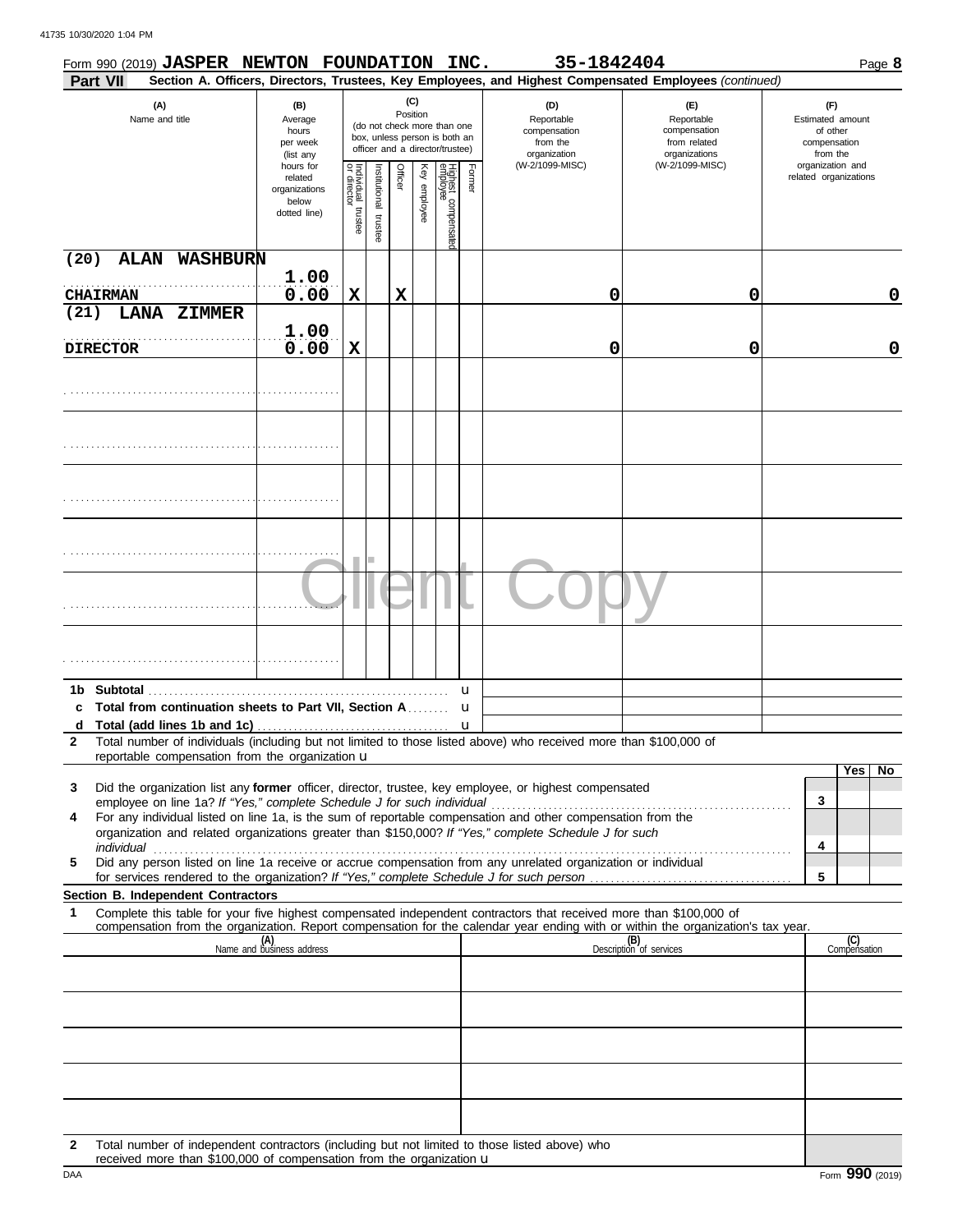Form 990 (2019) **JASPER NEWTON FOUNDATION INC.** **35-1842404** Page **8**

**Part VII** **Section A. Officers, Directors, Trustees, Key Employees, and Highest Compensated Employees** *(continued)*

| (A) Name and title | (B) Average hours per week (list any hours for related organizations below dotted line) | (C) Position: Individual trustee or director | Institutional trustee | Officer | Key employee | Highest compensated employee | Former | (D) Reportable compensation from the organization (W-2/1099-MISC) | (E) Reportable compensation from related organizations (W-2/1099-MISC) | (F) Estimated amount of other compensation from the organization and related organizations |
|---|---|---|---|---|---|---|---|---|---|---|
| (20) ALAN WASHBURN<br>CHAIRMAN | 1.00<br>0.00 | X | | X | | | | 0 | 0 | 0 |
| (21) LANA ZIMMER<br>DIRECTOR | 1.00<br>0.00 | X | | | | | | 0 | 0 | 0 |
| | | | | | | | | | | |
| | | | | | | | | | | |
| | | | | | | | | | | |
| | | | | | | | | | | |
| | | | | | | | | | | |
| | | | | | | | | | | |

| | | | | |
|---|---|---|---|---|
| **1b** | **Subtotal** | | | |
| **c** | **Total from continuation sheets to Part VII, Section A** | | | |
| **d** | **Total (add lines 1b and 1c)** | | | |

**2** Total number of individuals (including but not limited to those listed above) who received more than $100,000 of reportable compensation from the organization

| | | | Yes | No |
|---|---|---|---|---|
| **3** | Did the organization list any **former** officer, director, trustee, key employee, or highest compensated employee on line 1a? *If "Yes," complete Schedule J for such individual* | 3 | | |
| **4** | For any individual listed on line 1a, is the sum of reportable compensation and other compensation from the organization and related organizations greater than $150,000? *If "Yes," complete Schedule J for such individual* | 4 | | |
| **5** | Did any person listed on line 1a receive or accrue compensation from any unrelated organization or individual for services rendered to the organization? *If "Yes," complete Schedule J for such person* | 5 | | |

**Section B. Independent Contractors**

**1** Complete this table for your five highest compensated independent contractors that received more than $100,000 of compensation from the organization. Report compensation for the calendar year ending with or within the organization's tax year.

| (A) Name and business address | (B) Description of services | (C) Compensation |
|---|---|---|
| | | |
| | | |
| | | |
| | | |
| | | |

**2** Total number of independent contractors (including but not limited to those listed above) who received more than $100,000 of compensation from the organization

Form **990** (2019)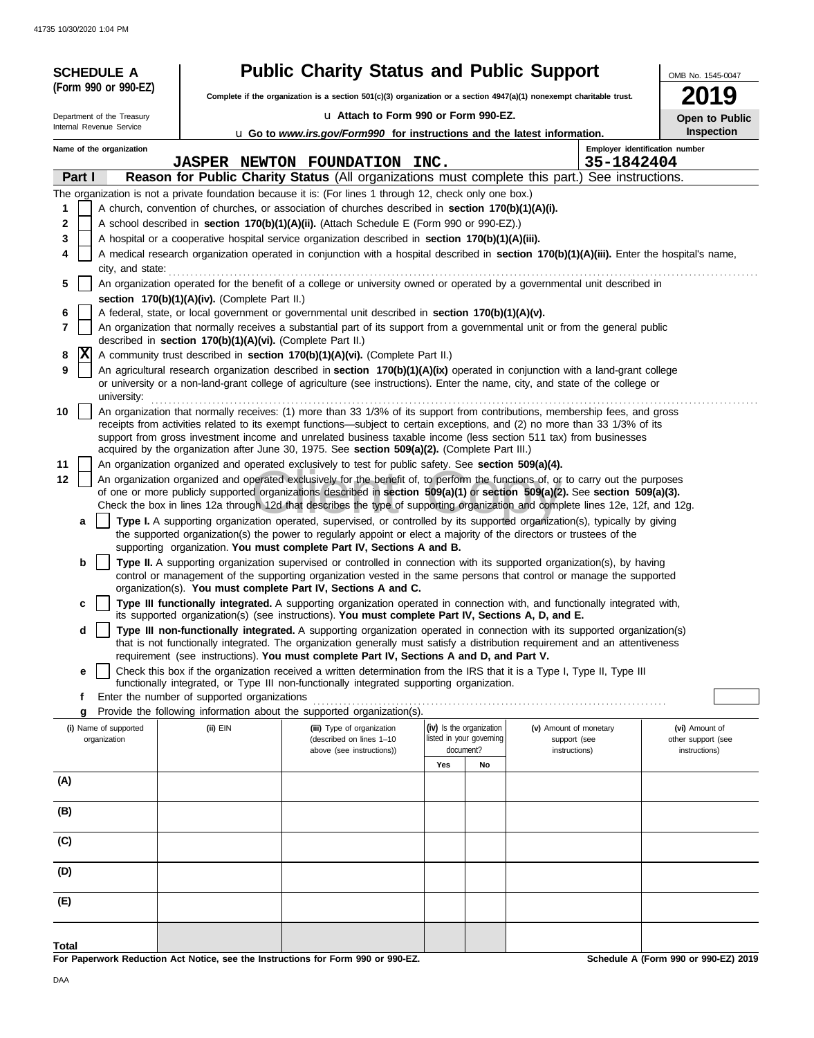41735 10/30/2020 1:04 PM

**SCHEDULE A (Form 990 or 990-EZ)**

Department of the Treasury
Internal Revenue Service

# Public Charity Status and Public Support

**Complete if the organization is a section 501(c)(3) organization or a section 4947(a)(1) nonexempt charitable trust.**

u Attach to Form 990 or Form 990-EZ.

u Go to *www.irs.gov/Form990* for instructions and the latest information.

OMB No. 1545-0047

**2019**

**Open to Public Inspection**

Name of the organization: **JASPER NEWTON FOUNDATION INC.**

Employer identification number: **35-1842404**

## Part I — Reason for Public Charity Status (All organizations must complete this part.) See instructions.

The organization is not a private foundation because it is: (For lines 1 through 12, check only one box.)

1. [ ] A church, convention of churches, or association of churches described in **section 170(b)(1)(A)(i).**
2. [ ] A school described in **section 170(b)(1)(A)(ii).** (Attach Schedule E (Form 990 or 990-EZ).)
3. [ ] A hospital or a cooperative hospital service organization described in **section 170(b)(1)(A)(iii).**
4. [ ] A medical research organization operated in conjunction with a hospital described in **section 170(b)(1)(A)(iii).** Enter the hospital's name, city, and state:
5. [ ] An organization operated for the benefit of a college or university owned or operated by a governmental unit described in **section 170(b)(1)(A)(iv).** (Complete Part II.)
6. [ ] A federal, state, or local government or governmental unit described in **section 170(b)(1)(A)(v).**
7. [ ] An organization that normally receives a substantial part of its support from a governmental unit or from the general public described in **section 170(b)(1)(A)(vi).** (Complete Part II.)
8. [X] A community trust described in **section 170(b)(1)(A)(vi).** (Complete Part II.)
9. [ ] An agricultural research organization described in **section 170(b)(1)(A)(ix)** operated in conjunction with a land-grant college or university or a non-land-grant college of agriculture (see instructions). Enter the name, city, and state of the college or university:
10. [ ] An organization that normally receives: (1) more than 33 1/3% of its support from contributions, membership fees, and gross receipts from activities related to its exempt functions—subject to certain exceptions, and (2) no more than 33 1/3% of its support from gross investment income and unrelated business taxable income (less section 511 tax) from businesses acquired by the organization after June 30, 1975. See **section 509(a)(2).** (Complete Part III.)
11. [ ] An organization organized and operated exclusively to test for public safety. See **section 509(a)(4).**
12. [ ] An organization organized and operated exclusively for the benefit of, to perform the functions of, or to carry out the purposes of one or more publicly supported organizations described in **section 509(a)(1)** or **section 509(a)(2).** See **section 509(a)(3).** Check the box in lines 12a through 12d that describes the type of supporting organization and complete lines 12e, 12f, and 12g.
   - **a** [ ] **Type I.** A supporting organization operated, supervised, or controlled by its supported organization(s), typically by giving the supported organization(s) the power to regularly appoint or elect a majority of the directors or trustees of the supporting organization. **You must complete Part IV, Sections A and B.**
   - **b** [ ] **Type II.** A supporting organization supervised or controlled in connection with its supported organization(s), by having control or management of the supporting organization vested in the same persons that control or manage the supported organization(s). **You must complete Part IV, Sections A and C.**
   - **c** [ ] **Type III functionally integrated.** A supporting organization operated in connection with, and functionally integrated with, its supported organization(s) (see instructions). **You must complete Part IV, Sections A, D, and E.**
   - **d** [ ] **Type III non-functionally integrated.** A supporting organization operated in connection with its supported organization(s) that is not functionally integrated. The organization generally must satisfy a distribution requirement and an attentiveness requirement (see instructions). **You must complete Part IV, Sections A and D, and Part V.**
   - **e** [ ] Check this box if the organization received a written determination from the IRS that it is a Type I, Type II, Type III functionally integrated, or Type III non-functionally integrated supporting organization.
   - **f** Enter the number of supported organizations
   - **g** Provide the following information about the supported organization(s).

| (i) Name of supported organization | (ii) EIN | (iii) Type of organization (described on lines 1–10 above (see instructions)) | (iv) Is the organization listed in your governing document? Yes | No | (v) Amount of monetary support (see instructions) | (vi) Amount of other support (see instructions) |
|---|---|---|---|---|---|---|
| (A) | | | | | | |
| (B) | | | | | | |
| (C) | | | | | | |
| (D) | | | | | | |
| (E) | | | | | | |
| **Total** | | | | | | |

**For Paperwork Reduction Act Notice, see the Instructions for Form 990 or 990-EZ.**

**Schedule A (Form 990 or 990-EZ) 2019**

DAA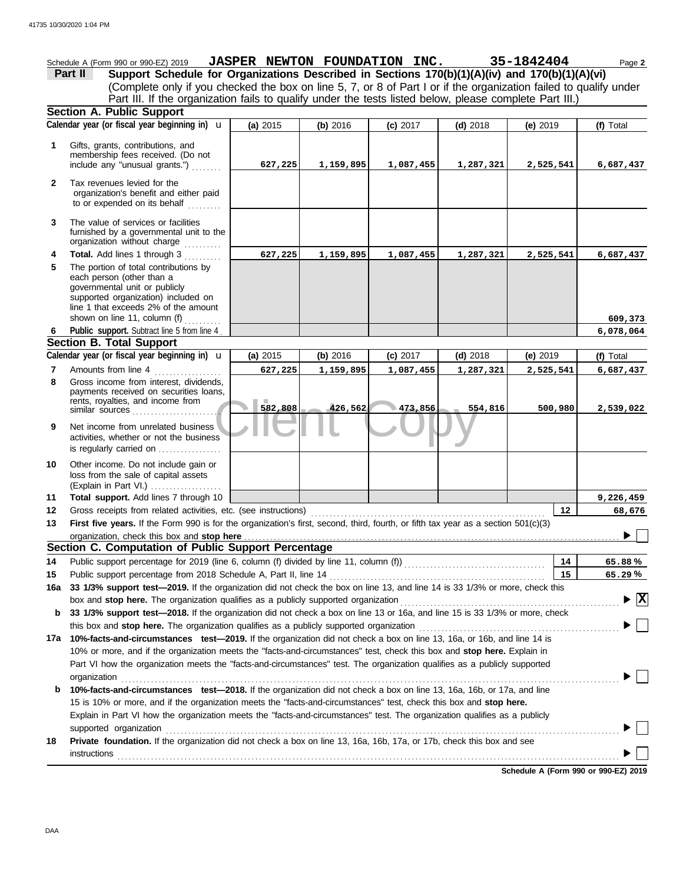Schedule A (Form 990 or 990-EZ) 2019 **JASPER NEWTON FOUNDATION INC.** **35-1842404** Page **2**

**Part II** **Support Schedule for Organizations Described in Sections 170(b)(1)(A)(iv) and 170(b)(1)(A)(vi)**

(Complete only if you checked the box on line 5, 7, or 8 of Part I or if the organization failed to qualify under Part III. If the organization fails to qualify under the tests listed below, please complete Part III.)

## Section A. Public Support

| Calendar year (or fiscal year beginning in) u | (a) 2015 | (b) 2016 | (c) 2017 | (d) 2018 | (e) 2019 | (f) Total |
|---|---|---|---|---|---|---|
| **1** Gifts, grants, contributions, and membership fees received. (Do not include any "unusual grants.") | 627,225 | 1,159,895 | 1,087,455 | 1,287,321 | 2,525,541 | 6,687,437 |
| **2** Tax revenues levied for the organization's benefit and either paid to or expended on its behalf | | | | | | |
| **3** The value of services or facilities furnished by a governmental unit to the organization without charge | | | | | | |
| **4** **Total.** Add lines 1 through 3 | 627,225 | 1,159,895 | 1,087,455 | 1,287,321 | 2,525,541 | 6,687,437 |
| **5** The portion of total contributions by each person (other than a governmental unit or publicly supported organization) included on line 1 that exceeds 2% of the amount shown on line 11, column (f) | | | | | | 609,373 |
| **6** **Public support.** Subtract line 5 from line 4 | | | | | | 6,078,064 |

## Section B. Total Support

| Calendar year (or fiscal year beginning in) u | (a) 2015 | (b) 2016 | (c) 2017 | (d) 2018 | (e) 2019 | (f) Total |
|---|---|---|---|---|---|---|
| **7** Amounts from line 4 | 627,225 | 1,159,895 | 1,087,455 | 1,287,321 | 2,525,541 | 6,687,437 |
| **8** Gross income from interest, dividends, payments received on securities loans, rents, royalties, and income from similar sources | 582,808 | 426,562 | 473,856 | 554,816 | 500,980 | 2,539,022 |
| **9** Net income from unrelated business activities, whether or not the business is regularly carried on | | | | | | |
| **10** Other income. Do not include gain or loss from the sale of capital assets (Explain in Part VI.) | | | | | | |
| **11** **Total support.** Add lines 7 through 10 | | | | | | 9,226,459 |

**12** Gross receipts from related activities, etc. (see instructions) **12** **68,676**

**13** **First five years.** If the Form 990 is for the organization's first, second, third, fourth, or fifth tax year as a section 501(c)(3) organization, check this box and **stop here** ▶ ☐

## Section C. Computation of Public Support Percentage

**14** Public support percentage for 2019 (line 6, column (f) divided by line 11, column (f)) **14** **65.88 %**

**15** Public support percentage from 2018 Schedule A, Part II, line 14 **15** **65.29 %**

**16a** **33 1/3% support test—2019.** If the organization did not check the box on line 13, and line 14 is 33 1/3% or more, check this box and **stop here.** The organization qualifies as a publicly supported organization ▶ ☒

**b** **33 1/3% support test—2018.** If the organization did not check a box on line 13 or 16a, and line 15 is 33 1/3% or more, check this box and **stop here.** The organization qualifies as a publicly supported organization ▶ ☐

**17a** **10%-facts-and-circumstances test—2019.** If the organization did not check a box on line 13, 16a, or 16b, and line 14 is 10% or more, and if the organization meets the "facts-and-circumstances" test, check this box and **stop here.** Explain in Part VI how the organization meets the "facts-and-circumstances" test. The organization qualifies as a publicly supported organization ▶ ☐

**b** **10%-facts-and-circumstances test—2018.** If the organization did not check a box on line 13, 16a, 16b, or 17a, and line 15 is 10% or more, and if the organization meets the "facts-and-circumstances" test, check this box and **stop here.** Explain in Part VI how the organization meets the "facts-and-circumstances" test. The organization qualifies as a publicly supported organization ▶ ☐

**18** **Private foundation.** If the organization did not check a box on line 13, 16a, 16b, 17a, or 17b, check this box and see instructions ▶ ☐

**Schedule A (Form 990 or 990-EZ) 2019**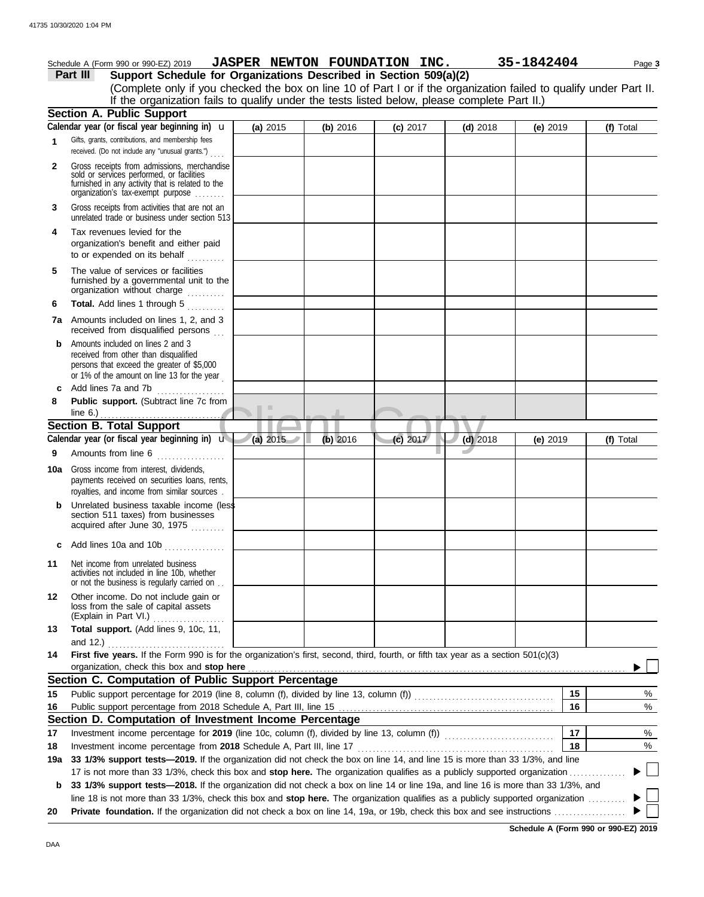Schedule A (Form 990 or 990-EZ) 2019 **JASPER NEWTON FOUNDATION INC.** **35-1842404** Page **3**

## Part III Support Schedule for Organizations Described in Section 509(a)(2)

(Complete only if you checked the box on line 10 of Part I or if the organization failed to qualify under Part II. If the organization fails to qualify under the tests listed below, please complete Part II.)

### Section A. Public Support

| Calendar year (or fiscal year beginning in) | (a) 2015 | (b) 2016 | (c) 2017 | (d) 2018 | (e) 2019 | (f) Total |
|---|---|---|---|---|---|---|
| **1** Gifts, grants, contributions, and membership fees received. (Do not include any "unusual grants.") | | | | | | |
| **2** Gross receipts from admissions, merchandise sold or services performed, or facilities furnished in any activity that is related to the organization's tax-exempt purpose | | | | | | |
| **3** Gross receipts from activities that are not an unrelated trade or business under section 513 | | | | | | |
| **4** Tax revenues levied for the organization's benefit and either paid to or expended on its behalf | | | | | | |
| **5** The value of services or facilities furnished by a governmental unit to the organization without charge | | | | | | |
| **6** **Total.** Add lines 1 through 5 | | | | | | |
| **7a** Amounts included on lines 1, 2, and 3 received from disqualified persons | | | | | | |
| **b** Amounts included on lines 2 and 3 received from other than disqualified persons that exceed the greater of $5,000 or 1% of the amount on line 13 for the year | | | | | | |
| **c** Add lines 7a and 7b | | | | | | |
| **8** **Public support.** (Subtract line 7c from line 6.) | | | | | | |

### Section B. Total Support

| Calendar year (or fiscal year beginning in) | (a) 2015 | (b) 2016 | (c) 2017 | (d) 2018 | (e) 2019 | (f) Total |
|---|---|---|---|---|---|---|
| **9** Amounts from line 6 | | | | | | |
| **10a** Gross income from interest, dividends, payments received on securities loans, rents, royalties, and income from similar sources | | | | | | |
| **b** Unrelated business taxable income (less section 511 taxes) from businesses acquired after June 30, 1975 | | | | | | |
| **c** Add lines 10a and 10b | | | | | | |
| **11** Net income from unrelated business activities not included in line 10b, whether or not the business is regularly carried on | | | | | | |
| **12** Other income. Do not include gain or loss from the sale of capital assets (Explain in Part VI.) | | | | | | |
| **13** **Total support.** (Add lines 9, 10c, 11, and 12.) | | | | | | |

**14** **First five years.** If the Form 990 is for the organization's first, second, third, fourth, or fifth tax year as a section 501(c)(3) organization, check this box and **stop here** ▶ ☐

### Section C. Computation of Public Support Percentage

**15** Public support percentage for 2019 (line 8, column (f), divided by line 13, column (f)) — **15** %

**16** Public support percentage from 2018 Schedule A, Part III, line 15 — **16** %

### Section D. Computation of Investment Income Percentage

**17** Investment income percentage for **2019** (line 10c, column (f), divided by line 13, column (f)) — **17** %

**18** Investment income percentage from **2018** Schedule A, Part III, line 17 — **18** %

**19a** **33 1/3% support tests—2019.** If the organization did not check the box on line 14, and line 15 is more than 33 1/3%, and line 17 is not more than 33 1/3%, check this box and **stop here.** The organization qualifies as a publicly supported organization ▶ ☐

**b** **33 1/3% support tests—2018.** If the organization did not check a box on line 14 or line 19a, and line 16 is more than 33 1/3%, and line 18 is not more than 33 1/3%, check this box and **stop here.** The organization qualifies as a publicly supported organization ▶ ☐

**20** **Private foundation.** If the organization did not check a box on line 14, 19a, or 19b, check this box and see instructions ▶ ☐

**Schedule A (Form 990 or 990-EZ) 2019**

DAA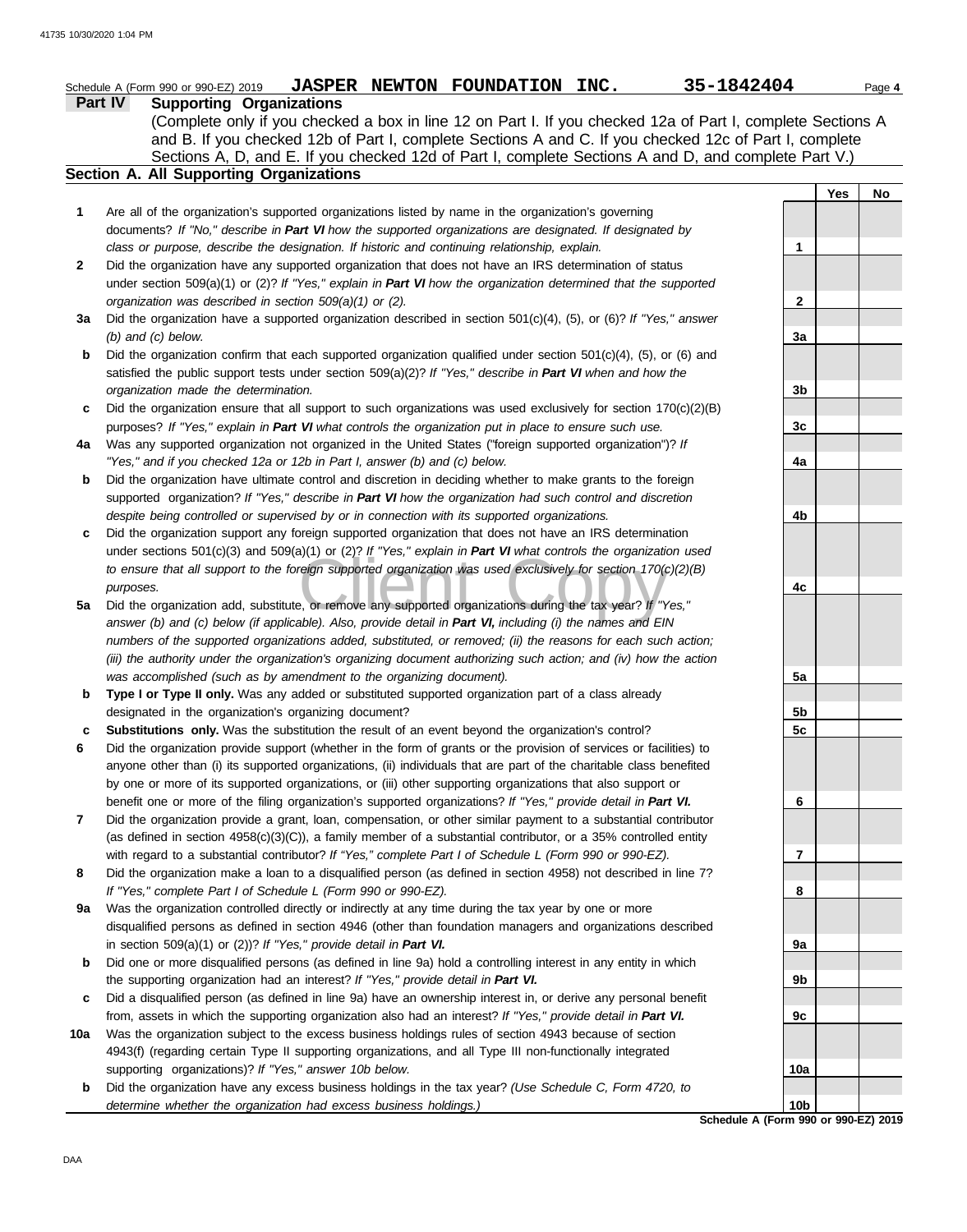Schedule A (Form 990 or 990-EZ) 2019 **JASPER NEWTON FOUNDATION INC.** **35-1842404** Page **4**

## Part IV Supporting Organizations

(Complete only if you checked a box in line 12 on Part I. If you checked 12a of Part I, complete Sections A and B. If you checked 12b of Part I, complete Sections A and C. If you checked 12c of Part I, complete Sections A, D, and E. If you checked 12d of Part I, complete Sections A and D, and complete Part V.)

### Section A. All Supporting Organizations

| | | | Yes | No |
|---|---|---|---|---|
| **1** | Are all of the organization's supported organizations listed by name in the organization's governing documents? *If "No," describe in **Part VI** how the supported organizations are designated. If designated by class or purpose, describe the designation. If historic and continuing relationship, explain.* | **1** | | |
| **2** | Did the organization have any supported organization that does not have an IRS determination of status under section 509(a)(1) or (2)? *If "Yes," explain in **Part VI** how the organization determined that the supported organization was described in section 509(a)(1) or (2).* | **2** | | |
| **3a** | Did the organization have a supported organization described in section 501(c)(4), (5), or (6)? *If "Yes," answer (b) and (c) below.* | **3a** | | |
| **b** | Did the organization confirm that each supported organization qualified under section 501(c)(4), (5), or (6) and satisfied the public support tests under section 509(a)(2)? *If "Yes," describe in **Part VI** when and how the organization made the determination.* | **3b** | | |
| **c** | Did the organization ensure that all support to such organizations was used exclusively for section 170(c)(2)(B) purposes? *If "Yes," explain in **Part VI** what controls the organization put in place to ensure such use.* | **3c** | | |
| **4a** | Was any supported organization not organized in the United States ("foreign supported organization")? *If "Yes," and if you checked 12a or 12b in Part I, answer (b) and (c) below.* | **4a** | | |
| **b** | Did the organization have ultimate control and discretion in deciding whether to make grants to the foreign supported organization? *If "Yes," describe in **Part VI** how the organization had such control and discretion despite being controlled or supervised by or in connection with its supported organizations.* | **4b** | | |
| **c** | Did the organization support any foreign supported organization that does not have an IRS determination under sections 501(c)(3) and 509(a)(1) or (2)? *If "Yes," explain in **Part VI** what controls the organization used to ensure that all support to the foreign supported organization was used exclusively for section 170(c)(2)(B) purposes.* | **4c** | | |
| **5a** | Did the organization add, substitute, or remove any supported organizations during the tax year? *If "Yes," answer (b) and (c) below (if applicable). Also, provide detail in **Part VI,** including (i) the names and EIN numbers of the supported organizations added, substituted, or removed; (ii) the reasons for each such action; (iii) the authority under the organization's organizing document authorizing such action; and (iv) how the action was accomplished (such as by amendment to the organizing document).* | **5a** | | |
| **b** | **Type I or Type II only.** Was any added or substituted supported organization part of a class already designated in the organization's organizing document? | **5b** | | |
| **c** | **Substitutions only.** Was the substitution the result of an event beyond the organization's control? | **5c** | | |
| **6** | Did the organization provide support (whether in the form of grants or the provision of services or facilities) to anyone other than (i) its supported organizations, (ii) individuals that are part of the charitable class benefited by one or more of its supported organizations, or (iii) other supporting organizations that also support or benefit one or more of the filing organization's supported organizations? *If "Yes," provide detail in **Part VI.*** | **6** | | |
| **7** | Did the organization provide a grant, loan, compensation, or other similar payment to a substantial contributor (as defined in section 4958(c)(3)(C)), a family member of a substantial contributor, or a 35% controlled entity with regard to a substantial contributor? *If "Yes," complete Part I of Schedule L (Form 990 or 990-EZ).* | **7** | | |
| **8** | Did the organization make a loan to a disqualified person (as defined in section 4958) not described in line 7? *If "Yes," complete Part I of Schedule L (Form 990 or 990-EZ).* | **8** | | |
| **9a** | Was the organization controlled directly or indirectly at any time during the tax year by one or more disqualified persons as defined in section 4946 (other than foundation managers and organizations described in section 509(a)(1) or (2))? *If "Yes," provide detail in **Part VI.*** | **9a** | | |
| **b** | Did one or more disqualified persons (as defined in line 9a) hold a controlling interest in any entity in which the supporting organization had an interest? *If "Yes," provide detail in **Part VI.*** | **9b** | | |
| **c** | Did a disqualified person (as defined in line 9a) have an ownership interest in, or derive any personal benefit from, assets in which the supporting organization also had an interest? *If "Yes," provide detail in **Part VI.*** | **9c** | | |
| **10a** | Was the organization subject to the excess business holdings rules of section 4943 because of section 4943(f) (regarding certain Type II supporting organizations, and all Type III non-functionally integrated supporting organizations)? *If "Yes," answer 10b below.* | **10a** | | |
| **b** | Did the organization have any excess business holdings in the tax year? *(Use Schedule C, Form 4720, to determine whether the organization had excess business holdings.)* | **10b** | | |

**Schedule A (Form 990 or 990-EZ) 2019**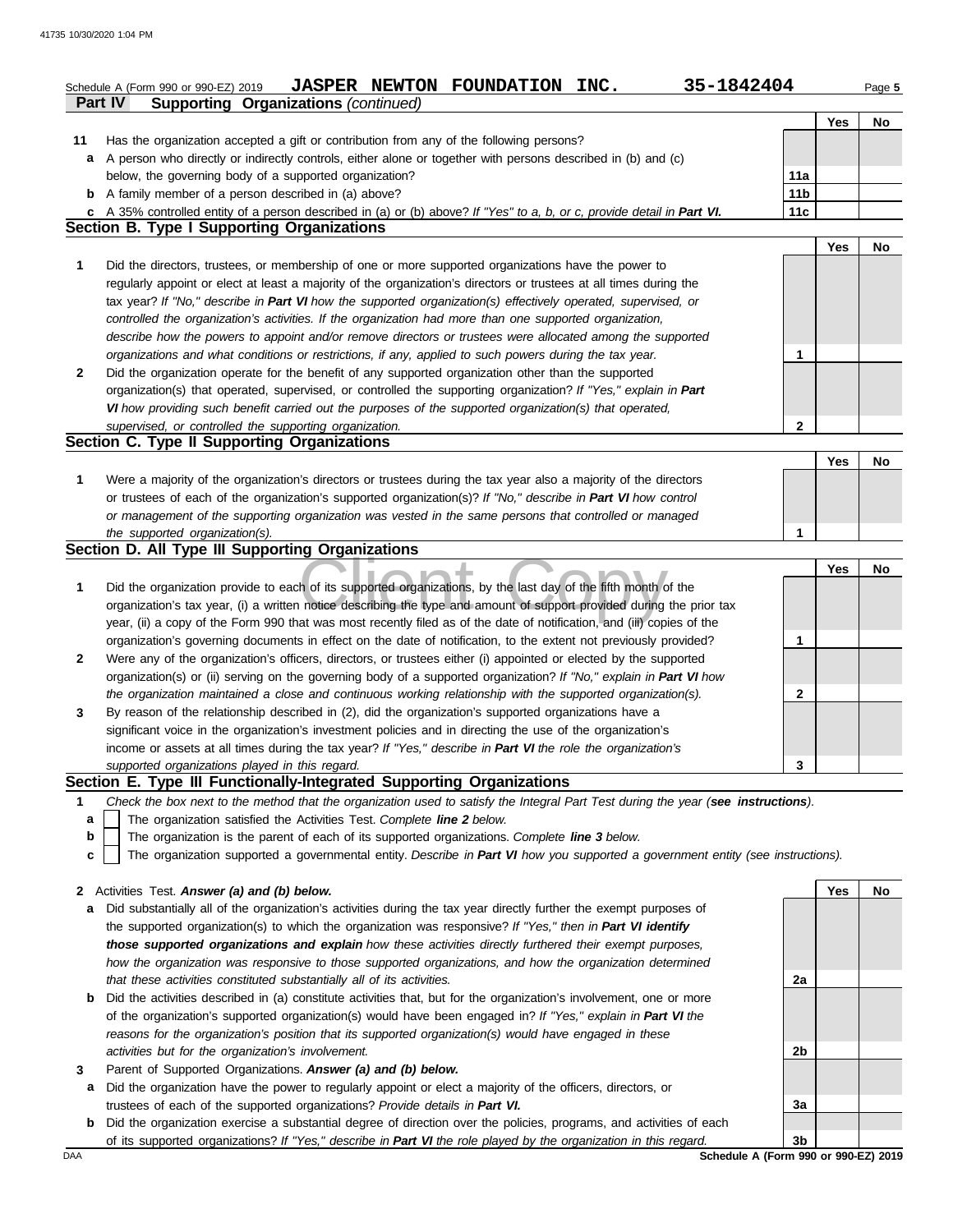Schedule A (Form 990 or 990-EZ) 2019 **JASPER NEWTON FOUNDATION INC.** **35-1842404**

## Part IV Supporting Organizations *(continued)*

| | | | Yes | No |
|---|---|---|---|---|
| **11** | Has the organization accepted a gift or contribution from any of the following persons? | | | |
| **a** | A person who directly or indirectly controls, either alone or together with persons described in (b) and (c) below, the governing body of a supported organization? | **11a** | | |
| **b** | A family member of a person described in (a) above? | **11b** | | |
| **c** | A 35% controlled entity of a person described in (a) or (b) above? *If "Yes" to a, b, or c, provide detail in* ***Part VI.*** | **11c** | | |

### Section B. Type I Supporting Organizations

| | | | Yes | No |
|---|---|---|---|---|
| **1** | Did the directors, trustees, or membership of one or more supported organizations have the power to regularly appoint or elect at least a majority of the organization's directors or trustees at all times during the tax year? *If "No," describe in* ***Part VI*** *how the supported organization(s) effectively operated, supervised, or controlled the organization's activities. If the organization had more than one supported organization, describe how the powers to appoint and/or remove directors or trustees were allocated among the supported organizations and what conditions or restrictions, if any, applied to such powers during the tax year.* | **1** | | |
| **2** | Did the organization operate for the benefit of any supported organization other than the supported organization(s) that operated, supervised, or controlled the supporting organization? *If "Yes," explain in* ***Part VI*** *how providing such benefit carried out the purposes of the supported organization(s) that operated, supervised, or controlled the supporting organization.* | **2** | | |

### Section C. Type II Supporting Organizations

| | | | Yes | No |
|---|---|---|---|---|
| **1** | Were a majority of the organization's directors or trustees during the tax year also a majority of the directors or trustees of each of the organization's supported organization(s)? *If "No," describe in* ***Part VI*** *how control or management of the supporting organization was vested in the same persons that controlled or managed the supported organization(s).* | **1** | | |

### Section D. All Type III Supporting Organizations

| | | | Yes | No |
|---|---|---|---|---|
| **1** | Did the organization provide to each of its supported organizations, by the last day of the fifth month of the organization's tax year, (i) a written notice describing the type and amount of support provided during the prior tax year, (ii) a copy of the Form 990 that was most recently filed as of the date of notification, and (iii) copies of the organization's governing documents in effect on the date of notification, to the extent not previously provided? | **1** | | |
| **2** | Were any of the organization's officers, directors, or trustees either (i) appointed or elected by the supported organization(s) or (ii) serving on the governing body of a supported organization? *If "No," explain in* ***Part VI*** *how the organization maintained a close and continuous working relationship with the supported organization(s).* | **2** | | |
| **3** | By reason of the relationship described in (2), did the organization's supported organizations have a significant voice in the organization's investment policies and in directing the use of the organization's income or assets at all times during the tax year? *If "Yes," describe in* ***Part VI*** *the role the organization's supported organizations played in this regard.* | **3** | | |

### Section E. Type III Functionally-Integrated Supporting Organizations

**1** *Check the box next to the method that the organization used to satisfy the Integral Part Test during the year (****see instructions****).*

- **a** ☐ The organization satisfied the Activities Test. *Complete* ***line 2*** *below.*
- **b** ☐ The organization is the parent of each of its supported organizations. *Complete* ***line 3*** *below.*
- **c** ☐ The organization supported a governmental entity. *Describe in* ***Part VI*** *how you supported a government entity (see instructions).*

| | | | Yes | No |
|---|---|---|---|---|
| **2** | Activities Test. ***Answer (a) and (b) below.*** | | | |
| **a** | Did substantially all of the organization's activities during the tax year directly further the exempt purposes of the supported organization(s) to which the organization was responsive? *If "Yes," then in* ***Part VI identify those supported organizations and explain*** *how these activities directly furthered their exempt purposes, how the organization was responsive to those supported organizations, and how the organization determined that these activities constituted substantially all of its activities.* | **2a** | | |
| **b** | Did the activities described in (a) constitute activities that, but for the organization's involvement, one or more of the organization's supported organization(s) would have been engaged in? *If "Yes," explain in* ***Part VI*** *the reasons for the organization's position that its supported organization(s) would have engaged in these activities but for the organization's involvement.* | **2b** | | |
| **3** | Parent of Supported Organizations. ***Answer (a) and (b) below.*** | | | |
| **a** | Did the organization have the power to regularly appoint or elect a majority of the officers, directors, or trustees of each of the supported organizations? *Provide details in* ***Part VI.*** | **3a** | | |
| **b** | Did the organization exercise a substantial degree of direction over the policies, programs, and activities of each of its supported organizations? *If "Yes," describe in* ***Part VI*** *the role played by the organization in this regard.* | **3b** | | |

**Schedule A (Form 990 or 990-EZ) 2019**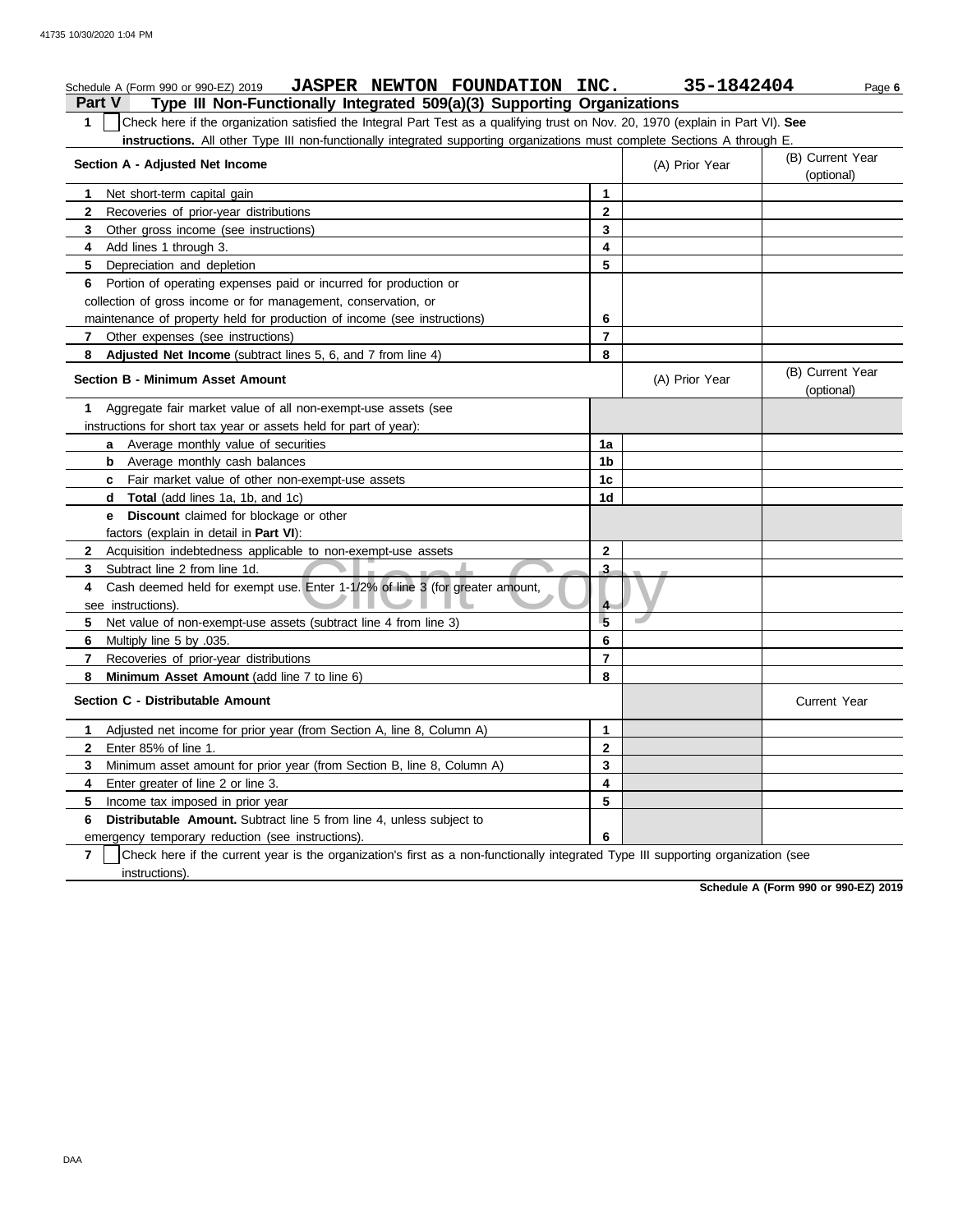Schedule A (Form 990 or 990-EZ) 2019 **JASPER NEWTON FOUNDATION INC.** **35-1842404**

## Part V Type III Non-Functionally Integrated 509(a)(3) Supporting Organizations

**1** ☐ Check here if the organization satisfied the Integral Part Test as a qualifying trust on Nov. 20, 1970 (explain in Part VI). **See instructions.** All other Type III non-functionally integrated supporting organizations must complete Sections A through E.

| **Section A - Adjusted Net Income** | | (A) Prior Year | (B) Current Year (optional) |
|---|---|---|---|
| **1** Net short-term capital gain | 1 | | |
| **2** Recoveries of prior-year distributions | 2 | | |
| **3** Other gross income (see instructions) | 3 | | |
| **4** Add lines 1 through 3. | 4 | | |
| **5** Depreciation and depletion | 5 | | |
| **6** Portion of operating expenses paid or incurred for production or collection of gross income or for management, conservation, or maintenance of property held for production of income (see instructions) | 6 | | |
| **7** Other expenses (see instructions) | 7 | | |
| **8** **Adjusted Net Income** (subtract lines 5, 6, and 7 from line 4) | 8 | | |

| **Section B - Minimum Asset Amount** | | (A) Prior Year | (B) Current Year (optional) |
|---|---|---|---|
| **1** Aggregate fair market value of all non-exempt-use assets (see instructions for short tax year or assets held for part of year): | | | |
| **a** Average monthly value of securities | 1a | | |
| **b** Average monthly cash balances | 1b | | |
| **c** Fair market value of other non-exempt-use assets | 1c | | |
| **d** **Total** (add lines 1a, 1b, and 1c) | 1d | | |
| **e** **Discount** claimed for blockage or other factors (explain in detail in **Part VI**): | | | |
| **2** Acquisition indebtedness applicable to non-exempt-use assets | 2 | | |
| **3** Subtract line 2 from line 1d. | 3 | | |
| **4** Cash deemed held for exempt use. Enter 1-1/2% of line 3 (for greater amount, see instructions). | 4 | | |
| **5** Net value of non-exempt-use assets (subtract line 4 from line 3) | 5 | | |
| **6** Multiply line 5 by .035. | 6 | | |
| **7** Recoveries of prior-year distributions | 7 | | |
| **8** **Minimum Asset Amount** (add line 7 to line 6) | 8 | | |

| **Section C - Distributable Amount** | | | Current Year |
|---|---|---|---|
| **1** Adjusted net income for prior year (from Section A, line 8, Column A) | 1 | | |
| **2** Enter 85% of line 1. | 2 | | |
| **3** Minimum asset amount for prior year (from Section B, line 8, Column A) | 3 | | |
| **4** Enter greater of line 2 or line 3. | 4 | | |
| **5** Income tax imposed in prior year | 5 | | |
| **6** **Distributable Amount.** Subtract line 5 from line 4, unless subject to emergency temporary reduction (see instructions). | 6 | | |

**7** ☐ Check here if the current year is the organization's first as a non-functionally integrated Type III supporting organization (see instructions).

**Schedule A (Form 990 or 990-EZ) 2019**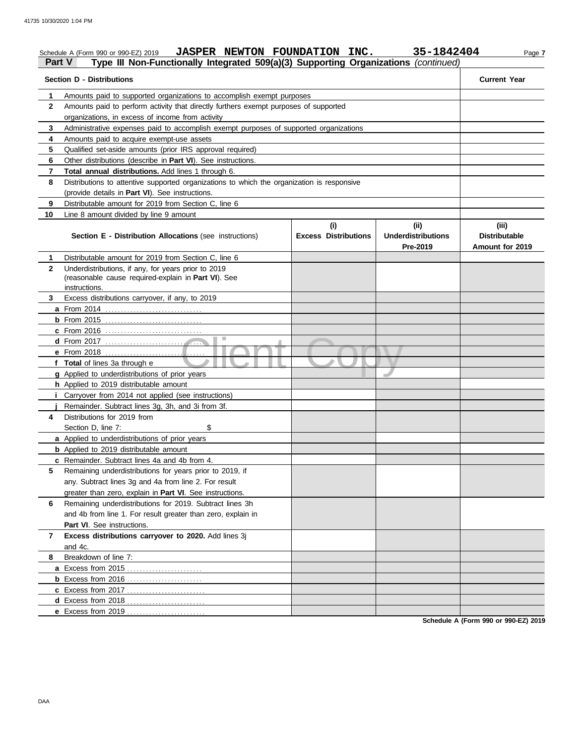Schedule A (Form 990 or 990-EZ) 2019 **JASPER NEWTON FOUNDATION INC.** **35-1842404** Page **7**

## Part V Type III Non-Functionally Integrated 509(a)(3) Supporting Organizations *(continued)*

| Section D - Distributions | | Current Year |
|---|---|---|
| 1 | Amounts paid to supported organizations to accomplish exempt purposes | |
| 2 | Amounts paid to perform activity that directly furthers exempt purposes of supported organizations, in excess of income from activity | |
| 3 | Administrative expenses paid to accomplish exempt purposes of supported organizations | |
| 4 | Amounts paid to acquire exempt-use assets | |
| 5 | Qualified set-aside amounts (prior IRS approval required) | |
| 6 | Other distributions (describe in **Part VI**). See instructions. | |
| 7 | **Total annual distributions.** Add lines 1 through 6. | |
| 8 | Distributions to attentive supported organizations to which the organization is responsive (provide details in **Part VI**). See instructions. | |
| 9 | Distributable amount for 2019 from Section C, line 6 | |
| 10 | Line 8 amount divided by line 9 amount | |

| | **Section E - Distribution Allocations** (see instructions) | (i) Excess Distributions | (ii) Underdistributions Pre-2019 | (iii) Distributable Amount for 2019 |
|---|---|---|---|---|
| 1 | Distributable amount for 2019 from Section C, line 6 | | | |
| 2 | Underdistributions, if any, for years prior to 2019 (reasonable cause required-explain in **Part VI**). See instructions. | | | |
| 3 | Excess distributions carryover, if any, to 2019 | | | |
| a | From 2014 | | | |
| b | From 2015 | | | |
| c | From 2016 | | | |
| d | From 2017 | | | |
| e | From 2018 | | | |
| f | **Total** of lines 3a through e | | | |
| g | Applied to underdistributions of prior years | | | |
| h | Applied to 2019 distributable amount | | | |
| i | Carryover from 2014 not applied (see instructions) | | | |
| j | Remainder. Subtract lines 3g, 3h, and 3i from 3f. | | | |
| 4 | Distributions for 2019 from Section D, line 7: $ | | | |
| a | Applied to underdistributions of prior years | | | |
| b | Applied to 2019 distributable amount | | | |
| c | Remainder. Subtract lines 4a and 4b from 4. | | | |
| 5 | Remaining underdistributions for years prior to 2019, if any. Subtract lines 3g and 4a from line 2. For result greater than zero, explain in **Part VI**. See instructions. | | | |
| 6 | Remaining underdistributions for 2019. Subtract lines 3h and 4b from line 1. For result greater than zero, explain in **Part VI**. See instructions. | | | |
| 7 | **Excess distributions carryover to 2020.** Add lines 3j and 4c. | | | |
| 8 | Breakdown of line 7: | | | |
| a | Excess from 2015 | | | |
| b | Excess from 2016 | | | |
| c | Excess from 2017 | | | |
| d | Excess from 2018 | | | |
| e | Excess from 2019 | | | |

**Schedule A (Form 990 or 990-EZ) 2019**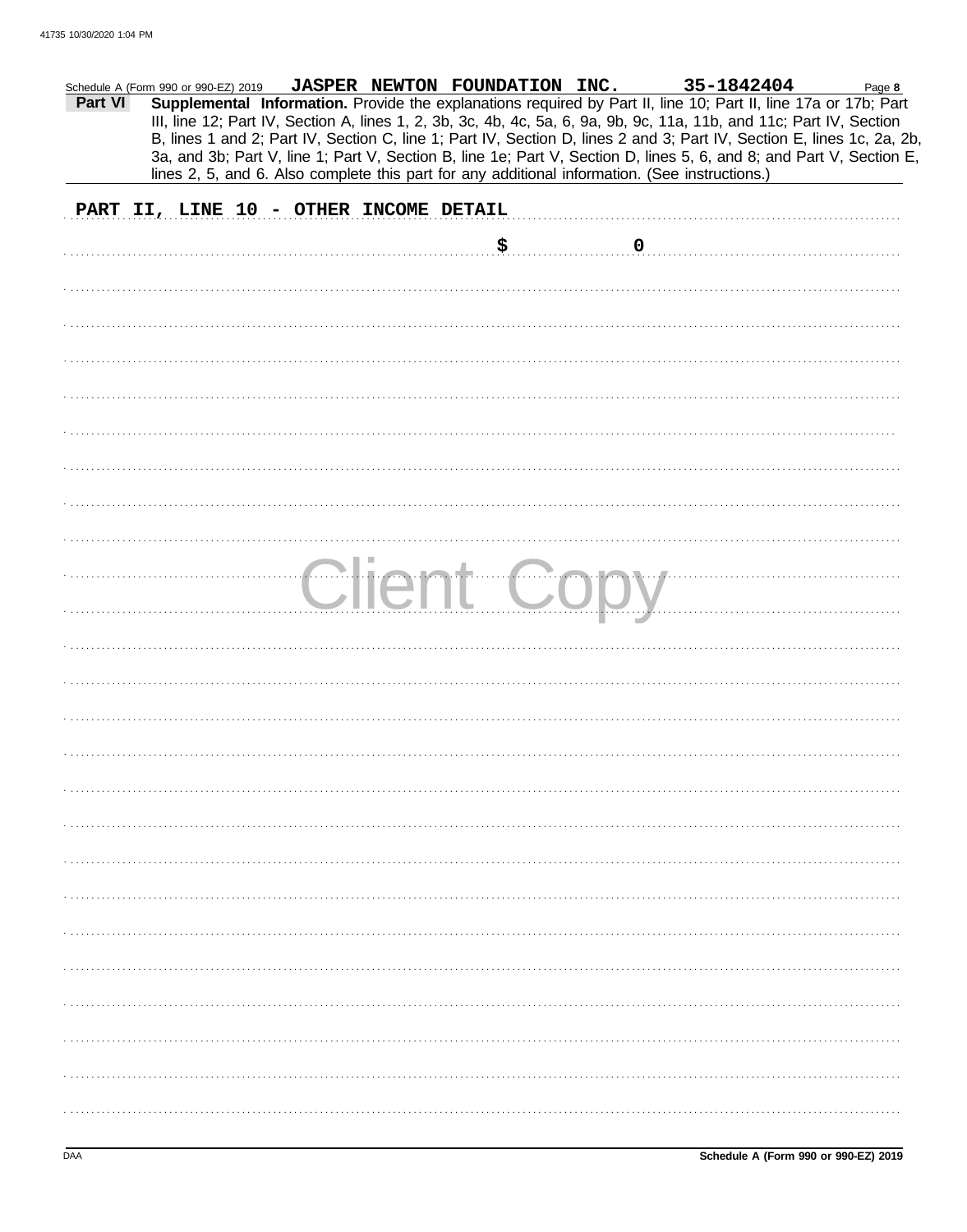Schedule A (Form 990 or 990-EZ) 2019 **JASPER NEWTON FOUNDATION INC.** **35-1842404**

**Part VI** **Supplemental Information.** Provide the explanations required by Part II, line 10; Part II, line 17a or 17b; Part III, line 12; Part IV, Section A, lines 1, 2, 3b, 3c, 4b, 4c, 5a, 6, 9a, 9b, 9c, 11a, 11b, and 11c; Part IV, Section B, lines 1 and 2; Part IV, Section C, line 1; Part IV, Section D, lines 2 and 3; Part IV, Section E, lines 1c, 2a, 2b, 3a, and 3b; Part V, line 1; Part V, Section B, line 1e; Part V, Section D, lines 5, 6, and 8; and Part V, Section E, lines 2, 5, and 6. Also complete this part for any additional information. (See instructions.)

**PART II, LINE 10 - OTHER INCOME DETAIL**

$ 0

Client Copy

Schedule A (Form 990 or 990-EZ) 2019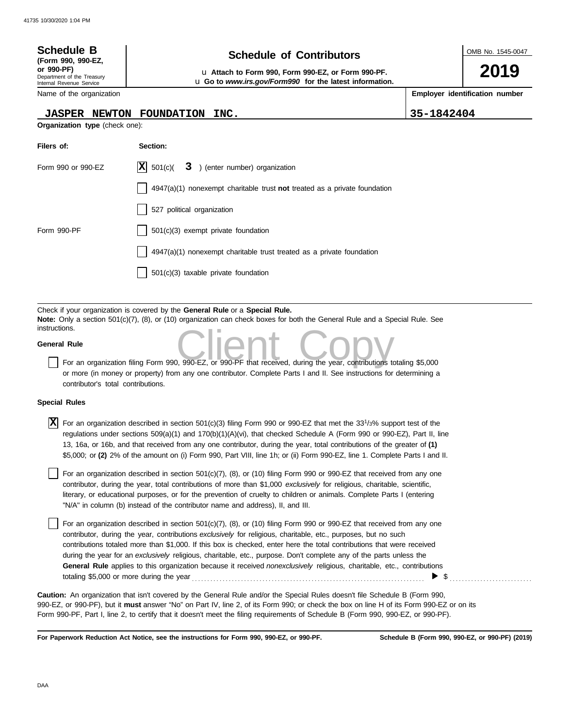**Schedule B**
**(Form 990, 990-EZ, or 990-PF)**
Department of the Treasury
Internal Revenue Service

# Schedule of Contributors

u **Attach to Form 990, Form 990-EZ, or Form 990-PF.**
u **Go to *www.irs.gov/Form990* for the latest information.**

OMB No. 1545-0047

**2019**

| Name of the organization | Employer identification number |
|---|---|
| JASPER NEWTON FOUNDATION INC. | 35-1842404 |

**Organization type** (check one):

| Filers of: | Section: |
|---|---|
| Form 990 or 990-EZ | [X] 501(c)( 3 ) (enter number) organization |
| | [ ] 4947(a)(1) nonexempt charitable trust **not** treated as a private foundation |
| | [ ] 527 political organization |
| Form 990-PF | [ ] 501(c)(3) exempt private foundation |
| | [ ] 4947(a)(1) nonexempt charitable trust treated as a private foundation |
| | [ ] 501(c)(3) taxable private foundation |

Check if your organization is covered by the **General Rule** or a **Special Rule.**
**Note:** Only a section 501(c)(7), (8), or (10) organization can check boxes for both the General Rule and a Special Rule. See instructions.

**General Rule**

[ ] For an organization filing Form 990, 990-EZ, or 990-PF that received, during the year, contributions totaling $5,000 or more (in money or property) from any one contributor. Complete Parts I and II. See instructions for determining a contributor's total contributions.

**Special Rules**

[X] For an organization described in section 501(c)(3) filing Form 990 or 990-EZ that met the $33^{1}/_{3}$% support test of the regulations under sections 509(a)(1) and 170(b)(1)(A)(vi), that checked Schedule A (Form 990 or 990-EZ), Part II, line 13, 16a, or 16b, and that received from any one contributor, during the year, total contributions of the greater of **(1)** $5,000; or **(2)** 2% of the amount on (i) Form 990, Part VIII, line 1h; or (ii) Form 990-EZ, line 1. Complete Parts I and II.

[ ] For an organization described in section 501(c)(7), (8), or (10) filing Form 990 or 990-EZ that received from any one contributor, during the year, total contributions of more than $1,000 *exclusively* for religious, charitable, scientific, literary, or educational purposes, or for the prevention of cruelty to children or animals. Complete Parts I (entering "N/A" in column (b) instead of the contributor name and address), II, and III.

[ ] For an organization described in section 501(c)(7), (8), or (10) filing Form 990 or 990-EZ that received from any one contributor, during the year, contributions *exclusively* for religious, charitable, etc., purposes, but no such contributions totaled more than $1,000. If this box is checked, enter here the total contributions that were received during the year for an *exclusively* religious, charitable, etc., purpose. Don't complete any of the parts unless the **General Rule** applies to this organization because it received *nonexclusively* religious, charitable, etc., contributions totaling $5,000 or more during the year . . . . . . . . . . ▶ $ . . . . . . . . . .

**Caution:** An organization that isn't covered by the General Rule and/or the Special Rules doesn't file Schedule B (Form 990, 990-EZ, or 990-PF), but it **must** answer "No" on Part IV, line 2, of its Form 990; or check the box on line H of its Form 990-EZ or on its Form 990-PF, Part I, line 2, to certify that it doesn't meet the filing requirements of Schedule B (Form 990, 990-EZ, or 990-PF).

**For Paperwork Reduction Act Notice, see the instructions for Form 990, 990-EZ, or 990-PF.** **Schedule B (Form 990, 990-EZ, or 990-PF) (2019)**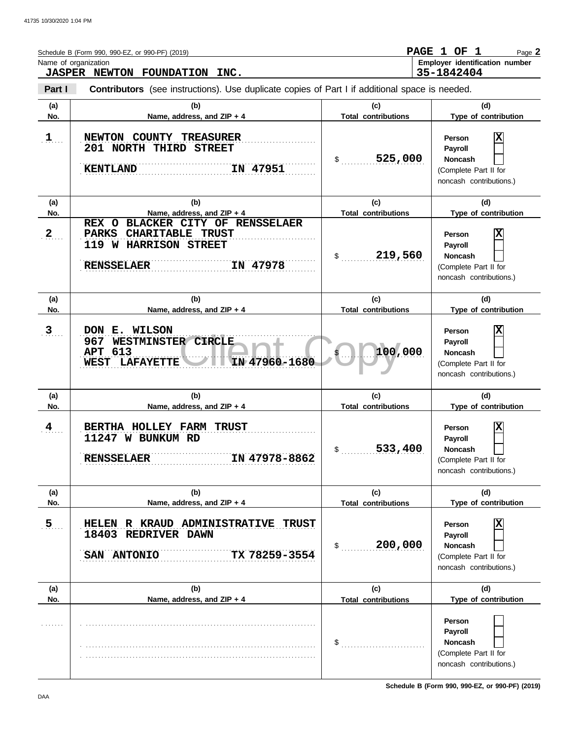Schedule B (Form 990, 990-EZ, or 990-PF) (2019) **PAGE 1 OF 1** Page **2**

Name of organization: **JASPER NEWTON FOUNDATION INC.**

Employer identification number: **35-1842404**

**Part I** **Contributors** (see instructions). Use duplicate copies of Part I if additional space is needed.

| (a) No. | (b) Name, address, and ZIP + 4 | (c) Total contributions | (d) Type of contribution |
|---|---|---|---|
| 1 | NEWTON COUNTY TREASURER<br>201 NORTH THIRD STREET<br>KENTLAND IN 47951 | $ 525,000 | Person [X]<br>Payroll [ ]<br>Noncash [ ]<br>(Complete Part II for noncash contributions.) |
| 2 | REX O BLACKER CITY OF RENSSELAER PARKS CHARITABLE TRUST<br>119 W HARRISON STREET<br>RENSSELAER IN 47978 | $ 219,560 | Person [X]<br>Payroll [ ]<br>Noncash [ ]<br>(Complete Part II for noncash contributions.) |
| 3 | DON E. WILSON<br>967 WESTMINSTER CIRCLE<br>APT 613<br>WEST LAFAYETTE IN 47960-1680 | $ 100,000 | Person [X]<br>Payroll [ ]<br>Noncash [ ]<br>(Complete Part II for noncash contributions.) |
| 4 | BERTHA HOLLEY FARM TRUST<br>11247 W BUNKUM RD<br>RENSSELAER IN 47978-8862 | $ 533,400 | Person [X]<br>Payroll [ ]<br>Noncash [ ]<br>(Complete Part II for noncash contributions.) |
| 5 | HELEN R KRAUD ADMINISTRATIVE TRUST<br>18403 REDRIVER DAWN<br>SAN ANTONIO TX 78259-3554 | $ 200,000 | Person [X]<br>Payroll [ ]<br>Noncash [ ]<br>(Complete Part II for noncash contributions.) |
| | | $ | Person [ ]<br>Payroll [ ]<br>Noncash [ ]<br>(Complete Part II for noncash contributions.) |

Schedule B (Form 990, 990-EZ, or 990-PF) (2019)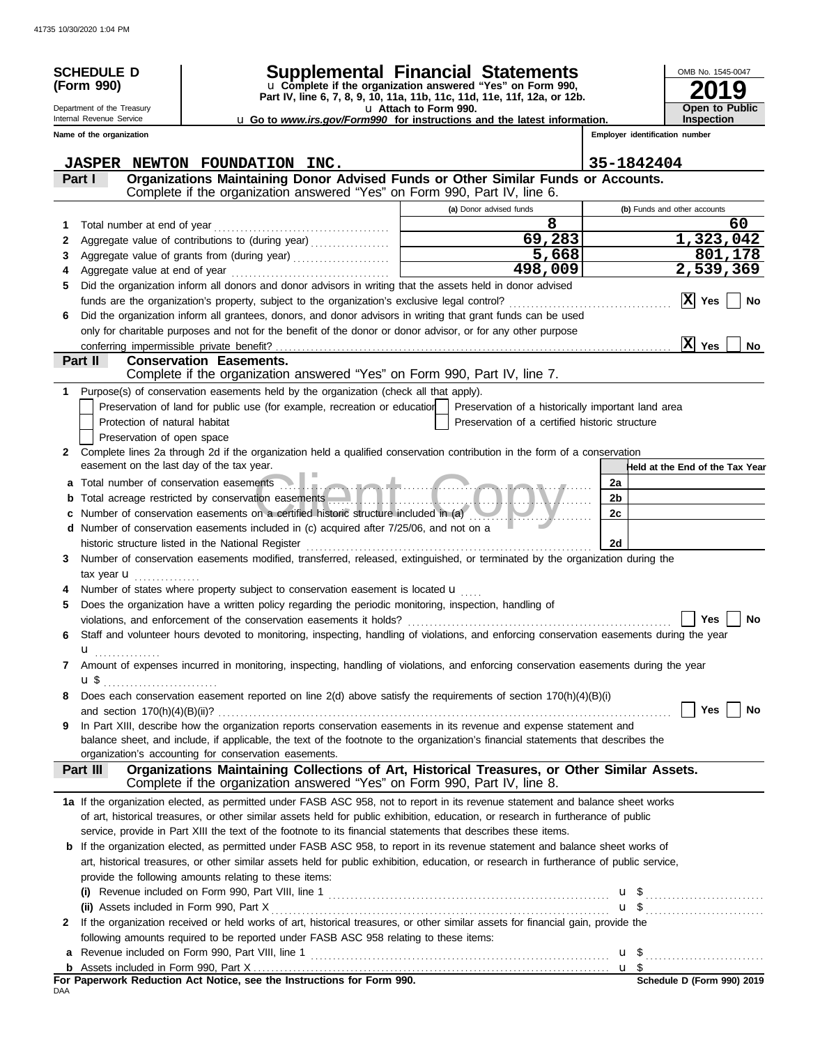# SCHEDULE D (Form 990)

Department of the Treasury
Internal Revenue Service

## Supplemental Financial Statements

u Complete if the organization answered "Yes" on Form 990, Part IV, line 6, 7, 8, 9, 10, 11a, 11b, 11c, 11d, 11e, 11f, 12a, or 12b.

u Attach to Form 990.

u Go to *www.irs.gov/Form990* for instructions and the latest information.

OMB No. 1545-0047

**2019**

**Open to Public Inspection**

**Name of the organization:** JASPER NEWTON FOUNDATION INC.

**Employer identification number:** 35-1842404

### Part I — Organizations Maintaining Donor Advised Funds or Other Similar Funds or Accounts.

Complete if the organization answered "Yes" on Form 990, Part IV, line 6.

| | | (a) Donor advised funds | (b) Funds and other accounts |
|---|---|---|---|
| 1 | Total number at end of year | 8 | 60 |
| 2 | Aggregate value of contributions to (during year) | 69,283 | 1,323,042 |
| 3 | Aggregate value of grants from (during year) | 5,668 | 801,178 |
| 4 | Aggregate value at end of year | 498,009 | 2,539,369 |

5 Did the organization inform all donors and donor advisors in writing that the assets held in donor advised funds are the organization's property, subject to the organization's exclusive legal control? [X] Yes [ ] No

6 Did the organization inform all grantees, donors, and donor advisors in writing that grant funds can be used only for charitable purposes and not for the benefit of the donor or donor advisor, or for any other purpose conferring impermissible private benefit? [X] Yes [ ] No

### Part II — Conservation Easements.

Complete if the organization answered "Yes" on Form 990, Part IV, line 7.

1 Purpose(s) of conservation easements held by the organization (check all that apply).

- [ ] Preservation of land for public use (for example, recreation or education)
- [ ] Protection of natural habitat
- [ ] Preservation of open space
- [ ] Preservation of a historically important land area
- [ ] Preservation of a certified historic structure

2 Complete lines 2a through 2d if the organization held a qualified conservation contribution in the form of a conservation easement on the last day of the tax year.

| | | | Held at the End of the Tax Year |
|---|---|---|---|
| a | Total number of conservation easements | 2a | |
| b | Total acreage restricted by conservation easements | 2b | |
| c | Number of conservation easements on a certified historic structure included in (a) | 2c | |
| d | Number of conservation easements included in (c) acquired after 7/25/06, and not on a historic structure listed in the National Register | 2d | |

3 Number of conservation easements modified, transferred, released, extinguished, or terminated by the organization during the tax year u

4 Number of states where property subject to conservation easement is located u

5 Does the organization have a written policy regarding the periodic monitoring, inspection, handling of violations, and enforcement of the conservation easements it holds? [ ] Yes [ ] No

6 Staff and volunteer hours devoted to monitoring, inspecting, handling of violations, and enforcing conservation easements during the year u

7 Amount of expenses incurred in monitoring, inspecting, handling of violations, and enforcing conservation easements during the year u $

8 Does each conservation easement reported on line 2(d) above satisfy the requirements of section 170(h)(4)(B)(i) and section 170(h)(4)(B)(ii)? [ ] Yes [ ] No

9 In Part XIII, describe how the organization reports conservation easements in its revenue and expense statement and balance sheet, and include, if applicable, the text of the footnote to the organization's financial statements that describes the organization's accounting for conservation easements.

### Part III — Organizations Maintaining Collections of Art, Historical Treasures, or Other Similar Assets.

Complete if the organization answered "Yes" on Form 990, Part IV, line 8.

1a If the organization elected, as permitted under FASB ASC 958, not to report in its revenue statement and balance sheet works of art, historical treasures, or other similar assets held for public exhibition, education, or research in furtherance of public service, provide in Part XIII the text of the footnote to its financial statements that describes these items.

b If the organization elected, as permitted under FASB ASC 958, to report in its revenue statement and balance sheet works of art, historical treasures, or other similar assets held for public exhibition, education, or research in furtherance of public service, provide the following amounts relating to these items:

(i) Revenue included on Form 990, Part VIII, line 1 u $

(ii) Assets included in Form 990, Part X u $

2 If the organization received or held works of art, historical treasures, or other similar assets for financial gain, provide the following amounts required to be reported under FASB ASC 958 relating to these items:

a Revenue included on Form 990, Part VIII, line 1 u $

b Assets included in Form 990, Part X u $

**For Paperwork Reduction Act Notice, see the Instructions for Form 990.**

DAA

**Schedule D (Form 990) 2019**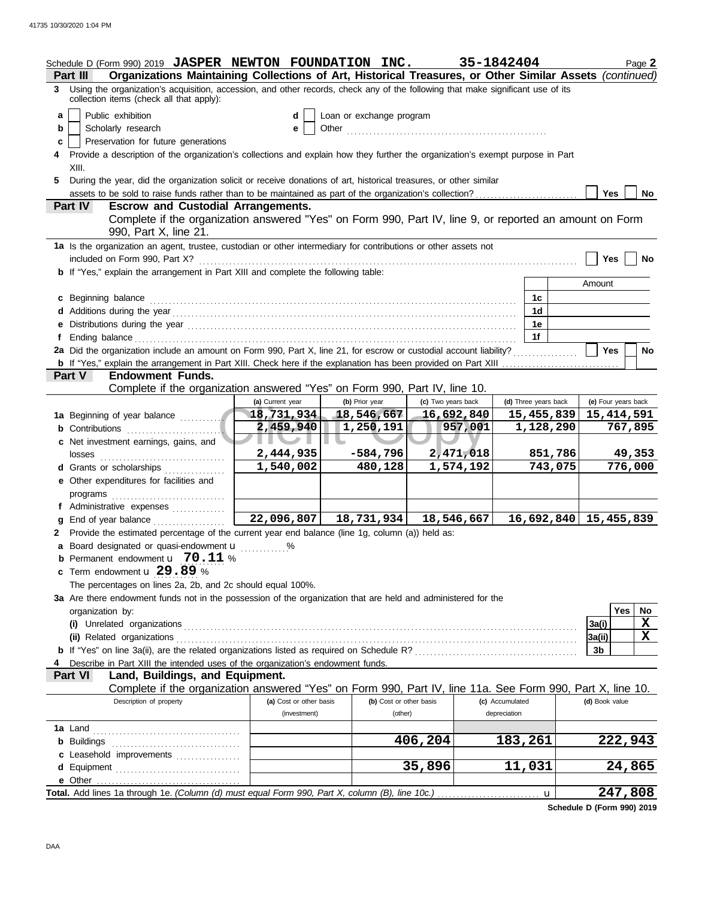Schedule D (Form 990) 2019 **JASPER NEWTON FOUNDATION INC.** **35-1842404** Page **2**

## Part III Organizations Maintaining Collections of Art, Historical Treasures, or Other Similar Assets *(continued)*

**3** Using the organization's acquisition, accession, and other records, check any of the following that make significant use of its collection items (check all that apply):

- **a** ☐ Public exhibition
- **b** ☐ Scholarly research
- **c** ☐ Preservation for future generations
- **d** ☐ Loan or exchange program
- **e** ☐ Other

**4** Provide a description of the organization's collections and explain how they further the organization's exempt purpose in Part XIII.

**5** During the year, did the organization solicit or receive donations of art, historical treasures, or other similar assets to be sold to raise funds rather than to be maintained as part of the organization's collection? ☐ Yes ☐ No

## Part IV Escrow and Custodial Arrangements.

Complete if the organization answered "Yes" on Form 990, Part IV, line 9, or reported an amount on Form 990, Part X, line 21.

**1a** Is the organization an agent, trustee, custodian or other intermediary for contributions or other assets not included on Form 990, Part X? ☐ Yes ☐ No

**b** If "Yes," explain the arrangement in Part XIII and complete the following table:

| | | Amount |
|---|---|---|
| **c** Beginning balance | 1c | |
| **d** Additions during the year | 1d | |
| **e** Distributions during the year | 1e | |
| **f** Ending balance | 1f | |

**2a** Did the organization include an amount on Form 990, Part X, line 21, for escrow or custodial account liability? ☐ Yes ☐ No

**b** If "Yes," explain the arrangement in Part XIII. Check here if the explanation has been provided on Part XIII ☐

## Part V Endowment Funds.

Complete if the organization answered "Yes" on Form 990, Part IV, line 10.

| | (a) Current year | (b) Prior year | (c) Two years back | (d) Three years back | (e) Four years back |
|---|---|---|---|---|---|
| **1a** Beginning of year balance | 18,731,934 | 18,546,667 | 16,692,840 | 15,455,839 | 15,414,591 |
| **b** Contributions | 2,459,940 | 1,250,191 | 957,001 | 1,128,290 | 767,895 |
| **c** Net investment earnings, gains, and losses | 2,444,935 | -584,796 | 2,471,018 | 851,786 | 49,353 |
| **d** Grants or scholarships | 1,540,002 | 480,128 | 1,574,192 | 743,075 | 776,000 |
| **e** Other expenditures for facilities and programs | | | | | |
| **f** Administrative expenses | | | | | |
| **g** End of year balance | 22,096,807 | 18,731,934 | 18,546,667 | 16,692,840 | 15,455,839 |

**2** Provide the estimated percentage of the current year end balance (line 1g, column (a)) held as:

- **a** Board designated or quasi-endowment ______ %
- **b** Permanent endowment **70.11** %
- **c** Term endowment **29.89** %

The percentages on lines 2a, 2b, and 2c should equal 100%.

**3a** Are there endowment funds not in the possession of the organization that are held and administered for the organization by:

| | | Yes | No |
|---|---|---|---|
| **(i)** Unrelated organizations | 3a(i) | | X |
| **(ii)** Related organizations | 3a(ii) | | X |
| **b** If "Yes" on line 3a(ii), are the related organizations listed as required on Schedule R? | 3b | | |

**4** Describe in Part XIII the intended uses of the organization's endowment funds.

## Part VI Land, Buildings, and Equipment.

Complete if the organization answered "Yes" on Form 990, Part IV, line 11a. See Form 990, Part X, line 10.

| Description of property | (a) Cost or other basis (investment) | (b) Cost or other basis (other) | (c) Accumulated depreciation | (d) Book value |
|---|---|---|---|---|
| **1a** Land | | | | |
| **b** Buildings | | 406,204 | 183,261 | 222,943 |
| **c** Leasehold improvements | | | | |
| **d** Equipment | | 35,896 | 11,031 | 24,865 |
| **e** Other | | | | |
| **Total.** Add lines 1a through 1e. *(Column (d) must equal Form 990, Part X, column (B), line 10c.)* | | | | 247,808 |

**Schedule D (Form 990) 2019**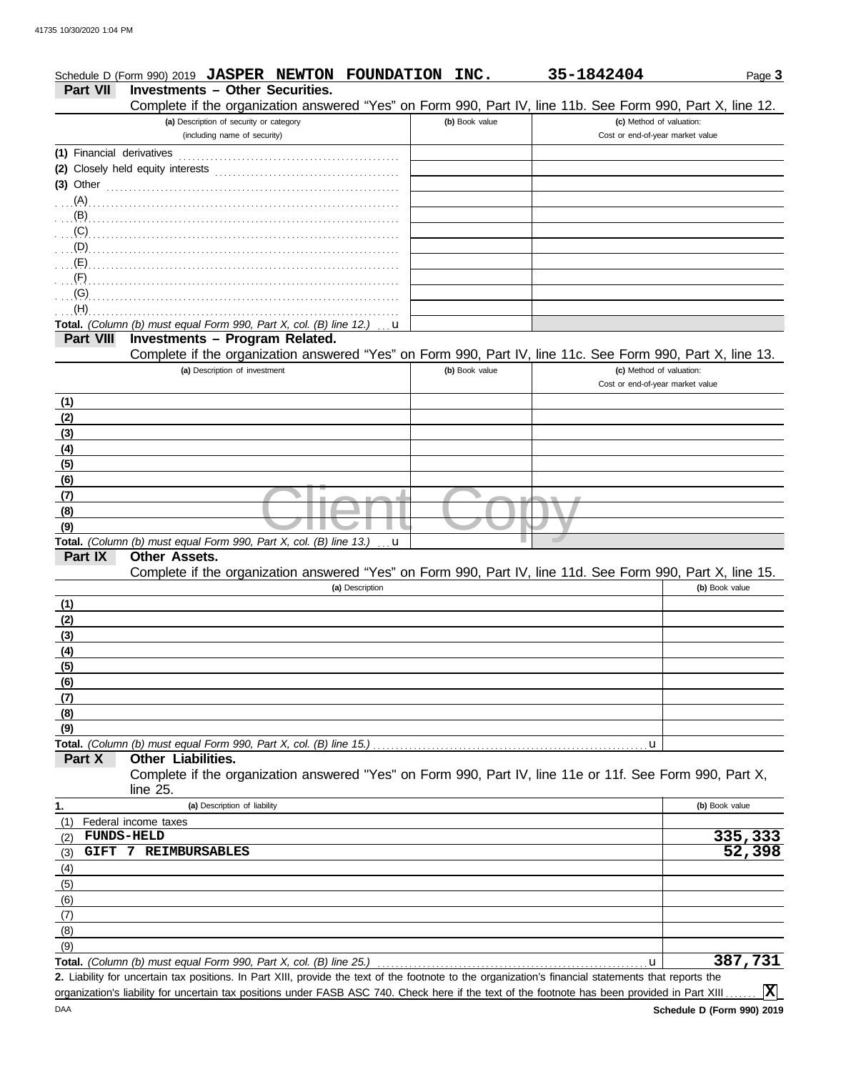Schedule D (Form 990) 2019 **JASPER NEWTON FOUNDATION INC.** **35-1842404** Page **3**

## Part VII Investments – Other Securities.

Complete if the organization answered "Yes" on Form 990, Part IV, line 11b. See Form 990, Part X, line 12.

| (a) Description of security or category (including name of security) | (b) Book value | (c) Method of valuation: Cost or end-of-year market value |
|---|---|---|
| (1) Financial derivatives | | |
| (2) Closely held equity interests | | |
| (3) Other | | |
| (A) | | |
| (B) | | |
| (C) | | |
| (D) | | |
| (E) | | |
| (F) | | |
| (G) | | |
| (H) | | |
| **Total.** *(Column (b) must equal Form 990, Part X, col. (B) line 12.)* u | | |

## Part VIII Investments – Program Related.

Complete if the organization answered "Yes" on Form 990, Part IV, line 11c. See Form 990, Part X, line 13.

| (a) Description of investment | (b) Book value | (c) Method of valuation: Cost or end-of-year market value |
|---|---|---|
| (1) | | |
| (2) | | |
| (3) | | |
| (4) | | |
| (5) | | |
| (6) | | |
| (7) | | |
| (8) | | |
| (9) | | |
| **Total.** *(Column (b) must equal Form 990, Part X, col. (B) line 13.)* u | | |

## Part IX Other Assets.

Complete if the organization answered "Yes" on Form 990, Part IV, line 11d. See Form 990, Part X, line 15.

| (a) Description | (b) Book value |
|---|---|
| (1) | |
| (2) | |
| (3) | |
| (4) | |
| (5) | |
| (6) | |
| (7) | |
| (8) | |
| (9) | |
| **Total.** *(Column (b) must equal Form 990, Part X, col. (B) line 15.)* u | |

## Part X Other Liabilities.

Complete if the organization answered "Yes" on Form 990, Part IV, line 11e or 11f. See Form 990, Part X, line 25.

| 1. (a) Description of liability | (b) Book value |
|---|---|
| (1) Federal income taxes | |
| (2) **FUNDS-HELD** | **335,333** |
| (3) **GIFT 7 REIMBURSABLES** | **52,398** |
| (4) | |
| (5) | |
| (6) | |
| (7) | |
| (8) | |
| (9) | |
| **Total.** *(Column (b) must equal Form 990, Part X, col. (B) line 25.)* u | **387,731** |

**2.** Liability for uncertain tax positions. In Part XIII, provide the text of the footnote to the organization's financial statements that reports the organization's liability for uncertain tax positions under FASB ASC 740. Check here if the text of the footnote has been provided in Part XIII ....... **X**

DAA **Schedule D (Form 990) 2019**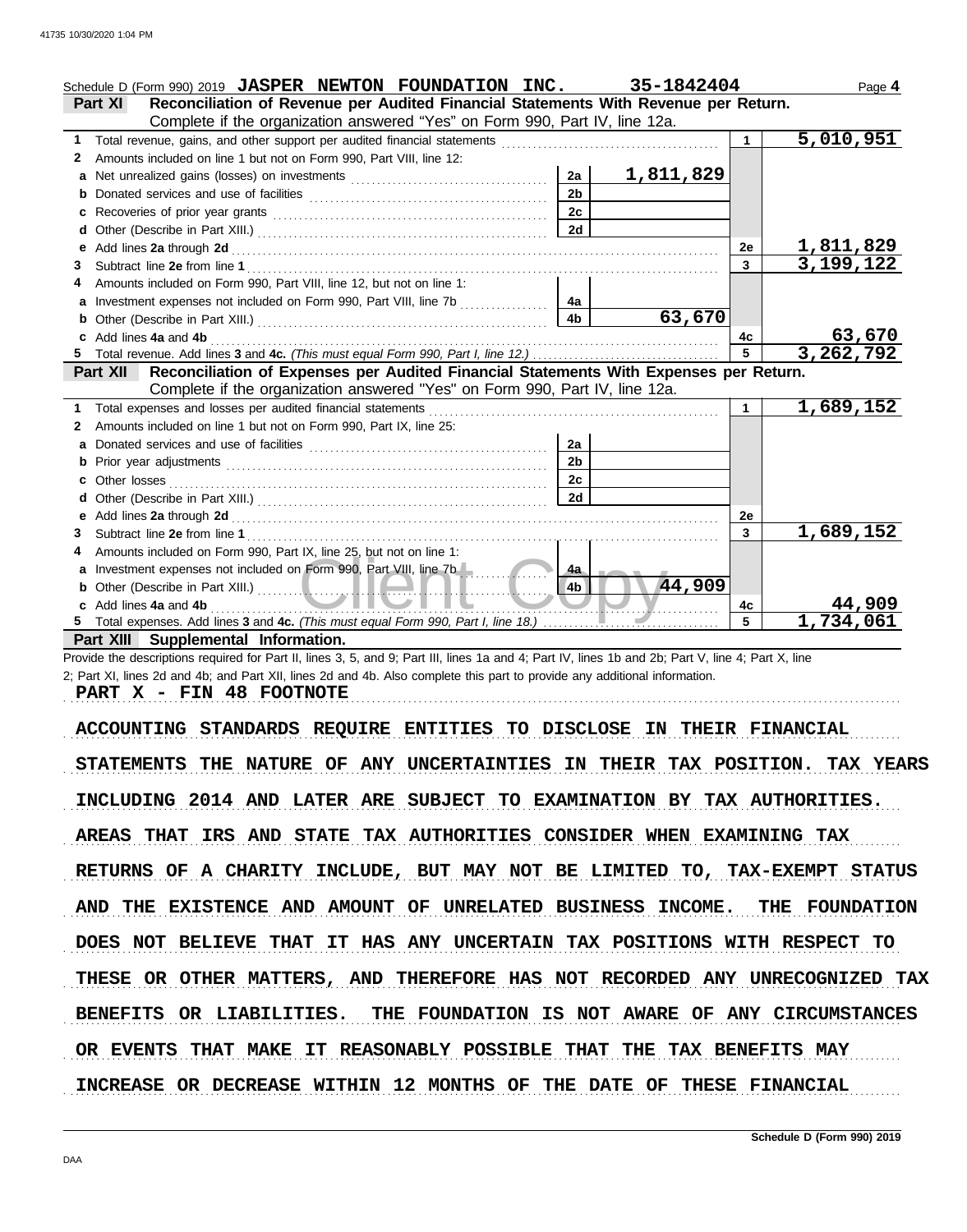Schedule D (Form 990) 2019 **JASPER NEWTON FOUNDATION INC.** **35-1842404** Page **4**

**Part XI Reconciliation of Revenue per Audited Financial Statements With Revenue per Return.**
Complete if the organization answered "Yes" on Form 990, Part IV, line 12a.

| | | | | | |
|---|---|---|---|---|---|
| **1** | Total revenue, gains, and other support per audited financial statements | | | 1 | 5,010,951 |
| **2** | Amounts included on line 1 but not on Form 990, Part VIII, line 12: | | | | |
| **a** | Net unrealized gains (losses) on investments | 2a | 1,811,829 | | |
| **b** | Donated services and use of facilities | 2b | | | |
| **c** | Recoveries of prior year grants | 2c | | | |
| **d** | Other (Describe in Part XIII.) | 2d | | | |
| **e** | Add lines **2a** through **2d** | | | 2e | 1,811,829 |
| **3** | Subtract line **2e** from line **1** | | | 3 | 3,199,122 |
| **4** | Amounts included on Form 990, Part VIII, line 12, but not on line 1: | | | | |
| **a** | Investment expenses not included on Form 990, Part VIII, line 7b | 4a | | | |
| **b** | Other (Describe in Part XIII.) | 4b | 63,670 | | |
| **c** | Add lines **4a** and **4b** | | | 4c | 63,670 |
| **5** | Total revenue. Add lines **3** and **4c.** *(This must equal Form 990, Part I, line 12.)* | | | 5 | 3,262,792 |

**Part XII Reconciliation of Expenses per Audited Financial Statements With Expenses per Return.**
Complete if the organization answered "Yes" on Form 990, Part IV, line 12a.

| | | | | | |
|---|---|---|---|---|---|
| **1** | Total expenses and losses per audited financial statements | | | 1 | 1,689,152 |
| **2** | Amounts included on line 1 but not on Form 990, Part IX, line 25: | | | | |
| **a** | Donated services and use of facilities | 2a | | | |
| **b** | Prior year adjustments | 2b | | | |
| **c** | Other losses | 2c | | | |
| **d** | Other (Describe in Part XIII.) | 2d | | | |
| **e** | Add lines **2a** through **2d** | | | 2e | |
| **3** | Subtract line **2e** from line **1** | | | 3 | 1,689,152 |
| **4** | Amounts included on Form 990, Part IX, line 25, but not on line 1: | | | | |
| **a** | Investment expenses not included on Form 990, Part VIII, line 7b | 4a | | | |
| **b** | Other (Describe in Part XIII.) | 4b | 44,909 | | |
| **c** | Add lines **4a** and **4b** | | | 4c | 44,909 |
| **5** | Total expenses. Add lines **3** and **4c.** *(This must equal Form 990, Part I, line 18.)* | | | 5 | 1,734,061 |

**Part XIII Supplemental Information.**

Provide the descriptions required for Part II, lines 3, 5, and 9; Part III, lines 1a and 4; Part IV, lines 1b and 2b; Part V, line 4; Part X, line 2; Part XI, lines 2d and 4b; and Part XII, lines 2d and 4b. Also complete this part to provide any additional information.

PART X - FIN 48 FOOTNOTE

ACCOUNTING STANDARDS REQUIRE ENTITIES TO DISCLOSE IN THEIR FINANCIAL STATEMENTS THE NATURE OF ANY UNCERTAINTIES IN THEIR TAX POSITION. TAX YEARS INCLUDING 2014 AND LATER ARE SUBJECT TO EXAMINATION BY TAX AUTHORITIES. AREAS THAT IRS AND STATE TAX AUTHORITIES CONSIDER WHEN EXAMINING TAX RETURNS OF A CHARITY INCLUDE, BUT MAY NOT BE LIMITED TO, TAX-EXEMPT STATUS AND THE EXISTENCE AND AMOUNT OF UNRELATED BUSINESS INCOME. THE FOUNDATION DOES NOT BELIEVE THAT IT HAS ANY UNCERTAIN TAX POSITIONS WITH RESPECT TO THESE OR OTHER MATTERS, AND THEREFORE HAS NOT RECORDED ANY UNRECOGNIZED TAX BENEFITS OR LIABILITIES. THE FOUNDATION IS NOT AWARE OF ANY CIRCUMSTANCES OR EVENTS THAT MAKE IT REASONABLY POSSIBLE THAT THE TAX BENEFITS MAY INCREASE OR DECREASE WITHIN 12 MONTHS OF THE DATE OF THESE FINANCIAL

Schedule D (Form 990) 2019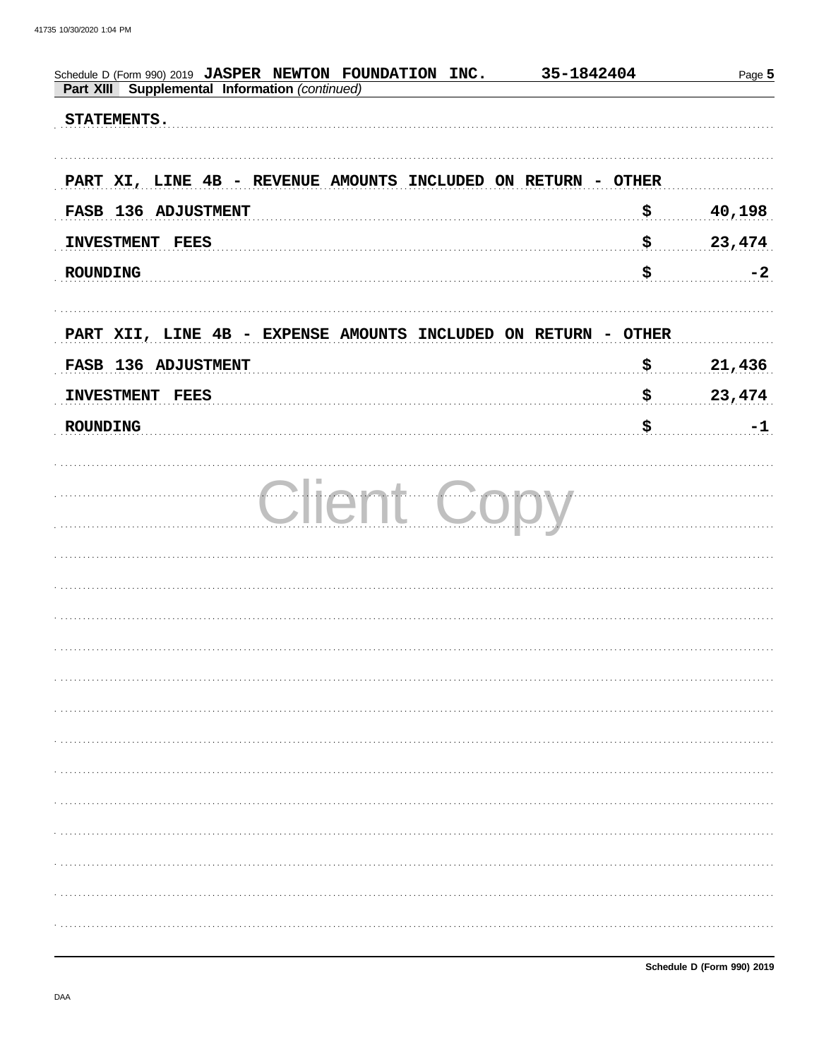Schedule D (Form 990) 2019 **JASPER NEWTON FOUNDATION INC.** **35-1842404**

**Part XIII Supplemental Information** *(continued)*

STATEMENTS.

PART XI, LINE 4B - REVENUE AMOUNTS INCLUDED ON RETURN - OTHER

| | | |
|---|---|---|
| FASB 136 ADJUSTMENT | $ | 40,198 |
| INVESTMENT FEES | $ | 23,474 |
| ROUNDING | $ | -2 |

PART XII, LINE 4B - EXPENSE AMOUNTS INCLUDED ON RETURN - OTHER

| | | |
|---|---|---|
| FASB 136 ADJUSTMENT | $ | 21,436 |
| INVESTMENT FEES | $ | 23,474 |
| ROUNDING | $ | -1 |

Client Copy

Schedule D (Form 990) 2019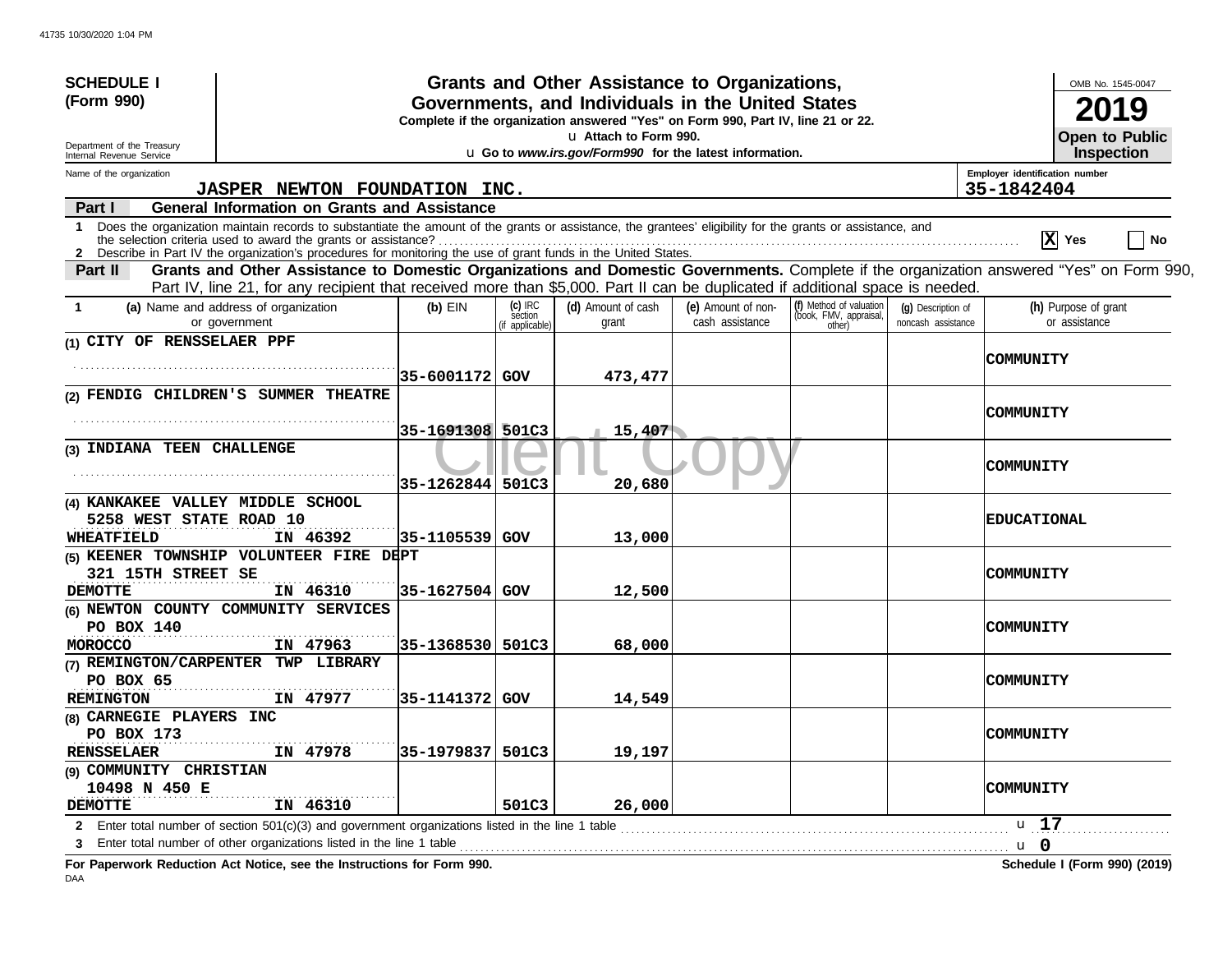41735 10/30/2020 1:04 PM

**SCHEDULE I (Form 990)**

Department of the Treasury
Internal Revenue Service

# Grants and Other Assistance to Organizations, Governments, and Individuals in the United States

**Complete if the organization answered "Yes" on Form 990, Part IV, line 21 or 22.**
u **Attach to Form 990.**
u **Go to *www.irs.gov/Form990* for the latest information.**

OMB No. 1545-0047
**2019**
**Open to Public Inspection**

Name of the organization: **JASPER NEWTON FOUNDATION INC.**
Employer identification number: **35-1842404**

**Part I — General Information on Grants and Assistance**

1 Does the organization maintain records to substantiate the amount of the grants or assistance, the grantees' eligibility for the grants or assistance, and the selection criteria used to award the grants or assistance? [X] Yes [ ] No

2 Describe in Part IV the organization's procedures for monitoring the use of grant funds in the United States.

**Part II — Grants and Other Assistance to Domestic Organizations and Domestic Governments.** Complete if the organization answered "Yes" on Form 990, Part IV, line 21, for any recipient that received more than $5,000. Part II can be duplicated if additional space is needed.

| 1 (a) Name and address of organization or government | (b) EIN | (c) IRC section (if applicable) | (d) Amount of cash grant | (e) Amount of non-cash assistance | (f) Method of valuation (book, FMV, appraisal, other) | (g) Description of noncash assistance | (h) Purpose of grant or assistance |
|---|---|---|---|---|---|---|---|
| (1) CITY OF RENSSELAER PPF | 35-6001172 | GOV | 473,477 | | | | COMMUNITY |
| (2) FENDIG CHILDREN'S SUMMER THEATRE | 35-1691308 | 501C3 | 15,407 | | | | COMMUNITY |
| (3) INDIANA TEEN CHALLENGE | 35-1262844 | 501C3 | 20,680 | | | | COMMUNITY |
| (4) KANKAKEE VALLEY MIDDLE SCHOOL 5258 WEST STATE ROAD 10 WHEATFIELD IN 46392 | 35-1105539 | GOV | 13,000 | | | | EDUCATIONAL |
| (5) KEENER TOWNSHIP VOLUNTEER FIRE DEPT 321 15TH STREET SE DEMOTTE IN 46310 | 35-1627504 | GOV | 12,500 | | | | COMMUNITY |
| (6) NEWTON COUNTY COMMUNITY SERVICES PO BOX 140 MOROCCO IN 47963 | 35-1368530 | 501C3 | 68,000 | | | | COMMUNITY |
| (7) REMINGTON/CARPENTER TWP LIBRARY PO BOX 65 REMINGTON IN 47977 | 35-1141372 | GOV | 14,549 | | | | COMMUNITY |
| (8) CARNEGIE PLAYERS INC PO BOX 173 RENSSELAER IN 47978 | 35-1979837 | 501C3 | 19,197 | | | | COMMUNITY |
| (9) COMMUNITY CHRISTIAN 10498 N 450 E DEMOTTE IN 46310 | | 501C3 | 26,000 | | | | COMMUNITY |

2 Enter total number of section 501(c)(3) and government organizations listed in the line 1 table u 17

3 Enter total number of other organizations listed in the line 1 table u 0

**For Paperwork Reduction Act Notice, see the Instructions for Form 990.** **Schedule I (Form 990) (2019)**

DAA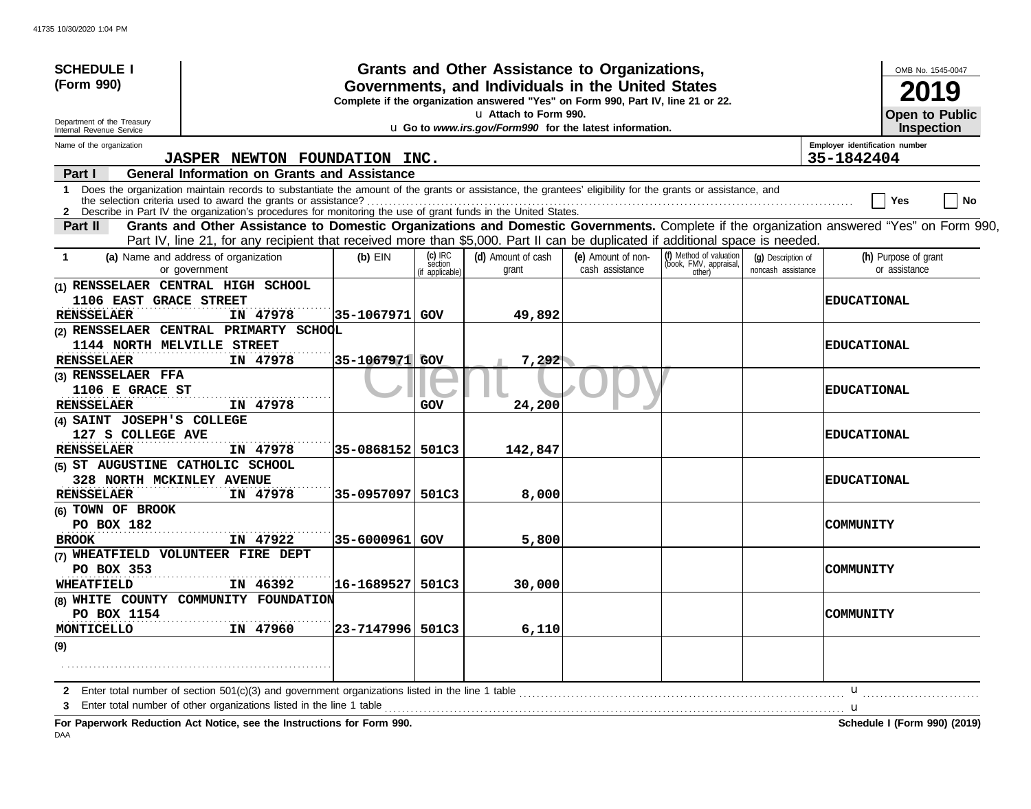**SCHEDULE I (Form 990)**

Department of the Treasury
Internal Revenue Service

# Grants and Other Assistance to Organizations, Governments, and Individuals in the United States

**Complete if the organization answered "Yes" on Form 990, Part IV, line 21 or 22.**

u **Attach to Form 990.**

u **Go to *www.irs.gov/Form990* for the latest information.**

OMB No. 1545-0047

**2019**

**Open to Public Inspection**

Name of the organization: **JASPER NEWTON FOUNDATION INC.**

Employer identification number: **35-1842404**

**Part I — General Information on Grants and Assistance**

1 Does the organization maintain records to substantiate the amount of the grants or assistance, the grantees' eligibility for the grants or assistance, and the selection criteria used to award the grants or assistance? ☐ Yes ☐ No

2 Describe in Part IV the organization's procedures for monitoring the use of grant funds in the United States.

**Part II — Grants and Other Assistance to Domestic Organizations and Domestic Governments.** Complete if the organization answered "Yes" on Form 990, Part IV, line 21, for any recipient that received more than $5,000. Part II can be duplicated if additional space is needed.

| 1 (a) Name and address of organization or government | (b) EIN | (c) IRC section (if applicable) | (d) Amount of cash grant | (e) Amount of non-cash assistance | (f) Method of valuation (book, FMV, appraisal, other) | (g) Description of noncash assistance | (h) Purpose of grant or assistance |
|---|---|---|---|---|---|---|---|
| (1) RENSSELAER CENTRAL HIGH SCHOOL 1106 EAST GRACE STREET RENSSELAER IN 47978 | 35-1067971 | GOV | 49,892 | | | | EDUCATIONAL |
| (2) RENSSELAER CENTRAL PRIMARTY SCHOOL 1144 NORTH MELVILLE STREET RENSSELAER IN 47978 | 35-1067971 | GOV | 7,292 | | | | EDUCATIONAL |
| (3) RENSSELAER FFA 1106 E GRACE ST RENSSELAER IN 47978 | | GOV | 24,200 | | | | EDUCATIONAL |
| (4) SAINT JOSEPH'S COLLEGE 127 S COLLEGE AVE RENSSELAER IN 47978 | 35-0868152 | 501C3 | 142,847 | | | | EDUCATIONAL |
| (5) ST AUGUSTINE CATHOLIC SCHOOL 328 NORTH MCKINLEY AVENUE RENSSELAER IN 47978 | 35-0957097 | 501C3 | 8,000 | | | | EDUCATIONAL |
| (6) TOWN OF BROOK PO BOX 182 BROOK IN 47922 | 35-6000961 | GOV | 5,800 | | | | COMMUNITY |
| (7) WHEATFIELD VOLUNTEER FIRE DEPT PO BOX 353 WHEATFIELD IN 46392 | 16-1689527 | 501C3 | 30,000 | | | | COMMUNITY |
| (8) WHITE COUNTY COMMUNITY FOUNDATION PO BOX 1154 MONTICELLO IN 47960 | 23-7147996 | 501C3 | 6,110 | | | | COMMUNITY |
| (9) | | | | | | | |

2 Enter total number of section 501(c)(3) and government organizations listed in the line 1 table u

3 Enter total number of other organizations listed in the line 1 table u

**For Paperwork Reduction Act Notice, see the Instructions for Form 990.** **Schedule I (Form 990) (2019)**

DAA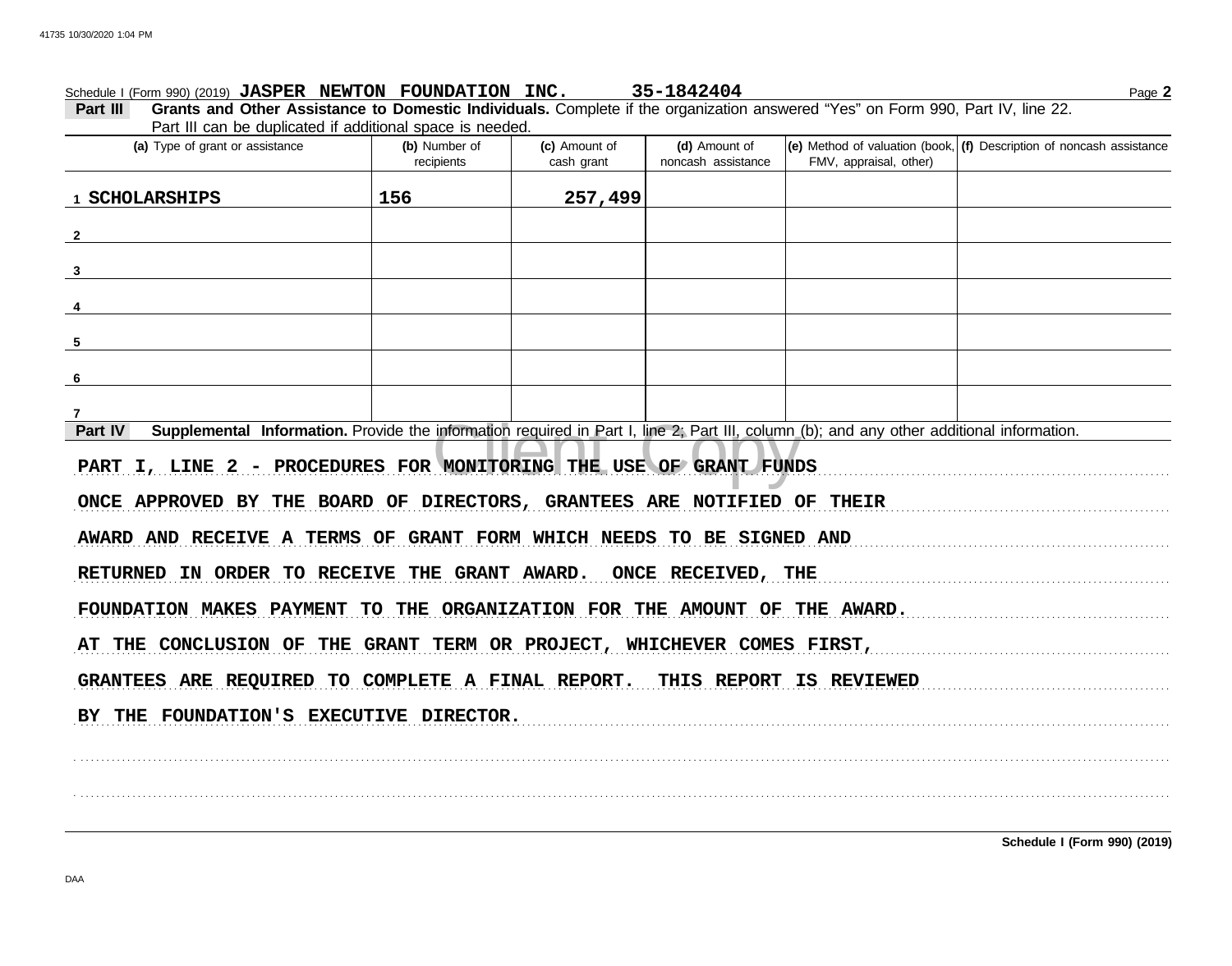Schedule I (Form 990) (2019) **JASPER NEWTON FOUNDATION INC.** **35-1842404**

**Part III** **Grants and Other Assistance to Domestic Individuals.** Complete if the organization answered "Yes" on Form 990, Part IV, line 22. Part III can be duplicated if additional space is needed.

| (a) Type of grant or assistance | (b) Number of recipients | (c) Amount of cash grant | (d) Amount of noncash assistance | (e) Method of valuation (book, FMV, appraisal, other) | (f) Description of noncash assistance |
|---|---|---|---|---|---|
| 1 SCHOLARSHIPS | 156 | 257,499 | | | |
| 2 | | | | | |
| 3 | | | | | |
| 4 | | | | | |
| 5 | | | | | |
| 6 | | | | | |
| 7 | | | | | |

**Part IV** **Supplemental Information.** Provide the information required in Part I, line 2; Part III, column (b); and any other additional information.

PART I, LINE 2 - PROCEDURES FOR MONITORING THE USE OF GRANT FUNDS

ONCE APPROVED BY THE BOARD OF DIRECTORS, GRANTEES ARE NOTIFIED OF THEIR AWARD AND RECEIVE A TERMS OF GRANT FORM WHICH NEEDS TO BE SIGNED AND RETURNED IN ORDER TO RECEIVE THE GRANT AWARD. ONCE RECEIVED, THE FOUNDATION MAKES PAYMENT TO THE ORGANIZATION FOR THE AMOUNT OF THE AWARD. AT THE CONCLUSION OF THE GRANT TERM OR PROJECT, WHICHEVER COMES FIRST, GRANTEES ARE REQUIRED TO COMPLETE A FINAL REPORT. THIS REPORT IS REVIEWED BY THE FOUNDATION'S EXECUTIVE DIRECTOR.

**Schedule I (Form 990) (2019)**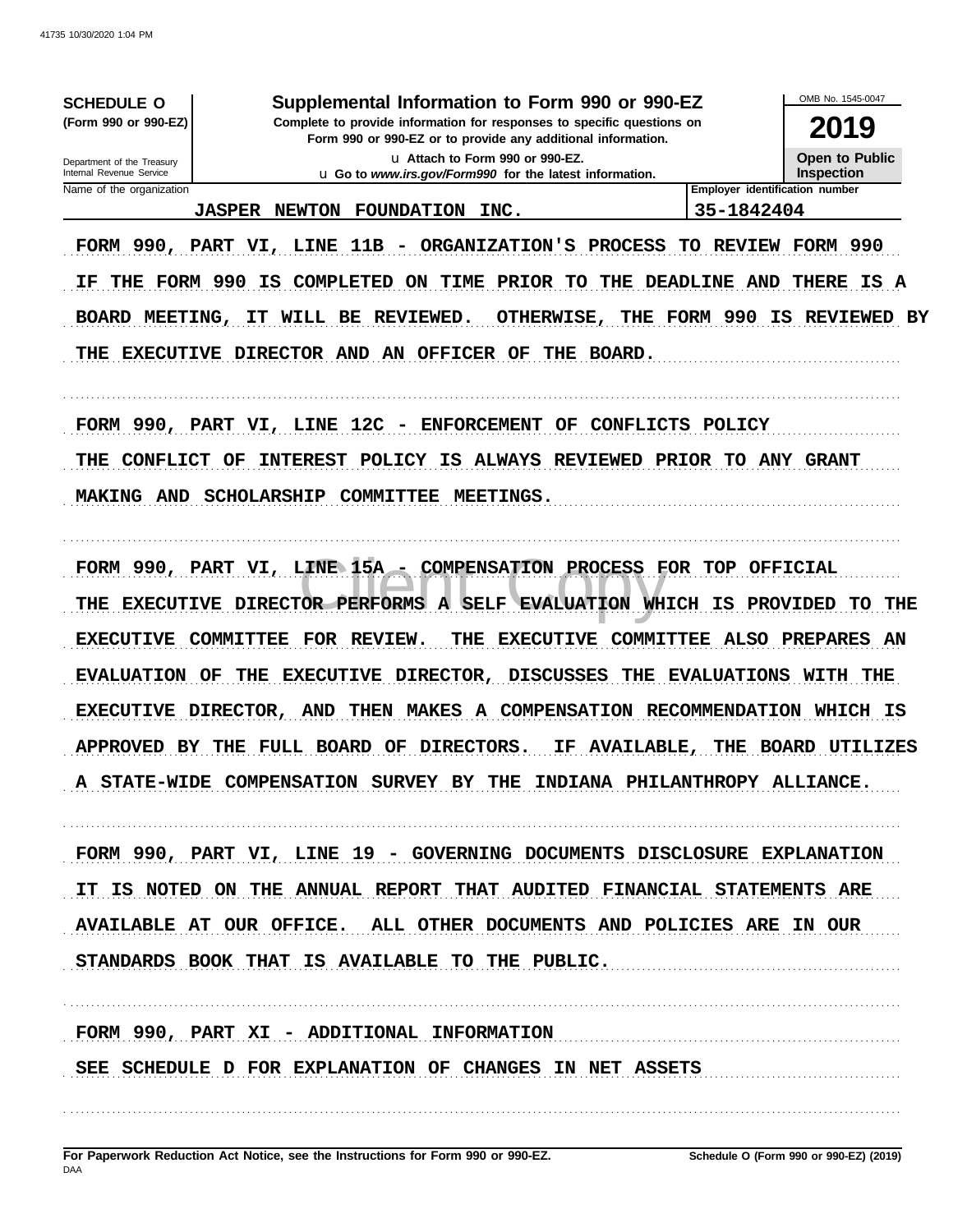**SCHEDULE O**
**(Form 990 or 990-EZ)**

Department of the Treasury
Internal Revenue Service

# Supplemental Information to Form 990 or 990-EZ

**Complete to provide information for responses to specific questions on Form 990 or 990-EZ or to provide any additional information.**

u Attach to Form 990 or 990-EZ.
u Go to *www.irs.gov/Form990* for the latest information.

OMB No. 1545-0047

**2019**

**Open to Public Inspection**

| Name of the organization | Employer identification number |
| --- | --- |
| JASPER NEWTON FOUNDATION INC. | 35-1842404 |

FORM 990, PART VI, LINE 11B - ORGANIZATION'S PROCESS TO REVIEW FORM 990

IF THE FORM 990 IS COMPLETED ON TIME PRIOR TO THE DEADLINE AND THERE IS A BOARD MEETING, IT WILL BE REVIEWED. OTHERWISE, THE FORM 990 IS REVIEWED BY THE EXECUTIVE DIRECTOR AND AN OFFICER OF THE BOARD.

FORM 990, PART VI, LINE 12C - ENFORCEMENT OF CONFLICTS POLICY

THE CONFLICT OF INTEREST POLICY IS ALWAYS REVIEWED PRIOR TO ANY GRANT MAKING AND SCHOLARSHIP COMMITTEE MEETINGS.

FORM 990, PART VI, LINE 15A - COMPENSATION PROCESS FOR TOP OFFICIAL

THE EXECUTIVE DIRECTOR PERFORMS A SELF EVALUATION WHICH IS PROVIDED TO THE EXECUTIVE COMMITTEE FOR REVIEW. THE EXECUTIVE COMMITTEE ALSO PREPARES AN EVALUATION OF THE EXECUTIVE DIRECTOR, DISCUSSES THE EVALUATIONS WITH THE EXECUTIVE DIRECTOR, AND THEN MAKES A COMPENSATION RECOMMENDATION WHICH IS APPROVED BY THE FULL BOARD OF DIRECTORS. IF AVAILABLE, THE BOARD UTILIZES A STATE-WIDE COMPENSATION SURVEY BY THE INDIANA PHILANTHROPY ALLIANCE.

FORM 990, PART VI, LINE 19 - GOVERNING DOCUMENTS DISCLOSURE EXPLANATION

IT IS NOTED ON THE ANNUAL REPORT THAT AUDITED FINANCIAL STATEMENTS ARE AVAILABLE AT OUR OFFICE. ALL OTHER DOCUMENTS AND POLICIES ARE IN OUR STANDARDS BOOK THAT IS AVAILABLE TO THE PUBLIC.

FORM 990, PART XI - ADDITIONAL INFORMATION

SEE SCHEDULE D FOR EXPLANATION OF CHANGES IN NET ASSETS

**For Paperwork Reduction Act Notice, see the Instructions for Form 990 or 990-EZ.** **Schedule O (Form 990 or 990-EZ) (2019)**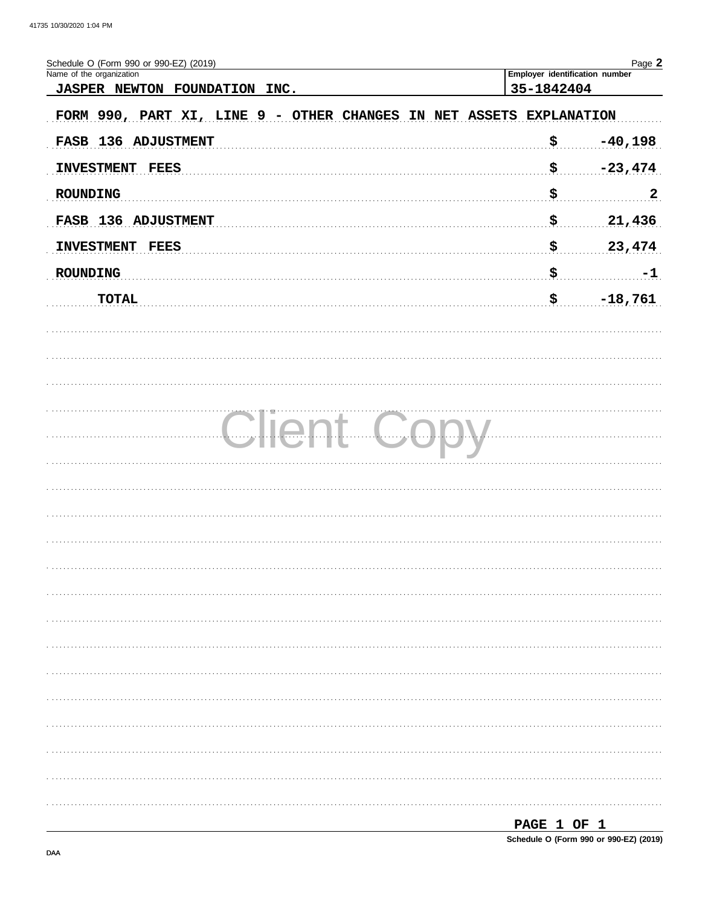Schedule O (Form 990 or 990-EZ) (2019)

| Name of the organization | Employer identification number |
|---|---|
| JASPER NEWTON FOUNDATION INC. | 35-1842404 |

FORM 990, PART XI, LINE 9 - OTHER CHANGES IN NET ASSETS EXPLANATION

| Description | | Amount |
|---|---|---|
| FASB 136 ADJUSTMENT | $ | -40,198 |
| INVESTMENT FEES | $ | -23,474 |
| ROUNDING | $ | 2 |
| FASB 136 ADJUSTMENT | $ | 21,436 |
| INVESTMENT FEES | $ | 23,474 |
| ROUNDING | $ | -1 |
| TOTAL | $ | -18,761 |

Client Copy

Schedule O (Form 990 or 990-EZ) (2019)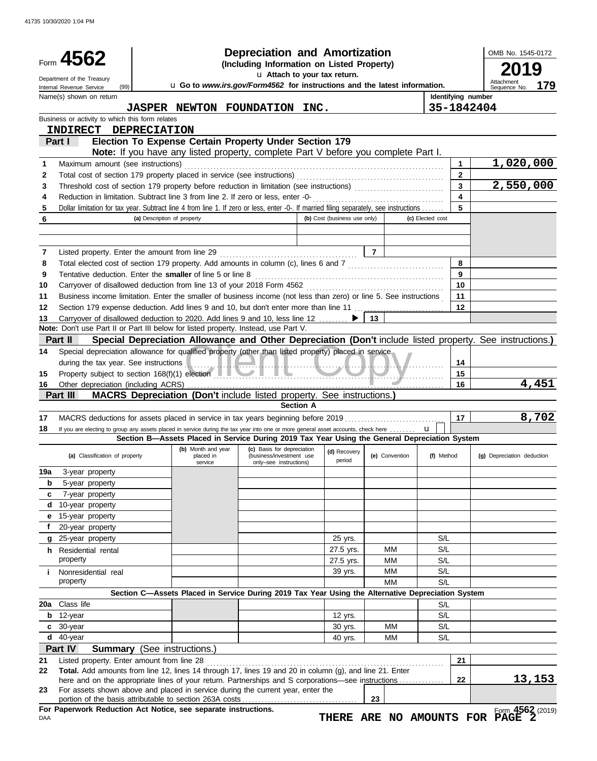41735 10/30/2020 1:04 PM

# Form 4562 — Depreciation and Amortization (Including Information on Listed Property)

Department of the Treasury
Internal Revenue Service (99)

u Attach to your tax return.

u Go to *www.irs.gov/Form4562* for instructions and the latest information.

OMB No. 1545-0172

**2019**

Attachment Sequence No. **179**

| Name(s) shown on return | Identifying number |
|---|---|
| JASPER NEWTON FOUNDATION INC. | 35-1842404 |

Business or activity to which this form relates

**INDIRECT DEPRECIATION**

## Part I — Election To Expense Certain Property Under Section 179

**Note:** If you have any listed property, complete Part V before you complete Part I.

| Line | Description | Line No. | Amount |
|---|---|---|---|
| 1 | Maximum amount (see instructions) | 1 | 1,020,000 |
| 2 | Total cost of section 179 property placed in service (see instructions) | 2 | |
| 3 | Threshold cost of section 179 property before reduction in limitation (see instructions) | 3 | 2,550,000 |
| 4 | Reduction in limitation. Subtract line 3 from line 2. If zero or less, enter -0- | 4 | |
| 5 | Dollar limitation for tax year. Subtract line 4 from line 1. If zero or less, enter -0-. If married filing separately, see instructions | 5 | |

| 6 | (a) Description of property | (b) Cost (business use only) | (c) Elected cost |
|---|---|---|---|
| | | | |
| | | | |

| Line | Description | Line No. | Amount |
|---|---|---|---|
| 7 | Listed property. Enter the amount from line 29 | 7 | |
| 8 | Total elected cost of section 179 property. Add amounts in column (c), lines 6 and 7 | 8 | |
| 9 | Tentative deduction. Enter the **smaller** of line 5 or line 8 | 9 | |
| 10 | Carryover of disallowed deduction from line 13 of your 2018 Form 4562 | 10 | |
| 11 | Business income limitation. Enter the smaller of business income (not less than zero) or line 5. See instructions | 11 | |
| 12 | Section 179 expense deduction. Add lines 9 and 10, but don't enter more than line 11 | 12 | |
| 13 | Carryover of disallowed deduction to 2020. Add lines 9 and 10, less line 12 ▶ | 13 | |

**Note:** Don't use Part II or Part III below for listed property. Instead, use Part V.

## Part II — Special Depreciation Allowance and Other Depreciation (Don't include listed property. See instructions.)

| Line | Description | Line No. | Amount |
|---|---|---|---|
| 14 | Special depreciation allowance for qualified property (other than listed property) placed in service during the tax year. See instructions | 14 | |
| 15 | Property subject to section 168(f)(1) election | 15 | |
| 16 | Other depreciation (including ACRS) | 16 | 4,451 |

## Part III — MACRS Depreciation (Don't include listed property. See instructions.)

### Section A

| Line | Description | Line No. | Amount |
|---|---|---|---|
| 17 | MACRS deductions for assets placed in service in tax years beginning before 2019 | 17 | 8,702 |
| 18 | If you are electing to group any assets placed in service during the tax year into one or more general asset accounts, check here u | | |

### Section B—Assets Placed in Service During 2019 Tax Year Using the General Depreciation System

| (a) Classification of property | (b) Month and year placed in service | (c) Basis for depreciation (business/investment use only—see instructions) | (d) Recovery period | (e) Convention | (f) Method | (g) Depreciation deduction |
|---|---|---|---|---|---|---|
| 19a 3-year property | | | | | | |
| b 5-year property | | | | | | |
| c 7-year property | | | | | | |
| d 10-year property | | | | | | |
| e 15-year property | | | | | | |
| f 20-year property | | | | | | |
| g 25-year property | | | 25 yrs. | | S/L | |
| h Residential rental property | | | 27.5 yrs. | MM | S/L | |
| | | | 27.5 yrs. | MM | S/L | |
| i Nonresidential real property | | | 39 yrs. | MM | S/L | |
| | | | | MM | S/L | |

### Section C—Assets Placed in Service During 2019 Tax Year Using the Alternative Depreciation System

| (a) Classification of property | (b) Month and year placed in service | (c) Basis for depreciation | (d) Recovery period | (e) Convention | (f) Method | (g) Depreciation deduction |
|---|---|---|---|---|---|---|
| 20a Class life | | | | | S/L | |
| b 12-year | | | 12 yrs. | | S/L | |
| c 30-year | | | 30 yrs. | MM | S/L | |
| d 40-year | | | 40 yrs. | MM | S/L | |

## Part IV — Summary (See instructions.)

| Line | Description | Line No. | Amount |
|---|---|---|---|
| 21 | Listed property. Enter amount from line 28 | 21 | |
| 22 | **Total.** Add amounts from line 12, lines 14 through 17, lines 19 and 20 in column (g), and line 21. Enter here and on the appropriate lines of your return. Partnerships and S corporations—see instructions | 22 | 13,153 |
| 23 | For assets shown above and placed in service during the current year, enter the portion of the basis attributable to section 263A costs | 23 | |

**For Paperwork Reduction Act Notice, see separate instructions.**

DAA

**THERE ARE NO AMOUNTS FOR PAGE 2**

Form **4562** (2019)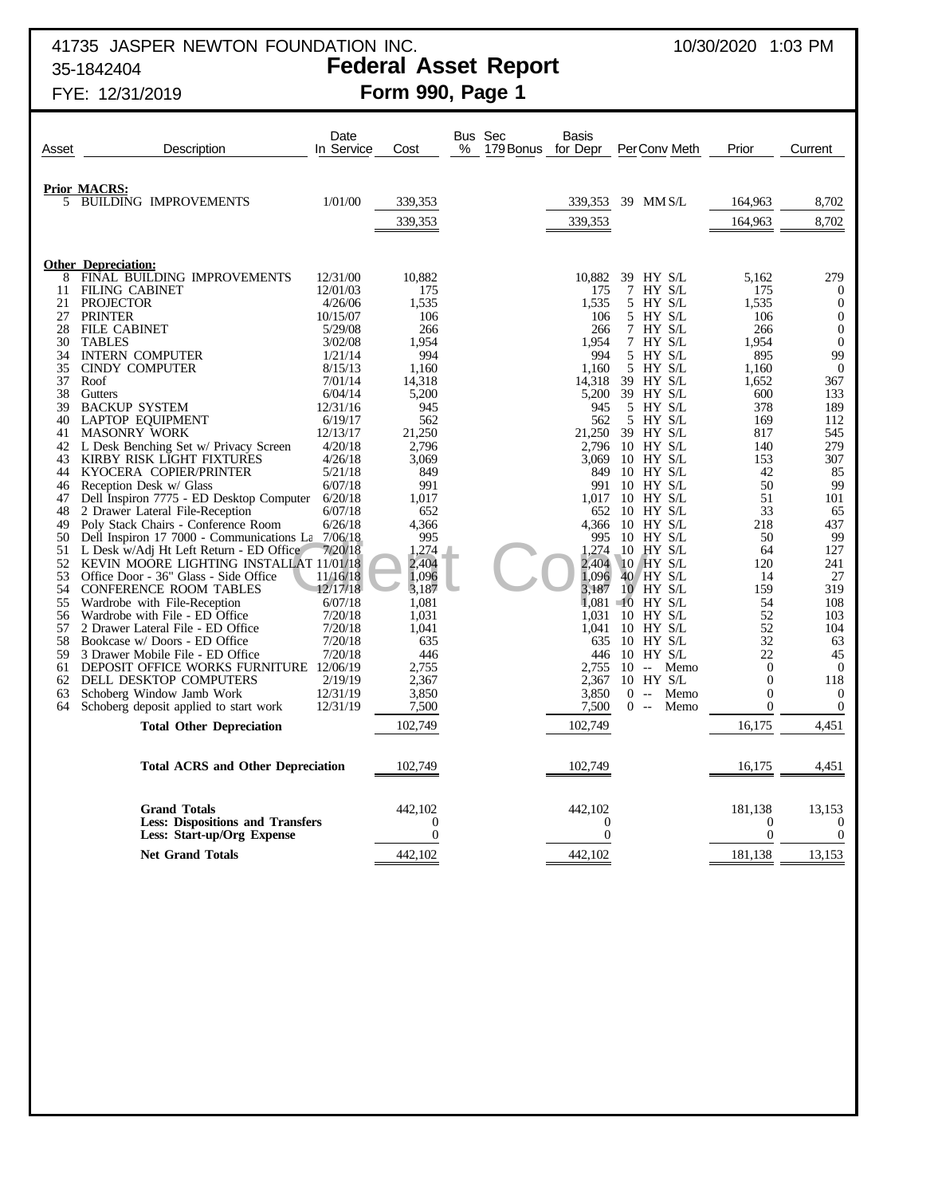41735 JASPER NEWTON FOUNDATION INC. 10/30/2020 1:03 PM
35-1842404
FYE: 12/31/2019

# Federal Asset Report
## Form 990, Page 1

| Asset | Description | Date In Service | Cost | Bus % | Sec 179 Bonus | Basis for Depr | Per | Conv | Meth | Prior | Current |
|---|---|---|---|---|---|---|---|---|---|---|---|
| | **Prior MACRS:** | | | | | | | | | | |
| 5 | BUILDING IMPROVEMENTS | 1/01/00 | 339,353 | | | 339,353 | 39 | MM | S/L | 164,963 | 8,702 |
| | | | 339,353 | | | 339,353 | | | | 164,963 | 8,702 |
| | **Other Depreciation:** | | | | | | | | | | |
| 8 | FINAL BUILDING IMPROVEMENTS | 12/31/00 | 10,882 | | | 10,882 | 39 | HY | S/L | 5,162 | 279 |
| 11 | FILING CABINET | 12/01/03 | 175 | | | 175 | 7 | HY | S/L | 175 | 0 |
| 21 | PROJECTOR | 4/26/06 | 1,535 | | | 1,535 | 5 | HY | S/L | 1,535 | 0 |
| 27 | PRINTER | 10/15/07 | 106 | | | 106 | 5 | HY | S/L | 106 | 0 |
| 28 | FILE CABINET | 5/29/08 | 266 | | | 266 | 7 | HY | S/L | 266 | 0 |
| 30 | TABLES | 3/02/08 | 1,954 | | | 1,954 | 7 | HY | S/L | 1,954 | 0 |
| 34 | INTERN COMPUTER | 1/21/14 | 994 | | | 994 | 5 | HY | S/L | 895 | 99 |
| 35 | CINDY COMPUTER | 8/15/13 | 1,160 | | | 1,160 | 5 | HY | S/L | 1,160 | 0 |
| 37 | Roof | 7/01/14 | 14,318 | | | 14,318 | 39 | HY | S/L | 1,652 | 367 |
| 38 | Gutters | 6/04/14 | 5,200 | | | 5,200 | 39 | HY | S/L | 600 | 133 |
| 39 | BACKUP SYSTEM | 12/31/16 | 945 | | | 945 | 5 | HY | S/L | 378 | 189 |
| 40 | LAPTOP EQUIPMENT | 6/19/17 | 562 | | | 562 | 5 | HY | S/L | 169 | 112 |
| 41 | MASONRY WORK | 12/13/17 | 21,250 | | | 21,250 | 39 | HY | S/L | 817 | 545 |
| 42 | L Desk Benching Set w/ Privacy Screen | 4/20/18 | 2,796 | | | 2,796 | 10 | HY | S/L | 140 | 279 |
| 43 | KIRBY RISK LIGHT FIXTURES | 4/26/18 | 3,069 | | | 3,069 | 10 | HY | S/L | 153 | 307 |
| 44 | KYOCERA COPIER/PRINTER | 5/21/18 | 849 | | | 849 | 10 | HY | S/L | 42 | 85 |
| 46 | Reception Desk w/ Glass | 6/07/18 | 991 | | | 991 | 10 | HY | S/L | 50 | 99 |
| 47 | Dell Inspiron 7775 - ED Desktop Computer | 6/20/18 | 1,017 | | | 1,017 | 10 | HY | S/L | 51 | 101 |
| 48 | 2 Drawer Lateral File-Reception | 6/07/18 | 652 | | | 652 | 10 | HY | S/L | 33 | 65 |
| 49 | Poly Stack Chairs - Conference Room | 6/26/18 | 4,366 | | | 4,366 | 10 | HY | S/L | 218 | 437 |
| 50 | Dell Inspiron 17 7000 - Communications La | 7/06/18 | 995 | | | 995 | 10 | HY | S/L | 50 | 99 |
| 51 | L Desk w/Adj Ht Left Return - ED Office | 7/20/18 | 1,274 | | | 1,274 | 10 | HY | S/L | 64 | 127 |
| 52 | KEVIN MOORE LIGHTING INSTALLAT | 11/01/18 | 2,404 | | | 2,404 | 10 | HY | S/L | 120 | 241 |
| 53 | Office Door - 36" Glass - Side Office | 11/16/18 | 1,096 | | | 1,096 | 40 | HY | S/L | 14 | 27 |
| 54 | CONFERENCE ROOM TABLES | 12/17/18 | 3,187 | | | 3,187 | 10 | HY | S/L | 159 | 319 |
| 55 | Wardrobe with File-Reception | 6/07/18 | 1,081 | | | 1,081 | 10 | HY | S/L | 54 | 108 |
| 56 | Wardrobe with File - ED Office | 7/20/18 | 1,031 | | | 1,031 | 10 | HY | S/L | 52 | 103 |
| 57 | 2 Drawer Lateral File - ED Office | 7/20/18 | 1,041 | | | 1,041 | 10 | HY | S/L | 52 | 104 |
| 58 | Bookcase w/ Doors - ED Office | 7/20/18 | 635 | | | 635 | 10 | HY | S/L | 32 | 63 |
| 59 | 3 Drawer Mobile File - ED Office | 7/20/18 | 446 | | | 446 | 10 | HY | S/L | 22 | 45 |
| 61 | DEPOSIT OFFICE WORKS FURNITURE | 12/06/19 | 2,755 | | | 2,755 | 10 | -- | Memo | 0 | 0 |
| 62 | DELL DESKTOP COMPUTERS | 2/19/19 | 2,367 | | | 2,367 | 10 | HY | S/L | 0 | 118 |
| 63 | Schoberg Window Jamb Work | 12/31/19 | 3,850 | | | 3,850 | 0 | -- | Memo | 0 | 0 |
| 64 | Schoberg deposit applied to start work | 12/31/19 | 7,500 | | | 7,500 | 0 | -- | Memo | 0 | 0 |
| | **Total Other Depreciation** | | 102,749 | | | 102,749 | | | | 16,175 | 4,451 |
| | **Total ACRS and Other Depreciation** | | 102,749 | | | 102,749 | | | | 16,175 | 4,451 |
| | **Grand Totals** | | 442,102 | | | 442,102 | | | | 181,138 | 13,153 |
| | **Less: Dispositions and Transfers** | | 0 | | | 0 | | | | 0 | 0 |
| | **Less: Start-up/Org Expense** | | 0 | | | 0 | | | | 0 | 0 |
| | **Net Grand Totals** | | 442,102 | | | 442,102 | | | | 181,138 | 13,153 |

Client Copy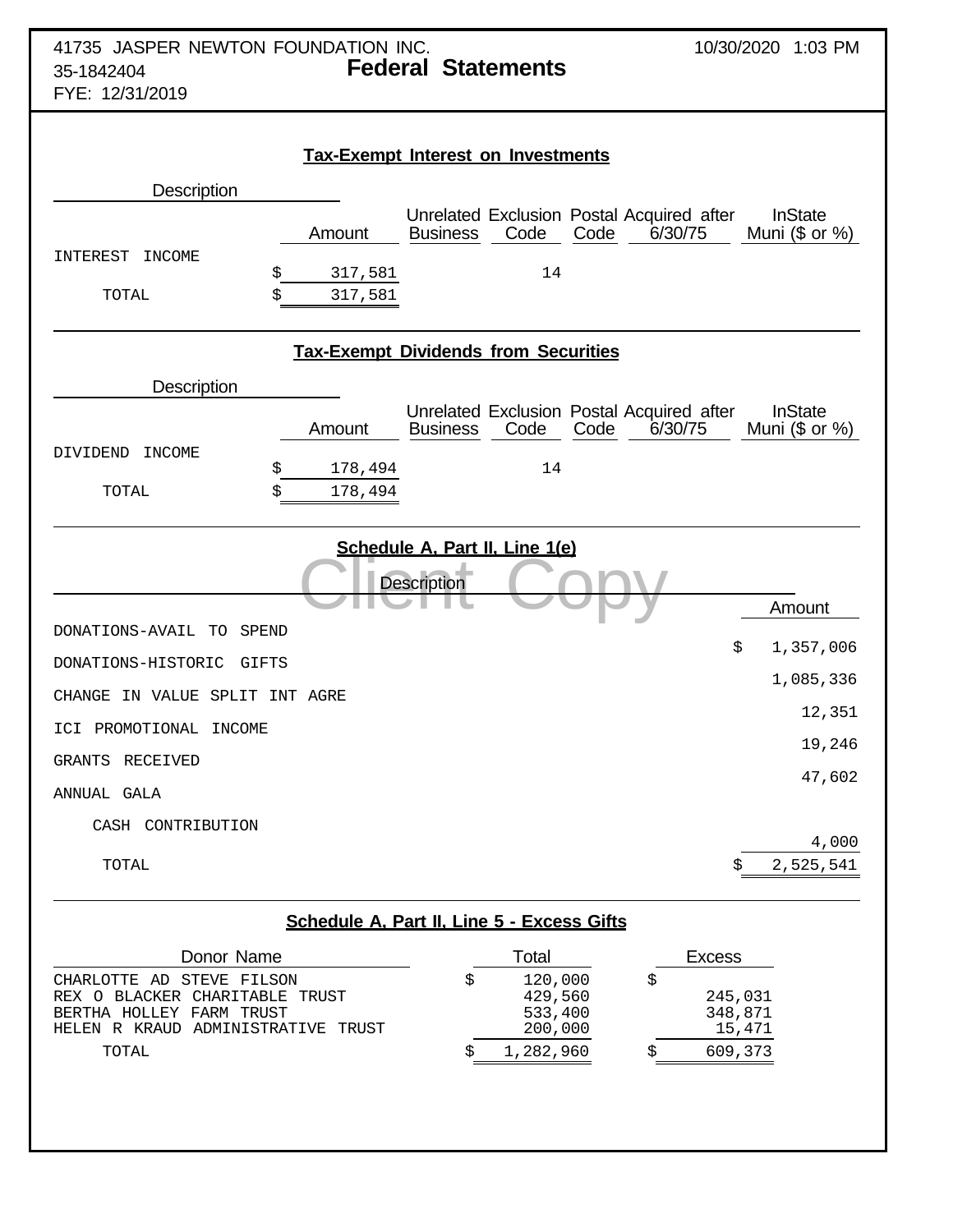41735 JASPER NEWTON FOUNDATION INC.
35-1842404
FYE: 12/31/2019

10/30/2020 1:03 PM

# Federal Statements

## Tax-Exempt Interest on Investments

| Description | Amount | Unrelated Business | Exclusion Code | Postal Code | Acquired after 6/30/75 | InState Muni ($ or %) |
|---|---|---|---|---|---|---|
| INTEREST INCOME | $ 317,581 | | 14 | | | |
| TOTAL | $ 317,581 | | | | | |

## Tax-Exempt Dividends from Securities

| Description | Amount | Unrelated Business | Exclusion Code | Postal Code | Acquired after 6/30/75 | InState Muni ($ or %) |
|---|---|---|---|---|---|---|
| DIVIDEND INCOME | $ 178,494 | | 14 | | | |
| TOTAL | $ 178,494 | | | | | |

## Schedule A, Part II, Line 1(e)

Client Copy

| Description | Amount |
|---|---|
| DONATIONS-AVAIL TO SPEND | $ 1,357,006 |
| DONATIONS-HISTORIC GIFTS | 1,085,336 |
| CHANGE IN VALUE SPLIT INT AGRE | 12,351 |
| ICI PROMOTIONAL INCOME | 19,246 |
| GRANTS RECEIVED | 47,602 |
| ANNUAL GALA | |
| CASH CONTRIBUTION | 4,000 |
| TOTAL | $ 2,525,541 |

## Schedule A, Part II, Line 5 - Excess Gifts

| Donor Name | Total | Excess |
|---|---|---|
| CHARLOTTE AD STEVE FILSON | $ 120,000 | $ |
| REX O BLACKER CHARITABLE TRUST | 429,560 | 245,031 |
| BERTHA HOLLEY FARM TRUST | 533,400 | 348,871 |
| HELEN R KRAUD ADMINISTRATIVE TRUST | 200,000 | 15,471 |
| TOTAL | $ 1,282,960 | $ 609,373 |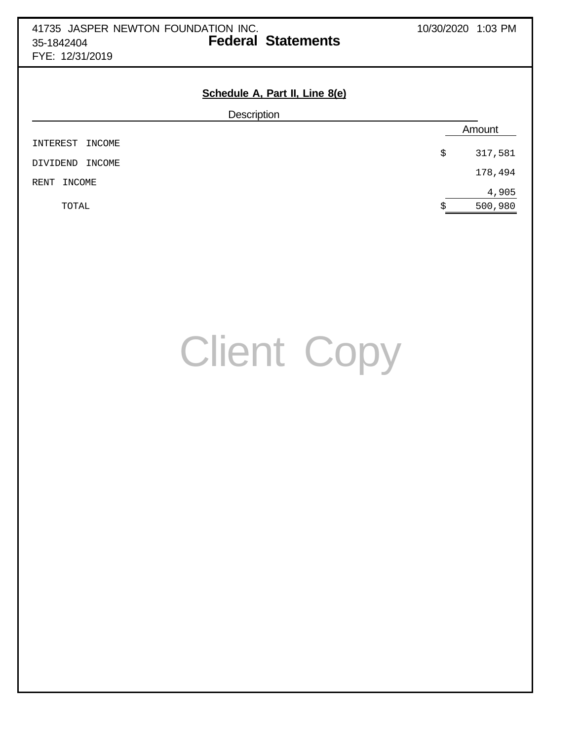41735 JASPER NEWTON FOUNDATION INC.
35-1842404
FYE: 12/31/2019

10/30/2020 1:03 PM

# Federal Statements

## Schedule A, Part II, Line 8(e)

| Description | Amount |
|---|---|
| INTEREST INCOME | $ 317,581 |
| DIVIDEND INCOME | 178,494 |
| RENT INCOME | 4,905 |
| TOTAL | $ 500,980 |

Client Copy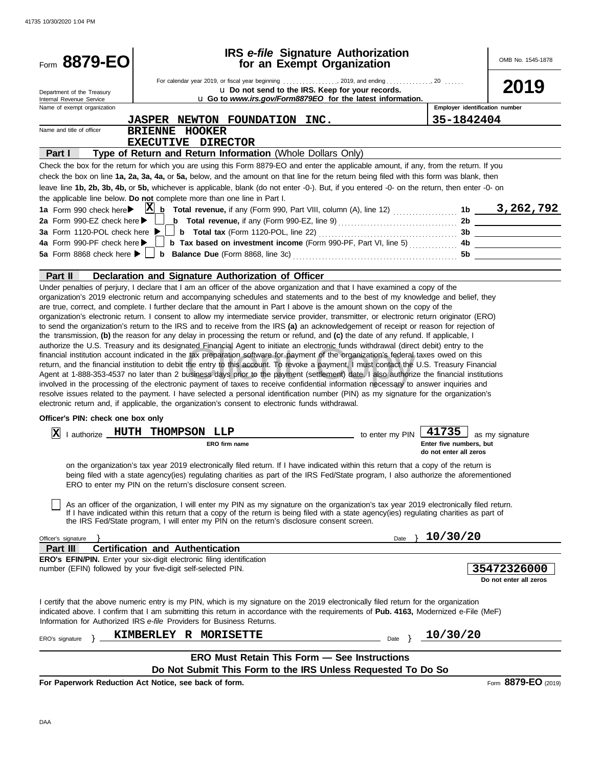41735 10/30/2020 1:04 PM

# Form 8879-EO

## IRS *e-file* Signature Authorization for an Exempt Organization

OMB No. 1545-1878

**2019**

Department of the Treasury
Internal Revenue Service

For calendar year 2019, or fiscal year beginning ................., 2019, and ending .............., 20 ......

u **Do not send to the IRS. Keep for your records.**

u **Go to *www.irs.gov/Form8879EO* for the latest information.**

| Name of exempt organization | Employer identification number |
|---|---|
| **JASPER NEWTON FOUNDATION INC.** | **35-1842404** |

Name and title of officer: **BRIENNE HOOKER**
**EXECUTIVE DIRECTOR**

**Part I — Type of Return and Return Information** (Whole Dollars Only)

Check the box for the return for which you are using this Form 8879-EO and enter the applicable amount, if any, from the return. If you check the box on line **1a, 2a, 3a, 4a,** or **5a,** below, and the amount on that line for the return being filed with this form was blank, then leave line **1b, 2b, 3b, 4b,** or **5b,** whichever is applicable, blank (do not enter -0-). But, if you entered -0- on the return, then enter -0- on the applicable line below. **Do not** complete more than one line in Part I.

| | | | |
|---|---|---|---|
| **1a** Form 990 check here ▶ [X] | **b** **Total revenue,** if any (Form 990, Part VIII, column (A), line 12) | **1b** | **3,262,792** |
| **2a** Form 990-EZ check here ▶ [ ] | **b** **Total revenue,** if any (Form 990-EZ, line 9) | **2b** | |
| **3a** Form 1120-POL check here ▶ [ ] | **b** **Total tax** (Form 1120-POL, line 22) | **3b** | |
| **4a** Form 990-PF check here ▶ [ ] | **b** **Tax based on investment income** (Form 990-PF, Part VI, line 5) | **4b** | |
| **5a** Form 8868 check here ▶ [ ] | **b** **Balance Due** (Form 8868, line 3c) | **5b** | |

**Part II — Declaration and Signature Authorization of Officer**

Under penalties of perjury, I declare that I am an officer of the above organization and that I have examined a copy of the organization's 2019 electronic return and accompanying schedules and statements and to the best of my knowledge and belief, they are true, correct, and complete. I further declare that the amount in Part I above is the amount shown on the copy of the organization's electronic return. I consent to allow my intermediate service provider, transmitter, or electronic return originator (ERO) to send the organization's return to the IRS and to receive from the IRS **(a)** an acknowledgement of receipt or reason for rejection of the transmission, **(b)** the reason for any delay in processing the return or refund, and **(c)** the date of any refund. If applicable, I authorize the U.S. Treasury and its designated Financial Agent to initiate an electronic funds withdrawal (direct debit) entry to the financial institution account indicated in the tax preparation software for payment of the organization's federal taxes owed on this return, and the financial institution to debit the entry to this account. To revoke a payment, I must contact the U.S. Treasury Financial Agent at 1-888-353-4537 no later than 2 business days prior to the payment (settlement) date. I also authorize the financial institutions involved in the processing of the electronic payment of taxes to receive confidential information necessary to answer inquiries and resolve issues related to the payment. I have selected a personal identification number (PIN) as my signature for the organization's electronic return and, if applicable, the organization's consent to electronic funds withdrawal.

Client Copy

**Officer's PIN: check one box only**

[X] I authorize **HUTH THOMPSON LLP** (ERO firm name) to enter my PIN **41735** (Enter five numbers, but do not enter all zeros) as my signature on the organization's tax year 2019 electronically filed return. If I have indicated within this return that a copy of the return is being filed with a state agency(ies) regulating charities as part of the IRS Fed/State program, I also authorize the aforementioned ERO to enter my PIN on the return's disclosure consent screen.

[ ] As an officer of the organization, I will enter my PIN as my signature on the organization's tax year 2019 electronically filed return. If I have indicated within this return that a copy of the return is being filed with a state agency(ies) regulating charities as part of the IRS Fed/State program, I will enter my PIN on the return's disclosure consent screen.

Officer's signature } Date } **10/30/20**

**Part III — Certification and Authentication**

**ERO's EFIN/PIN.** Enter your six-digit electronic filing identification number (EFIN) followed by your five-digit self-selected PIN.

**35472326000**
Do not enter all zeros

I certify that the above numeric entry is my PIN, which is my signature on the 2019 electronically filed return for the organization indicated above. I confirm that I am submitting this return in accordance with the requirements of **Pub. 4163,** Modernized e-File (MeF) Information for Authorized IRS *e-file* Providers for Business Returns.

ERO's signature } **KIMBERLEY R MORISETTE** Date } **10/30/20**

**ERO Must Retain This Form — See Instructions**

**Do Not Submit This Form to the IRS Unless Requested To Do So**

**For Paperwork Reduction Act Notice, see back of form.** Form **8879-EO** (2019)

DAA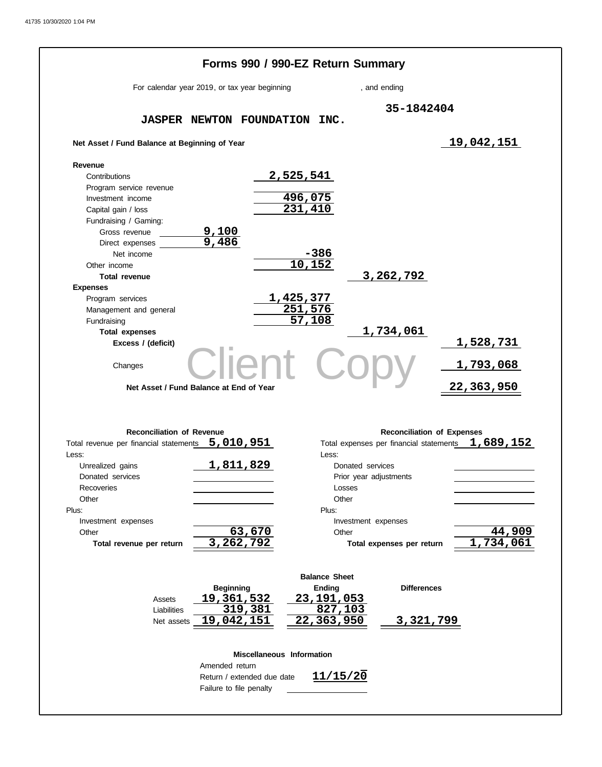41735 10/30/2020 1:04 PM

# Forms 990 / 990-EZ Return Summary

For calendar year 2019, or tax year beginning , and ending

**JASPER NEWTON FOUNDATION INC.** 35-1842404

| | | | | |
|---|---|---|---|---|
| **Net Asset / Fund Balance at Beginning of Year** | | | | 19,042,151 |
| **Revenue** | | | | |
| Contributions | | 2,525,541 | | |
| Program service revenue | | | | |
| Investment income | | 496,075 | | |
| Capital gain / loss | | 231,410 | | |
| Fundraising / Gaming: | | | | |
| Gross revenue | 9,100 | | | |
| Direct expenses | 9,486 | | | |
| Net income | | -386 | | |
| Other income | | 10,152 | | |
| **Total revenue** | | | 3,262,792 | |
| **Expenses** | | | | |
| Program services | | 1,425,377 | | |
| Management and general | | 251,576 | | |
| Fundraising | | 57,108 | | |
| **Total expenses** | | | 1,734,061 | |
| **Excess / (deficit)** | | | | 1,528,731 |
| Changes | | | | 1,793,068 |
| **Net Asset / Fund Balance at End of Year** | | | | 22,363,950 |

Client Copy

| **Reconciliation of Revenue** | | **Reconciliation of Expenses** | |
|---|---|---|---|
| Total revenue per financial statements | 5,010,951 | Total expenses per financial statements | 1,689,152 |
| Less: | | Less: | |
| Unrealized gains | 1,811,829 | Donated services | |
| Donated services | | Prior year adjustments | |
| Recoveries | | Losses | |
| Other | | Other | |
| Plus: | | Plus: | |
| Investment expenses | | Investment expenses | |
| Other | 63,670 | Other | 44,909 |
| **Total revenue per return** | 3,262,792 | **Total expenses per return** | 1,734,061 |

**Balance Sheet**

| | Beginning | Ending | Differences |
|---|---|---|---|
| Assets | 19,361,532 | 23,191,053 | |
| Liabilities | 319,381 | 827,103 | |
| Net assets | 19,042,151 | 22,363,950 | 3,321,799 |

**Miscellaneous Information**

| | |
|---|---|
| Amended return | |
| Return / extended due date | 11/15/20 |
| Failure to file penalty | |